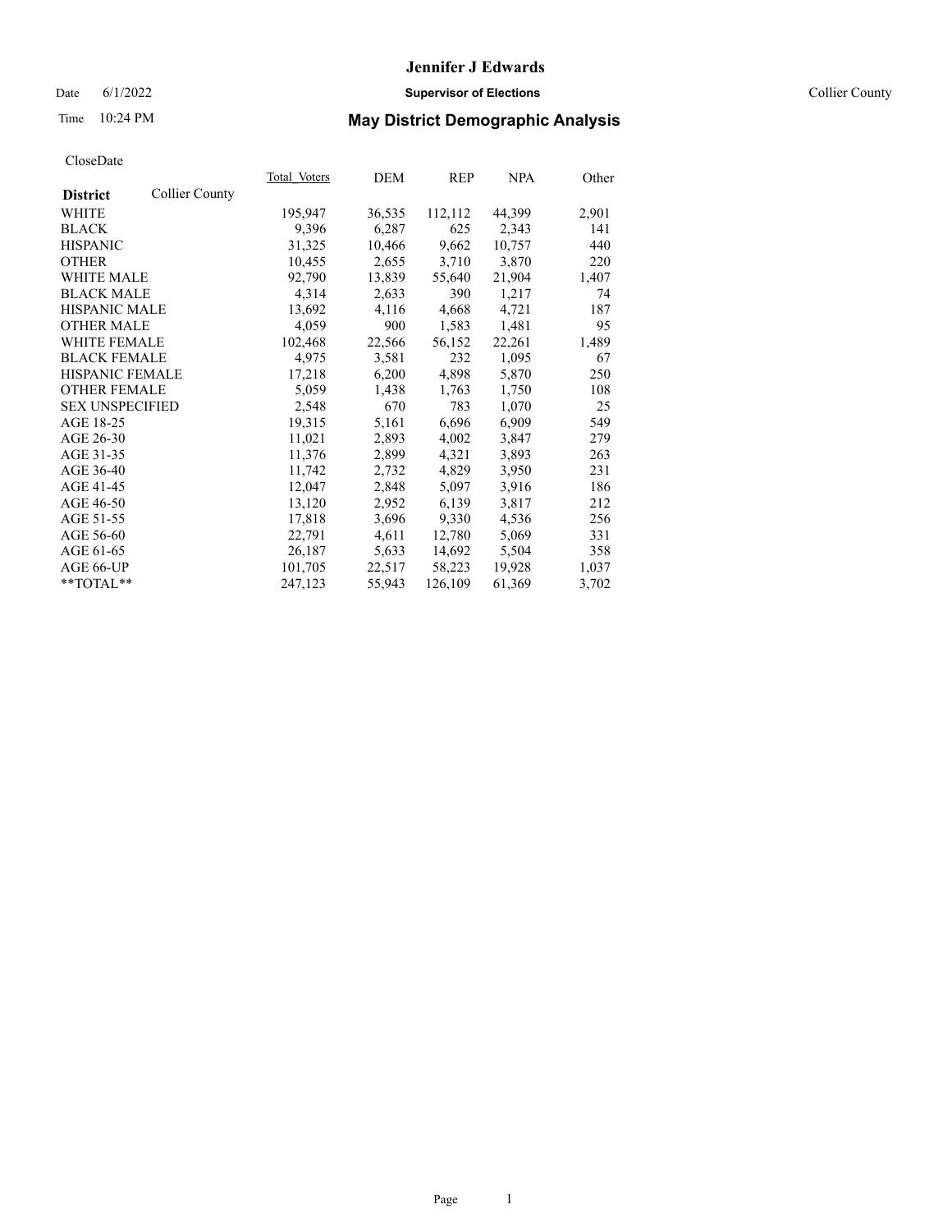# Jennifer J Edwards

Date 6/1/2022 **Supervisor of Elections** Collier County

Time 10:24 PM **May District Demographic Analysis**

CloseDate

| District | Collier County | Total_Voters | DEM | REP | NPA | Other |
|---|---|---|---|---|---|---|
| WHITE | | 195,947 | 36,535 | 112,112 | 44,399 | 2,901 |
| BLACK | | 9,396 | 6,287 | 625 | 2,343 | 141 |
| HISPANIC | | 31,325 | 10,466 | 9,662 | 10,757 | 440 |
| OTHER | | 10,455 | 2,655 | 3,710 | 3,870 | 220 |
| WHITE MALE | | 92,790 | 13,839 | 55,640 | 21,904 | 1,407 |
| BLACK MALE | | 4,314 | 2,633 | 390 | 1,217 | 74 |
| HISPANIC MALE | | 13,692 | 4,116 | 4,668 | 4,721 | 187 |
| OTHER MALE | | 4,059 | 900 | 1,583 | 1,481 | 95 |
| WHITE FEMALE | | 102,468 | 22,566 | 56,152 | 22,261 | 1,489 |
| BLACK FEMALE | | 4,975 | 3,581 | 232 | 1,095 | 67 |
| HISPANIC FEMALE | | 17,218 | 6,200 | 4,898 | 5,870 | 250 |
| OTHER FEMALE | | 5,059 | 1,438 | 1,763 | 1,750 | 108 |
| SEX UNSPECIFIED | | 2,548 | 670 | 783 | 1,070 | 25 |
| AGE 18-25 | | 19,315 | 5,161 | 6,696 | 6,909 | 549 |
| AGE 26-30 | | 11,021 | 2,893 | 4,002 | 3,847 | 279 |
| AGE 31-35 | | 11,376 | 2,899 | 4,321 | 3,893 | 263 |
| AGE 36-40 | | 11,742 | 2,732 | 4,829 | 3,950 | 231 |
| AGE 41-45 | | 12,047 | 2,848 | 5,097 | 3,916 | 186 |
| AGE 46-50 | | 13,120 | 2,952 | 6,139 | 3,817 | 212 |
| AGE 51-55 | | 17,818 | 3,696 | 9,330 | 4,536 | 256 |
| AGE 56-60 | | 22,791 | 4,611 | 12,780 | 5,069 | 331 |
| AGE 61-65 | | 26,187 | 5,633 | 14,692 | 5,504 | 358 |
| AGE 66-UP | | 101,705 | 22,517 | 58,223 | 19,928 | 1,037 |
| **TOTAL** | | 247,123 | 55,943 | 126,109 | 61,369 | 3,702 |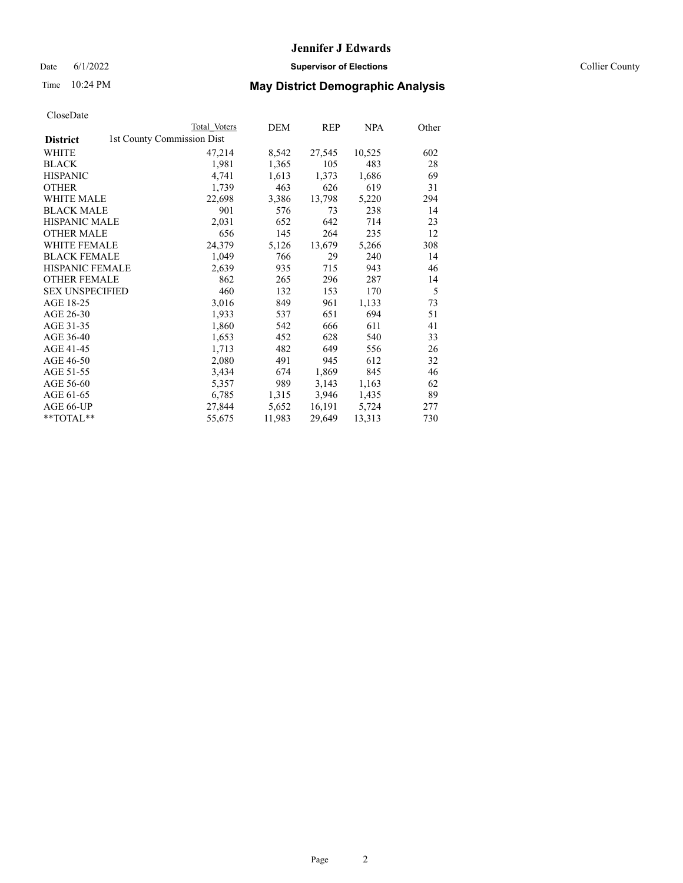# Jennifer J Edwards

Date 6/1/2022 **Supervisor of Elections** Collier County

Time 10:24 PM **May District Demographic Analysis**

CloseDate

| **District** | Total Voters | DEM | REP | NPA | Other |
|---|---|---|---|---|---|
| | 1st County Commission Dist | | | | |
| WHITE | 47,214 | 8,542 | 27,545 | 10,525 | 602 |
| BLACK | 1,981 | 1,365 | 105 | 483 | 28 |
| HISPANIC | 4,741 | 1,613 | 1,373 | 1,686 | 69 |
| OTHER | 1,739 | 463 | 626 | 619 | 31 |
| WHITE MALE | 22,698 | 3,386 | 13,798 | 5,220 | 294 |
| BLACK MALE | 901 | 576 | 73 | 238 | 14 |
| HISPANIC MALE | 2,031 | 652 | 642 | 714 | 23 |
| OTHER MALE | 656 | 145 | 264 | 235 | 12 |
| WHITE FEMALE | 24,379 | 5,126 | 13,679 | 5,266 | 308 |
| BLACK FEMALE | 1,049 | 766 | 29 | 240 | 14 |
| HISPANIC FEMALE | 2,639 | 935 | 715 | 943 | 46 |
| OTHER FEMALE | 862 | 265 | 296 | 287 | 14 |
| SEX UNSPECIFIED | 460 | 132 | 153 | 170 | 5 |
| AGE 18-25 | 3,016 | 849 | 961 | 1,133 | 73 |
| AGE 26-30 | 1,933 | 537 | 651 | 694 | 51 |
| AGE 31-35 | 1,860 | 542 | 666 | 611 | 41 |
| AGE 36-40 | 1,653 | 452 | 628 | 540 | 33 |
| AGE 41-45 | 1,713 | 482 | 649 | 556 | 26 |
| AGE 46-50 | 2,080 | 491 | 945 | 612 | 32 |
| AGE 51-55 | 3,434 | 674 | 1,869 | 845 | 46 |
| AGE 56-60 | 5,357 | 989 | 3,143 | 1,163 | 62 |
| AGE 61-65 | 6,785 | 1,315 | 3,946 | 1,435 | 89 |
| AGE 66-UP | 27,844 | 5,652 | 16,191 | 5,724 | 277 |
| **TOTAL** | 55,675 | 11,983 | 29,649 | 13,313 | 730 |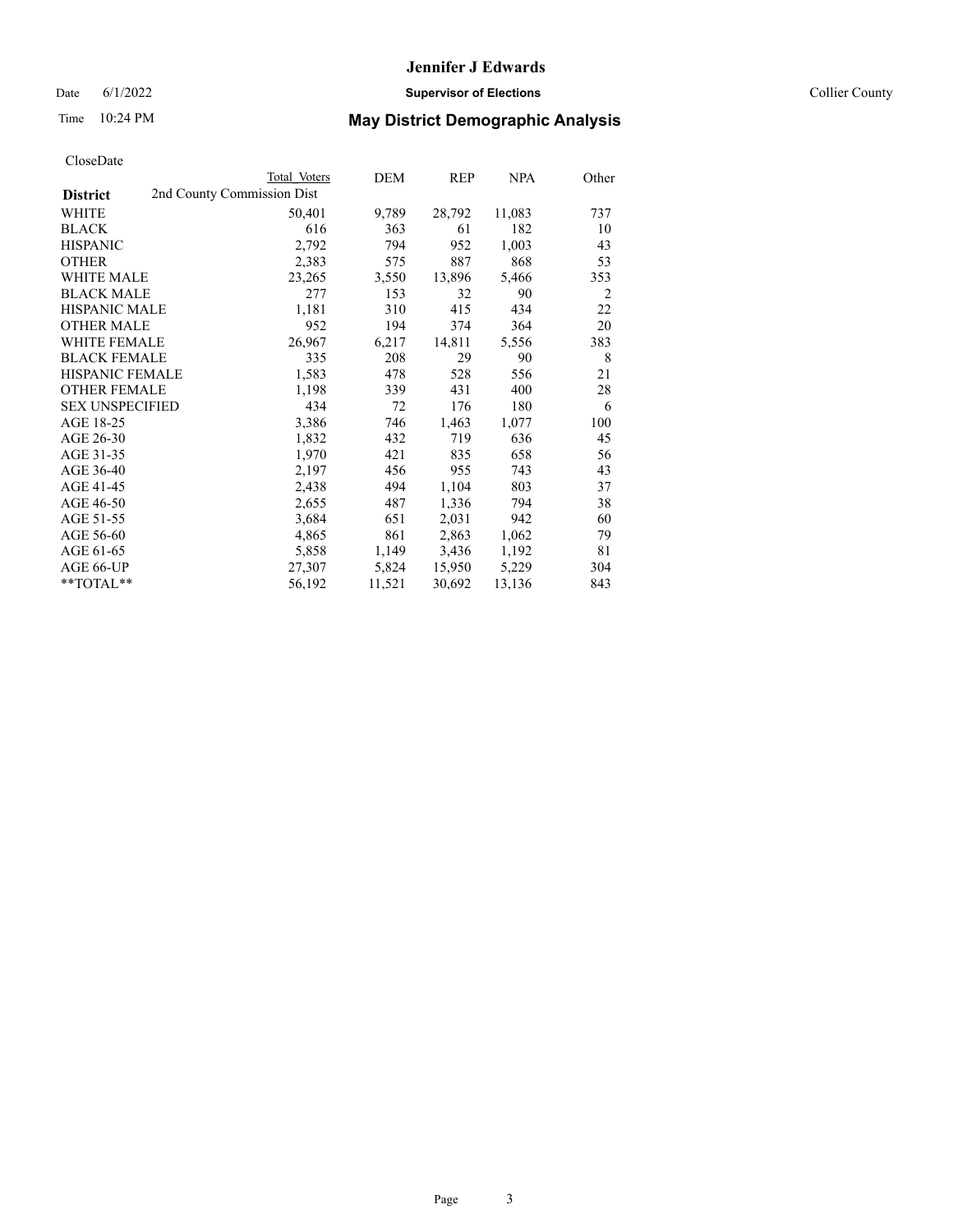CloseDate

| District | Total Voters | DEM | REP | NPA | Other |
|---|---|---|---|---|---|
| 2nd County Commission Dist | | | | | |
| WHITE | 50,401 | 9,789 | 28,792 | 11,083 | 737 |
| BLACK | 616 | 363 | 61 | 182 | 10 |
| HISPANIC | 2,792 | 794 | 952 | 1,003 | 43 |
| OTHER | 2,383 | 575 | 887 | 868 | 53 |
| WHITE MALE | 23,265 | 3,550 | 13,896 | 5,466 | 353 |
| BLACK MALE | 277 | 153 | 32 | 90 | 2 |
| HISPANIC MALE | 1,181 | 310 | 415 | 434 | 22 |
| OTHER MALE | 952 | 194 | 374 | 364 | 20 |
| WHITE FEMALE | 26,967 | 6,217 | 14,811 | 5,556 | 383 |
| BLACK FEMALE | 335 | 208 | 29 | 90 | 8 |
| HISPANIC FEMALE | 1,583 | 478 | 528 | 556 | 21 |
| OTHER FEMALE | 1,198 | 339 | 431 | 400 | 28 |
| SEX UNSPECIFIED | 434 | 72 | 176 | 180 | 6 |
| AGE 18-25 | 3,386 | 746 | 1,463 | 1,077 | 100 |
| AGE 26-30 | 1,832 | 432 | 719 | 636 | 45 |
| AGE 31-35 | 1,970 | 421 | 835 | 658 | 56 |
| AGE 36-40 | 2,197 | 456 | 955 | 743 | 43 |
| AGE 41-45 | 2,438 | 494 | 1,104 | 803 | 37 |
| AGE 46-50 | 2,655 | 487 | 1,336 | 794 | 38 |
| AGE 51-55 | 3,684 | 651 | 2,031 | 942 | 60 |
| AGE 56-60 | 4,865 | 861 | 2,863 | 1,062 | 79 |
| AGE 61-65 | 5,858 | 1,149 | 3,436 | 1,192 | 81 |
| AGE 66-UP | 27,307 | 5,824 | 15,950 | 5,229 | 304 |
| **TOTAL** | 56,192 | 11,521 | 30,692 | 13,136 | 843 |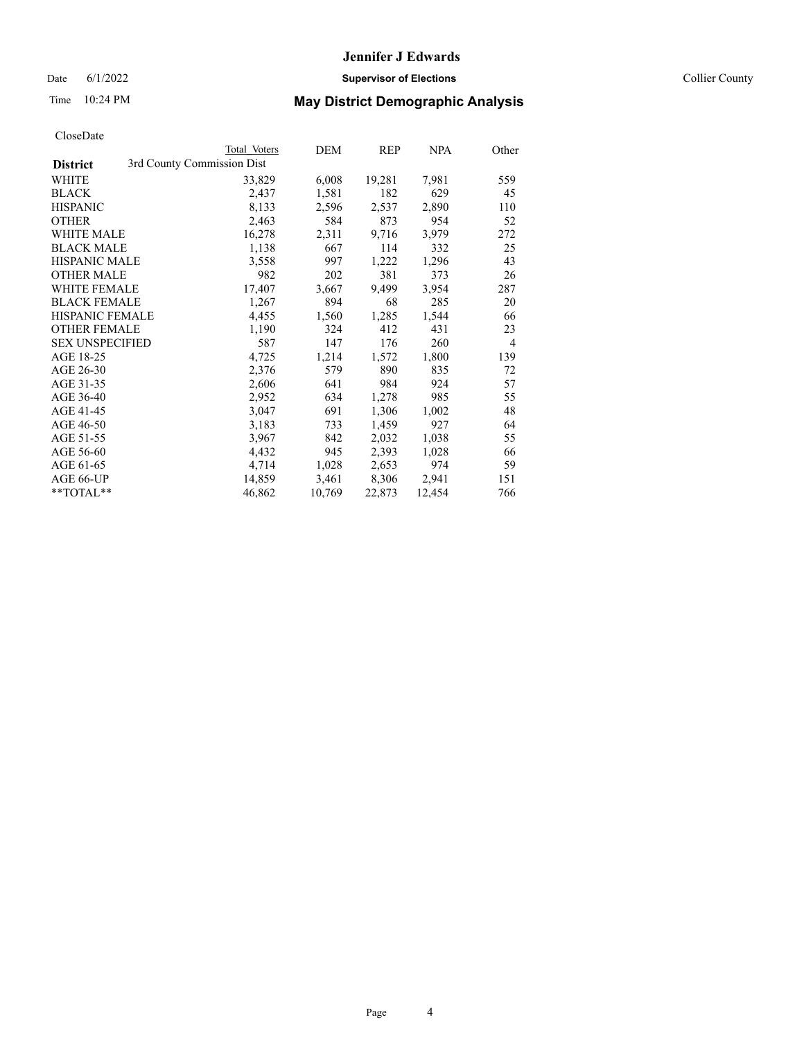CloseDate

| District | Total Voters | DEM | REP | NPA | Other |
|---|---|---|---|---|---|
| 3rd County Commission Dist | | | | | |
| WHITE | 33,829 | 6,008 | 19,281 | 7,981 | 559 |
| BLACK | 2,437 | 1,581 | 182 | 629 | 45 |
| HISPANIC | 8,133 | 2,596 | 2,537 | 2,890 | 110 |
| OTHER | 2,463 | 584 | 873 | 954 | 52 |
| WHITE MALE | 16,278 | 2,311 | 9,716 | 3,979 | 272 |
| BLACK MALE | 1,138 | 667 | 114 | 332 | 25 |
| HISPANIC MALE | 3,558 | 997 | 1,222 | 1,296 | 43 |
| OTHER MALE | 982 | 202 | 381 | 373 | 26 |
| WHITE FEMALE | 17,407 | 3,667 | 9,499 | 3,954 | 287 |
| BLACK FEMALE | 1,267 | 894 | 68 | 285 | 20 |
| HISPANIC FEMALE | 4,455 | 1,560 | 1,285 | 1,544 | 66 |
| OTHER FEMALE | 1,190 | 324 | 412 | 431 | 23 |
| SEX UNSPECIFIED | 587 | 147 | 176 | 260 | 4 |
| AGE 18-25 | 4,725 | 1,214 | 1,572 | 1,800 | 139 |
| AGE 26-30 | 2,376 | 579 | 890 | 835 | 72 |
| AGE 31-35 | 2,606 | 641 | 984 | 924 | 57 |
| AGE 36-40 | 2,952 | 634 | 1,278 | 985 | 55 |
| AGE 41-45 | 3,047 | 691 | 1,306 | 1,002 | 48 |
| AGE 46-50 | 3,183 | 733 | 1,459 | 927 | 64 |
| AGE 51-55 | 3,967 | 842 | 2,032 | 1,038 | 55 |
| AGE 56-60 | 4,432 | 945 | 2,393 | 1,028 | 66 |
| AGE 61-65 | 4,714 | 1,028 | 2,653 | 974 | 59 |
| AGE 66-UP | 14,859 | 3,461 | 8,306 | 2,941 | 151 |
| **TOTAL** | 46,862 | 10,769 | 22,873 | 12,454 | 766 |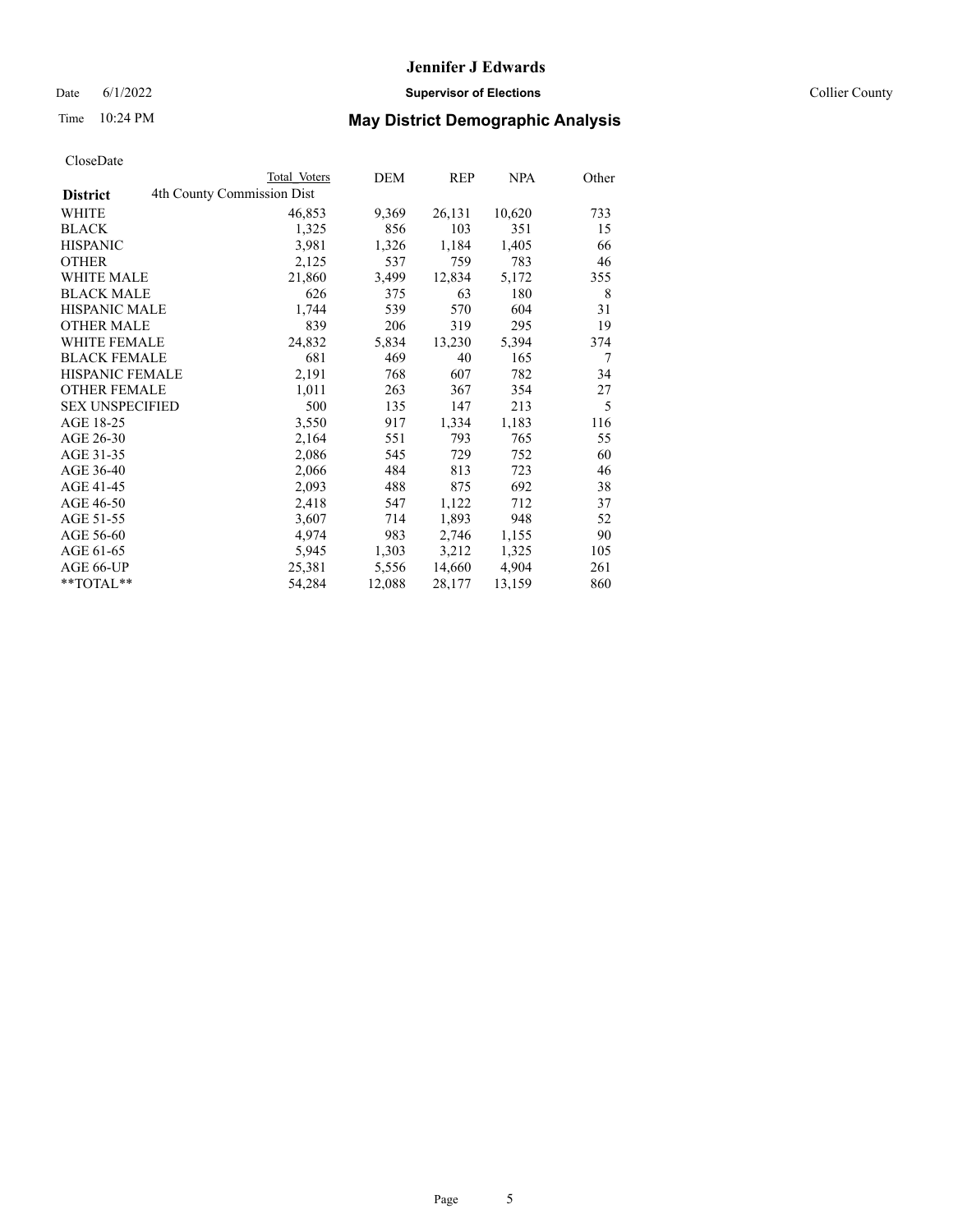CloseDate

| District | Total Voters | DEM | REP | NPA | Other |
|---|---|---|---|---|---|
| 4th County Commission Dist | | | | | |
| WHITE | 46,853 | 9,369 | 26,131 | 10,620 | 733 |
| BLACK | 1,325 | 856 | 103 | 351 | 15 |
| HISPANIC | 3,981 | 1,326 | 1,184 | 1,405 | 66 |
| OTHER | 2,125 | 537 | 759 | 783 | 46 |
| WHITE MALE | 21,860 | 3,499 | 12,834 | 5,172 | 355 |
| BLACK MALE | 626 | 375 | 63 | 180 | 8 |
| HISPANIC MALE | 1,744 | 539 | 570 | 604 | 31 |
| OTHER MALE | 839 | 206 | 319 | 295 | 19 |
| WHITE FEMALE | 24,832 | 5,834 | 13,230 | 5,394 | 374 |
| BLACK FEMALE | 681 | 469 | 40 | 165 | 7 |
| HISPANIC FEMALE | 2,191 | 768 | 607 | 782 | 34 |
| OTHER FEMALE | 1,011 | 263 | 367 | 354 | 27 |
| SEX UNSPECIFIED | 500 | 135 | 147 | 213 | 5 |
| AGE 18-25 | 3,550 | 917 | 1,334 | 1,183 | 116 |
| AGE 26-30 | 2,164 | 551 | 793 | 765 | 55 |
| AGE 31-35 | 2,086 | 545 | 729 | 752 | 60 |
| AGE 36-40 | 2,066 | 484 | 813 | 723 | 46 |
| AGE 41-45 | 2,093 | 488 | 875 | 692 | 38 |
| AGE 46-50 | 2,418 | 547 | 1,122 | 712 | 37 |
| AGE 51-55 | 3,607 | 714 | 1,893 | 948 | 52 |
| AGE 56-60 | 4,974 | 983 | 2,746 | 1,155 | 90 |
| AGE 61-65 | 5,945 | 1,303 | 3,212 | 1,325 | 105 |
| AGE 66-UP | 25,381 | 5,556 | 14,660 | 4,904 | 261 |
| **TOTAL** | 54,284 | 12,088 | 28,177 | 13,159 | 860 |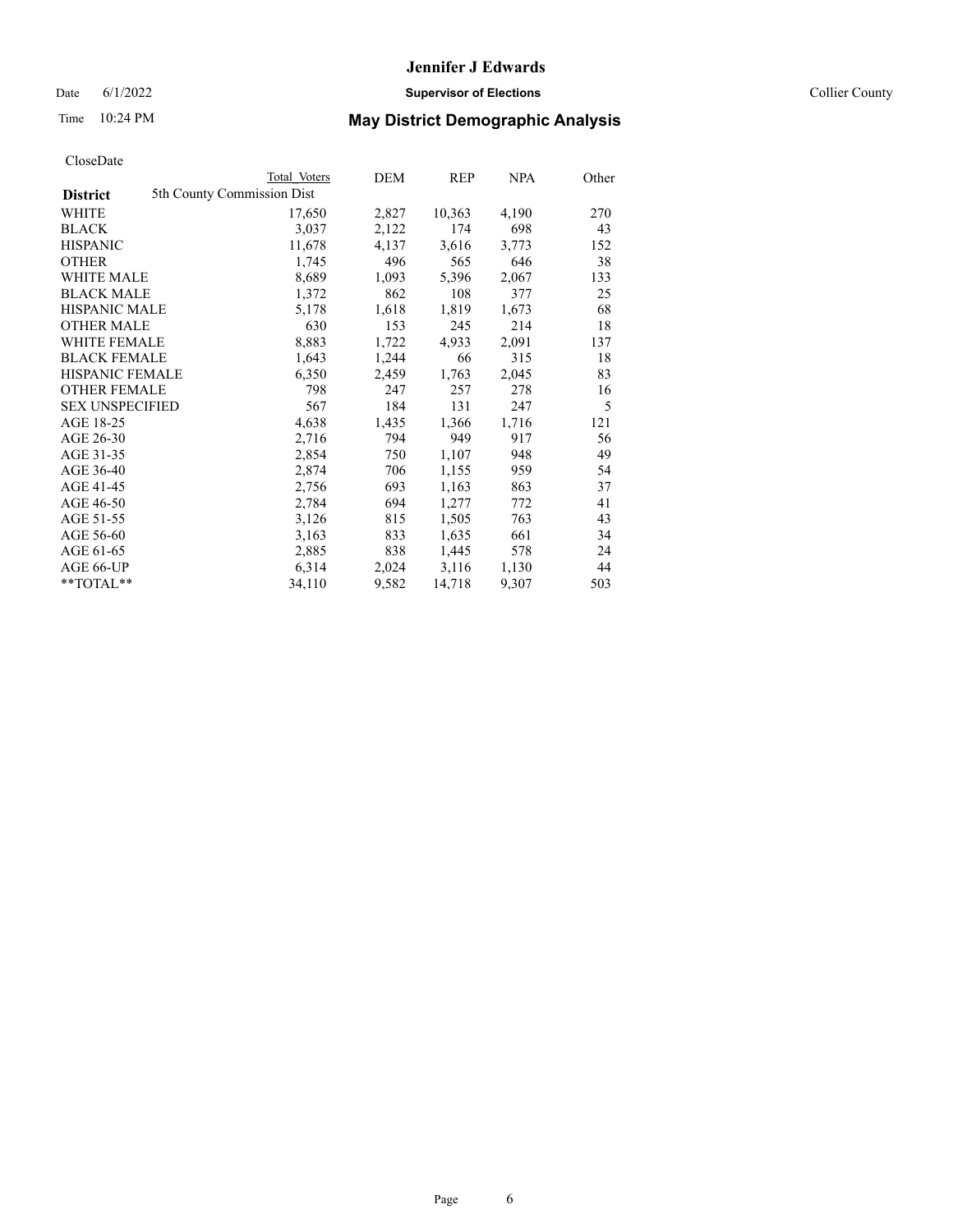# Jennifer J Edwards

Date 6/1/2022 **Supervisor of Elections** Collier County

Time 10:24 PM **May District Demographic Analysis**

CloseDate

| District | Total Voters | DEM | REP | NPA | Other |
|---|---|---|---|---|---|
| 5th County Commission Dist | | | | | |
| WHITE | 17,650 | 2,827 | 10,363 | 4,190 | 270 |
| BLACK | 3,037 | 2,122 | 174 | 698 | 43 |
| HISPANIC | 11,678 | 4,137 | 3,616 | 3,773 | 152 |
| OTHER | 1,745 | 496 | 565 | 646 | 38 |
| WHITE MALE | 8,689 | 1,093 | 5,396 | 2,067 | 133 |
| BLACK MALE | 1,372 | 862 | 108 | 377 | 25 |
| HISPANIC MALE | 5,178 | 1,618 | 1,819 | 1,673 | 68 |
| OTHER MALE | 630 | 153 | 245 | 214 | 18 |
| WHITE FEMALE | 8,883 | 1,722 | 4,933 | 2,091 | 137 |
| BLACK FEMALE | 1,643 | 1,244 | 66 | 315 | 18 |
| HISPANIC FEMALE | 6,350 | 2,459 | 1,763 | 2,045 | 83 |
| OTHER FEMALE | 798 | 247 | 257 | 278 | 16 |
| SEX UNSPECIFIED | 567 | 184 | 131 | 247 | 5 |
| AGE 18-25 | 4,638 | 1,435 | 1,366 | 1,716 | 121 |
| AGE 26-30 | 2,716 | 794 | 949 | 917 | 56 |
| AGE 31-35 | 2,854 | 750 | 1,107 | 948 | 49 |
| AGE 36-40 | 2,874 | 706 | 1,155 | 959 | 54 |
| AGE 41-45 | 2,756 | 693 | 1,163 | 863 | 37 |
| AGE 46-50 | 2,784 | 694 | 1,277 | 772 | 41 |
| AGE 51-55 | 3,126 | 815 | 1,505 | 763 | 43 |
| AGE 56-60 | 3,163 | 833 | 1,635 | 661 | 34 |
| AGE 61-65 | 2,885 | 838 | 1,445 | 578 | 24 |
| AGE 66-UP | 6,314 | 2,024 | 3,116 | 1,130 | 44 |
| **TOTAL** | 34,110 | 9,582 | 14,718 | 9,307 | 503 |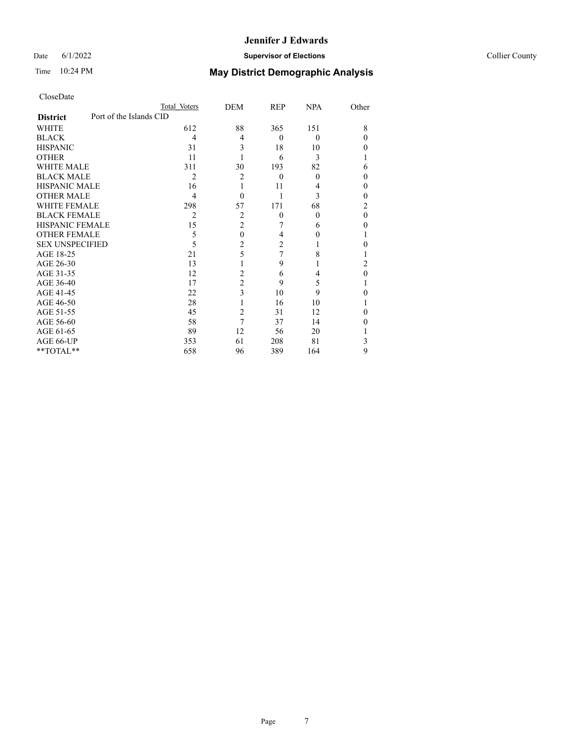CloseDate

| District | Port of the Islands CID | Total Voters | DEM | REP | NPA | Other |
|---|---|---|---|---|---|---|
| WHITE | | 612 | 88 | 365 | 151 | 8 |
| BLACK | | 4 | 4 | 0 | 0 | 0 |
| HISPANIC | | 31 | 3 | 18 | 10 | 0 |
| OTHER | | 11 | 1 | 6 | 3 | 1 |
| WHITE MALE | | 311 | 30 | 193 | 82 | 6 |
| BLACK MALE | | 2 | 2 | 0 | 0 | 0 |
| HISPANIC MALE | | 16 | 1 | 11 | 4 | 0 |
| OTHER MALE | | 4 | 0 | 1 | 3 | 0 |
| WHITE FEMALE | | 298 | 57 | 171 | 68 | 2 |
| BLACK FEMALE | | 2 | 2 | 0 | 0 | 0 |
| HISPANIC FEMALE | | 15 | 2 | 7 | 6 | 0 |
| OTHER FEMALE | | 5 | 0 | 4 | 0 | 1 |
| SEX UNSPECIFIED | | 5 | 2 | 2 | 1 | 0 |
| AGE 18-25 | | 21 | 5 | 7 | 8 | 1 |
| AGE 26-30 | | 13 | 1 | 9 | 1 | 2 |
| AGE 31-35 | | 12 | 2 | 6 | 4 | 0 |
| AGE 36-40 | | 17 | 2 | 9 | 5 | 1 |
| AGE 41-45 | | 22 | 3 | 10 | 9 | 0 |
| AGE 46-50 | | 28 | 1 | 16 | 10 | 1 |
| AGE 51-55 | | 45 | 2 | 31 | 12 | 0 |
| AGE 56-60 | | 58 | 7 | 37 | 14 | 0 |
| AGE 61-65 | | 89 | 12 | 56 | 20 | 1 |
| AGE 66-UP | | 353 | 61 | 208 | 81 | 3 |
| **TOTAL** | | 658 | 96 | 389 | 164 | 9 |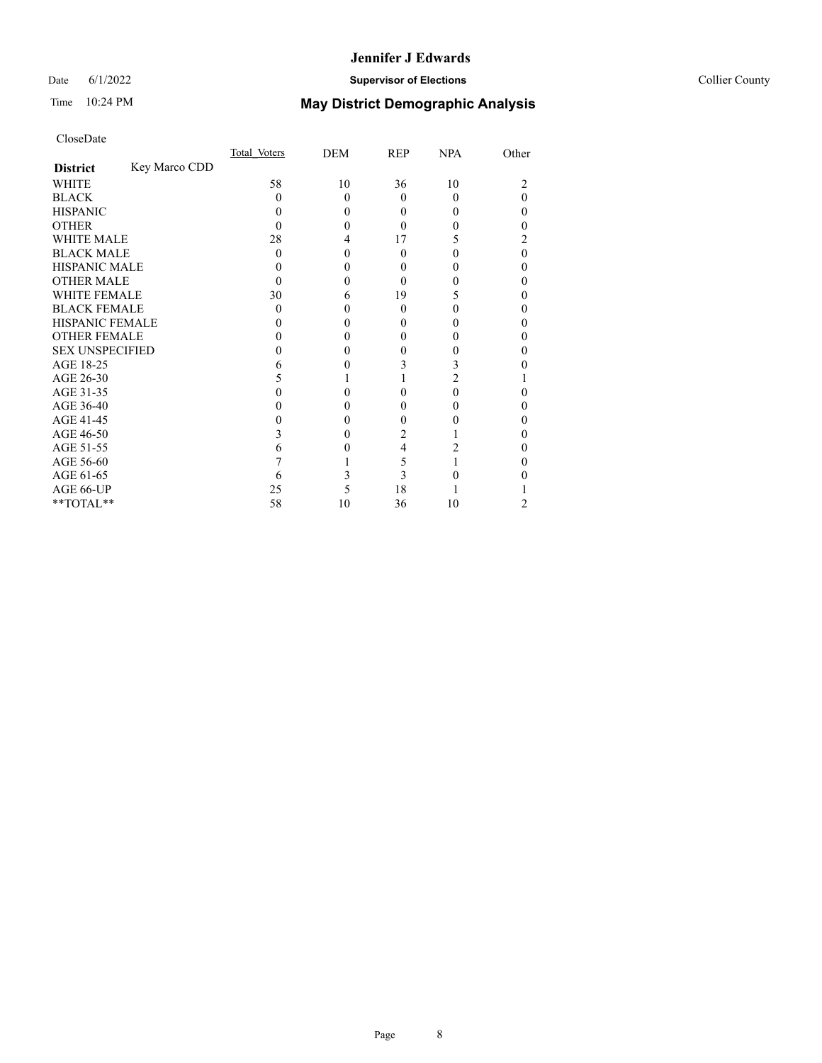# Jennifer J Edwards

Date 6/1/2022 **Supervisor of Elections** Collier County

Time 10:24 PM **May District Demographic Analysis**

CloseDate

| **District** Key Marco CDD | Total Voters | DEM | REP | NPA | Other |
|---|---|---|---|---|---|
| WHITE | 58 | 10 | 36 | 10 | 2 |
| BLACK | 0 | 0 | 0 | 0 | 0 |
| HISPANIC | 0 | 0 | 0 | 0 | 0 |
| OTHER | 0 | 0 | 0 | 0 | 0 |
| WHITE MALE | 28 | 4 | 17 | 5 | 2 |
| BLACK MALE | 0 | 0 | 0 | 0 | 0 |
| HISPANIC MALE | 0 | 0 | 0 | 0 | 0 |
| OTHER MALE | 0 | 0 | 0 | 0 | 0 |
| WHITE FEMALE | 30 | 6 | 19 | 5 | 0 |
| BLACK FEMALE | 0 | 0 | 0 | 0 | 0 |
| HISPANIC FEMALE | 0 | 0 | 0 | 0 | 0 |
| OTHER FEMALE | 0 | 0 | 0 | 0 | 0 |
| SEX UNSPECIFIED | 0 | 0 | 0 | 0 | 0 |
| AGE 18-25 | 6 | 0 | 3 | 3 | 0 |
| AGE 26-30 | 5 | 1 | 1 | 2 | 1 |
| AGE 31-35 | 0 | 0 | 0 | 0 | 0 |
| AGE 36-40 | 0 | 0 | 0 | 0 | 0 |
| AGE 41-45 | 0 | 0 | 0 | 0 | 0 |
| AGE 46-50 | 3 | 0 | 2 | 1 | 0 |
| AGE 51-55 | 6 | 0 | 4 | 2 | 0 |
| AGE 56-60 | 7 | 1 | 5 | 1 | 0 |
| AGE 61-65 | 6 | 3 | 3 | 0 | 0 |
| AGE 66-UP | 25 | 5 | 18 | 1 | 1 |
| **TOTAL** | 58 | 10 | 36 | 10 | 2 |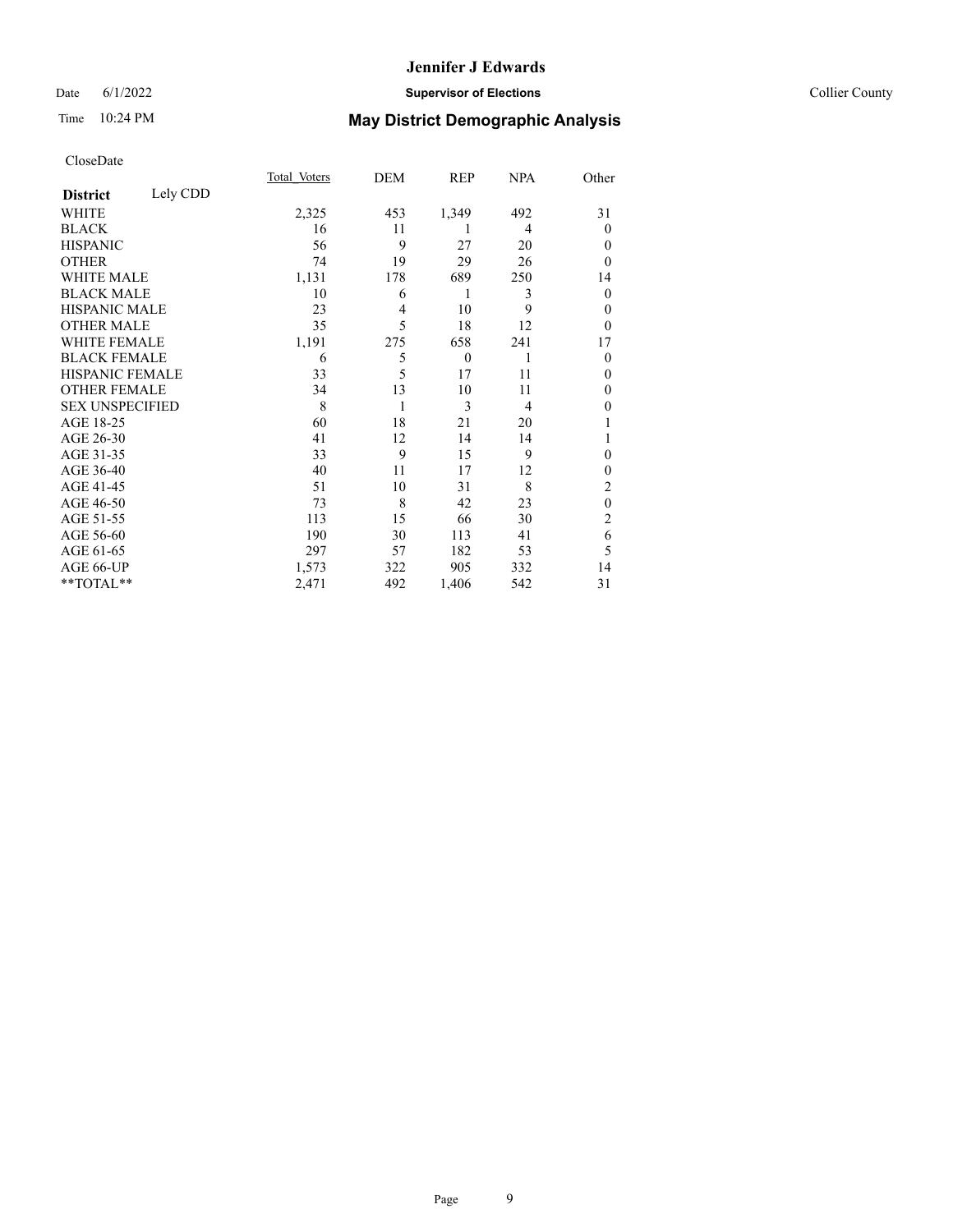CloseDate

| District | Lely CDD | Total_Voters | DEM | REP | NPA | Other |
|---|---|---|---|---|---|---|
| WHITE | | 2,325 | 453 | 1,349 | 492 | 31 |
| BLACK | | 16 | 11 | 1 | 4 | 0 |
| HISPANIC | | 56 | 9 | 27 | 20 | 0 |
| OTHER | | 74 | 19 | 29 | 26 | 0 |
| WHITE MALE | | 1,131 | 178 | 689 | 250 | 14 |
| BLACK MALE | | 10 | 6 | 1 | 3 | 0 |
| HISPANIC MALE | | 23 | 4 | 10 | 9 | 0 |
| OTHER MALE | | 35 | 5 | 18 | 12 | 0 |
| WHITE FEMALE | | 1,191 | 275 | 658 | 241 | 17 |
| BLACK FEMALE | | 6 | 5 | 0 | 1 | 0 |
| HISPANIC FEMALE | | 33 | 5 | 17 | 11 | 0 |
| OTHER FEMALE | | 34 | 13 | 10 | 11 | 0 |
| SEX UNSPECIFIED | | 8 | 1 | 3 | 4 | 0 |
| AGE 18-25 | | 60 | 18 | 21 | 20 | 1 |
| AGE 26-30 | | 41 | 12 | 14 | 14 | 1 |
| AGE 31-35 | | 33 | 9 | 15 | 9 | 0 |
| AGE 36-40 | | 40 | 11 | 17 | 12 | 0 |
| AGE 41-45 | | 51 | 10 | 31 | 8 | 2 |
| AGE 46-50 | | 73 | 8 | 42 | 23 | 0 |
| AGE 51-55 | | 113 | 15 | 66 | 30 | 2 |
| AGE 56-60 | | 190 | 30 | 113 | 41 | 6 |
| AGE 61-65 | | 297 | 57 | 182 | 53 | 5 |
| AGE 66-UP | | 1,573 | 322 | 905 | 332 | 14 |
| **TOTAL** | | 2,471 | 492 | 1,406 | 542 | 31 |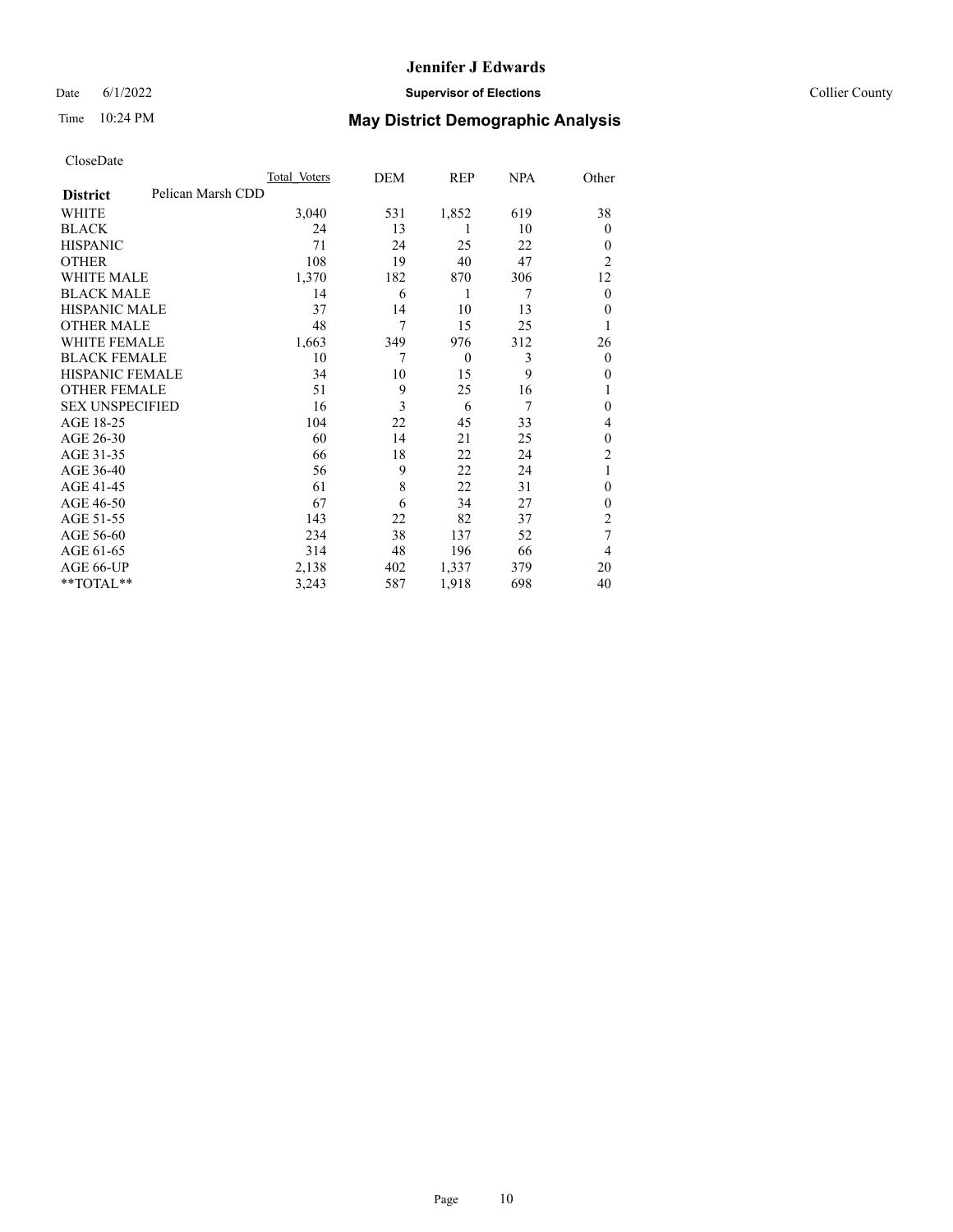CloseDate

| District | Pelican Marsh CDD | Total Voters | DEM | REP | NPA | Other |
|---|---|---|---|---|---|---|
| WHITE | | 3,040 | 531 | 1,852 | 619 | 38 |
| BLACK | | 24 | 13 | 1 | 10 | 0 |
| HISPANIC | | 71 | 24 | 25 | 22 | 0 |
| OTHER | | 108 | 19 | 40 | 47 | 2 |
| WHITE MALE | | 1,370 | 182 | 870 | 306 | 12 |
| BLACK MALE | | 14 | 6 | 1 | 7 | 0 |
| HISPANIC MALE | | 37 | 14 | 10 | 13 | 0 |
| OTHER MALE | | 48 | 7 | 15 | 25 | 1 |
| WHITE FEMALE | | 1,663 | 349 | 976 | 312 | 26 |
| BLACK FEMALE | | 10 | 7 | 0 | 3 | 0 |
| HISPANIC FEMALE | | 34 | 10 | 15 | 9 | 0 |
| OTHER FEMALE | | 51 | 9 | 25 | 16 | 1 |
| SEX UNSPECIFIED | | 16 | 3 | 6 | 7 | 0 |
| AGE 18-25 | | 104 | 22 | 45 | 33 | 4 |
| AGE 26-30 | | 60 | 14 | 21 | 25 | 0 |
| AGE 31-35 | | 66 | 18 | 22 | 24 | 2 |
| AGE 36-40 | | 56 | 9 | 22 | 24 | 1 |
| AGE 41-45 | | 61 | 8 | 22 | 31 | 0 |
| AGE 46-50 | | 67 | 6 | 34 | 27 | 0 |
| AGE 51-55 | | 143 | 22 | 82 | 37 | 2 |
| AGE 56-60 | | 234 | 38 | 137 | 52 | 7 |
| AGE 61-65 | | 314 | 48 | 196 | 66 | 4 |
| AGE 66-UP | | 2,138 | 402 | 1,337 | 379 | 20 |
| **TOTAL** | | 3,243 | 587 | 1,918 | 698 | 40 |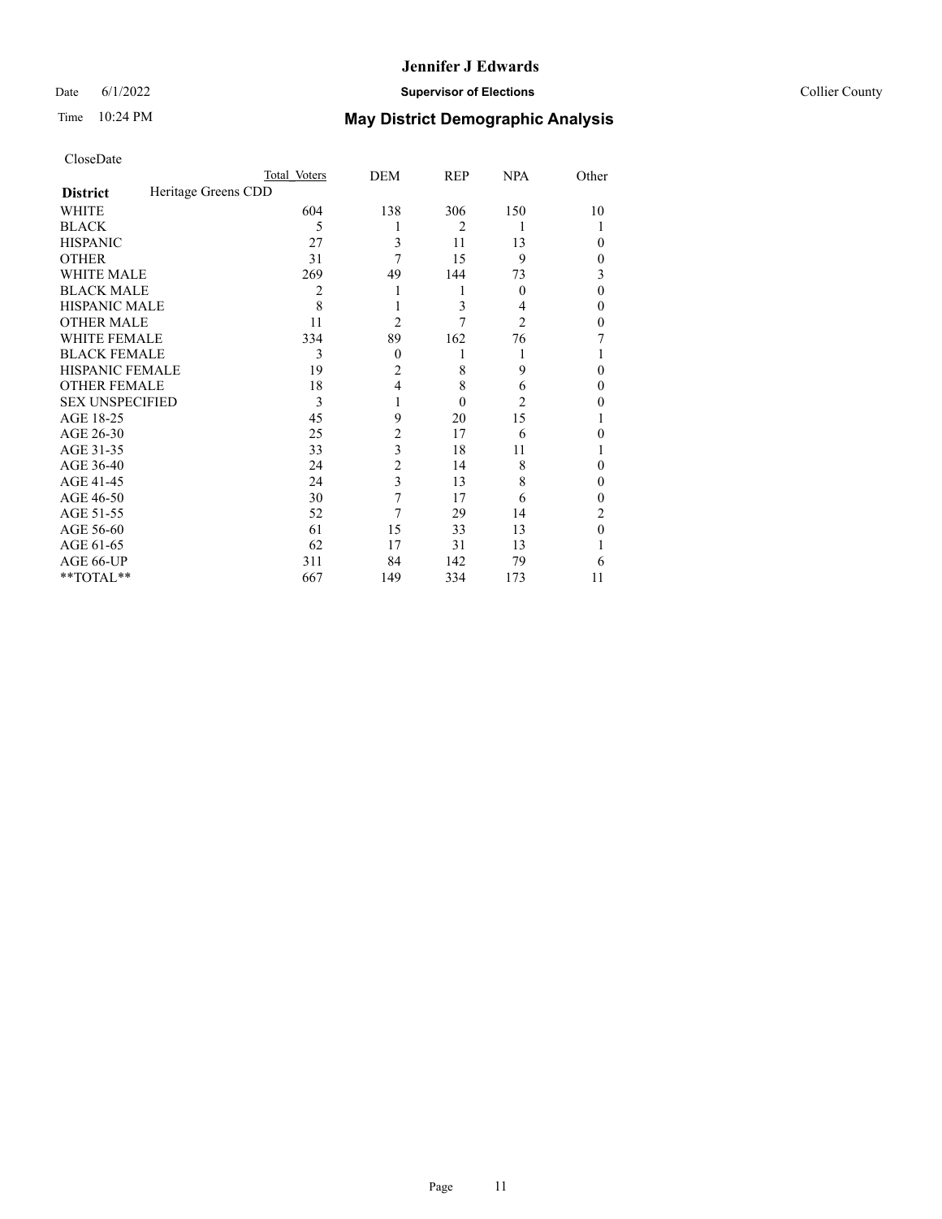# Jennifer J Edwards

Date 6/1/2022 **Supervisor of Elections** Collier County

Time 10:24 PM **May District Demographic Analysis**

CloseDate

| **District** Heritage Greens CDD | Total Voters | DEM | REP | NPA | Other |
|---|---|---|---|---|---|
| WHITE | 604 | 138 | 306 | 150 | 10 |
| BLACK | 5 | 1 | 2 | 1 | 1 |
| HISPANIC | 27 | 3 | 11 | 13 | 0 |
| OTHER | 31 | 7 | 15 | 9 | 0 |
| WHITE MALE | 269 | 49 | 144 | 73 | 3 |
| BLACK MALE | 2 | 1 | 1 | 0 | 0 |
| HISPANIC MALE | 8 | 1 | 3 | 4 | 0 |
| OTHER MALE | 11 | 2 | 7 | 2 | 0 |
| WHITE FEMALE | 334 | 89 | 162 | 76 | 7 |
| BLACK FEMALE | 3 | 0 | 1 | 1 | 1 |
| HISPANIC FEMALE | 19 | 2 | 8 | 9 | 0 |
| OTHER FEMALE | 18 | 4 | 8 | 6 | 0 |
| SEX UNSPECIFIED | 3 | 1 | 0 | 2 | 0 |
| AGE 18-25 | 45 | 9 | 20 | 15 | 1 |
| AGE 26-30 | 25 | 2 | 17 | 6 | 0 |
| AGE 31-35 | 33 | 3 | 18 | 11 | 1 |
| AGE 36-40 | 24 | 2 | 14 | 8 | 0 |
| AGE 41-45 | 24 | 3 | 13 | 8 | 0 |
| AGE 46-50 | 30 | 7 | 17 | 6 | 0 |
| AGE 51-55 | 52 | 7 | 29 | 14 | 2 |
| AGE 56-60 | 61 | 15 | 33 | 13 | 0 |
| AGE 61-65 | 62 | 17 | 31 | 13 | 1 |
| AGE 66-UP | 311 | 84 | 142 | 79 | 6 |
| **TOTAL** | 667 | 149 | 334 | 173 | 11 |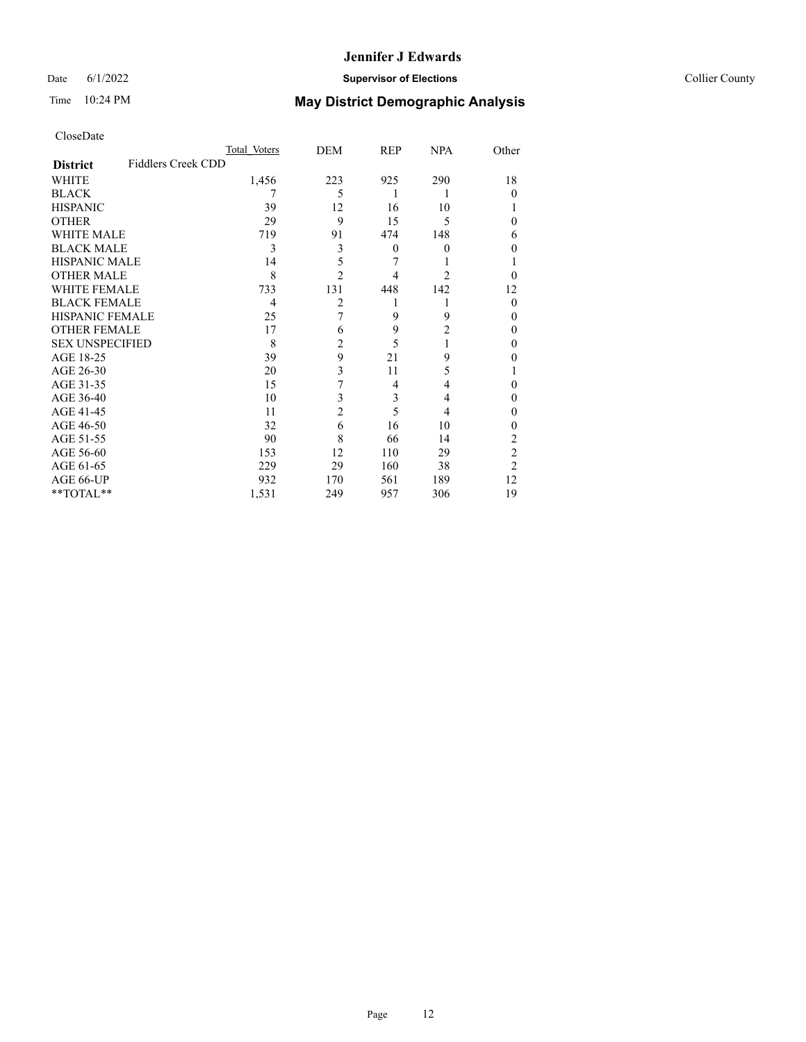CloseDate

| District | Fiddlers Creek CDD | Total Voters | DEM | REP | NPA | Other |
|---|---|---|---|---|---|---|
| WHITE | | 1,456 | 223 | 925 | 290 | 18 |
| BLACK | | 7 | 5 | 1 | 1 | 0 |
| HISPANIC | | 39 | 12 | 16 | 10 | 1 |
| OTHER | | 29 | 9 | 15 | 5 | 0 |
| WHITE MALE | | 719 | 91 | 474 | 148 | 6 |
| BLACK MALE | | 3 | 3 | 0 | 0 | 0 |
| HISPANIC MALE | | 14 | 5 | 7 | 1 | 1 |
| OTHER MALE | | 8 | 2 | 4 | 2 | 0 |
| WHITE FEMALE | | 733 | 131 | 448 | 142 | 12 |
| BLACK FEMALE | | 4 | 2 | 1 | 1 | 0 |
| HISPANIC FEMALE | | 25 | 7 | 9 | 9 | 0 |
| OTHER FEMALE | | 17 | 6 | 9 | 2 | 0 |
| SEX UNSPECIFIED | | 8 | 2 | 5 | 1 | 0 |
| AGE 18-25 | | 39 | 9 | 21 | 9 | 0 |
| AGE 26-30 | | 20 | 3 | 11 | 5 | 1 |
| AGE 31-35 | | 15 | 7 | 4 | 4 | 0 |
| AGE 36-40 | | 10 | 3 | 3 | 4 | 0 |
| AGE 41-45 | | 11 | 2 | 5 | 4 | 0 |
| AGE 46-50 | | 32 | 6 | 16 | 10 | 0 |
| AGE 51-55 | | 90 | 8 | 66 | 14 | 2 |
| AGE 56-60 | | 153 | 12 | 110 | 29 | 2 |
| AGE 61-65 | | 229 | 29 | 160 | 38 | 2 |
| AGE 66-UP | | 932 | 170 | 561 | 189 | 12 |
| **TOTAL** | | 1,531 | 249 | 957 | 306 | 19 |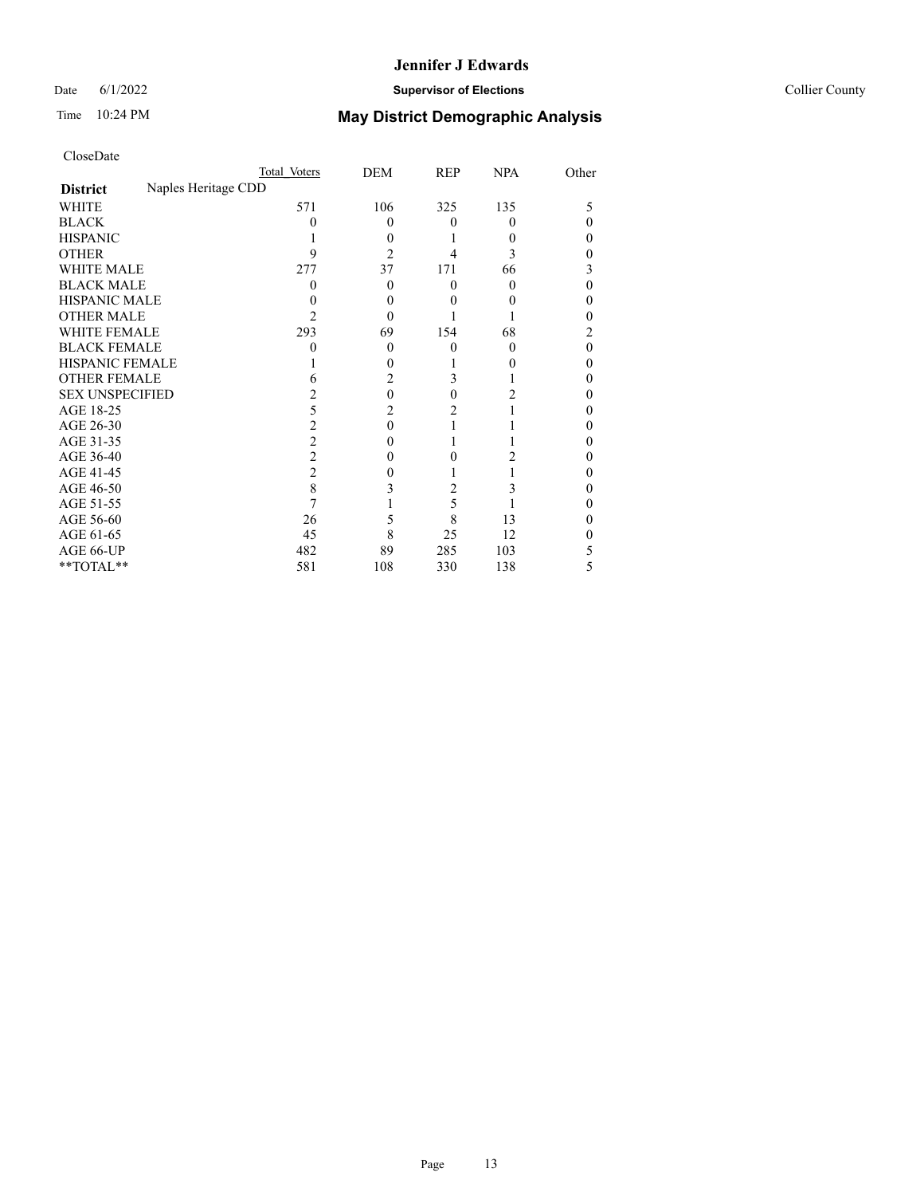CloseDate

| District | Naples Heritage CDD | Total Voters | DEM | REP | NPA | Other |
|---|---|---|---|---|---|---|
| WHITE | | 571 | 106 | 325 | 135 | 5 |
| BLACK | | 0 | 0 | 0 | 0 | 0 |
| HISPANIC | | 1 | 0 | 1 | 0 | 0 |
| OTHER | | 9 | 2 | 4 | 3 | 0 |
| WHITE MALE | | 277 | 37 | 171 | 66 | 3 |
| BLACK MALE | | 0 | 0 | 0 | 0 | 0 |
| HISPANIC MALE | | 0 | 0 | 0 | 0 | 0 |
| OTHER MALE | | 2 | 0 | 1 | 1 | 0 |
| WHITE FEMALE | | 293 | 69 | 154 | 68 | 2 |
| BLACK FEMALE | | 0 | 0 | 0 | 0 | 0 |
| HISPANIC FEMALE | | 1 | 0 | 1 | 0 | 0 |
| OTHER FEMALE | | 6 | 2 | 3 | 1 | 0 |
| SEX UNSPECIFIED | | 2 | 0 | 0 | 2 | 0 |
| AGE 18-25 | | 5 | 2 | 2 | 1 | 0 |
| AGE 26-30 | | 2 | 0 | 1 | 1 | 0 |
| AGE 31-35 | | 2 | 0 | 1 | 1 | 0 |
| AGE 36-40 | | 2 | 0 | 0 | 2 | 0 |
| AGE 41-45 | | 2 | 0 | 1 | 1 | 0 |
| AGE 46-50 | | 8 | 3 | 2 | 3 | 0 |
| AGE 51-55 | | 7 | 1 | 5 | 1 | 0 |
| AGE 56-60 | | 26 | 5 | 8 | 13 | 0 |
| AGE 61-65 | | 45 | 8 | 25 | 12 | 0 |
| AGE 66-UP | | 482 | 89 | 285 | 103 | 5 |
| **TOTAL** | | 581 | 108 | 330 | 138 | 5 |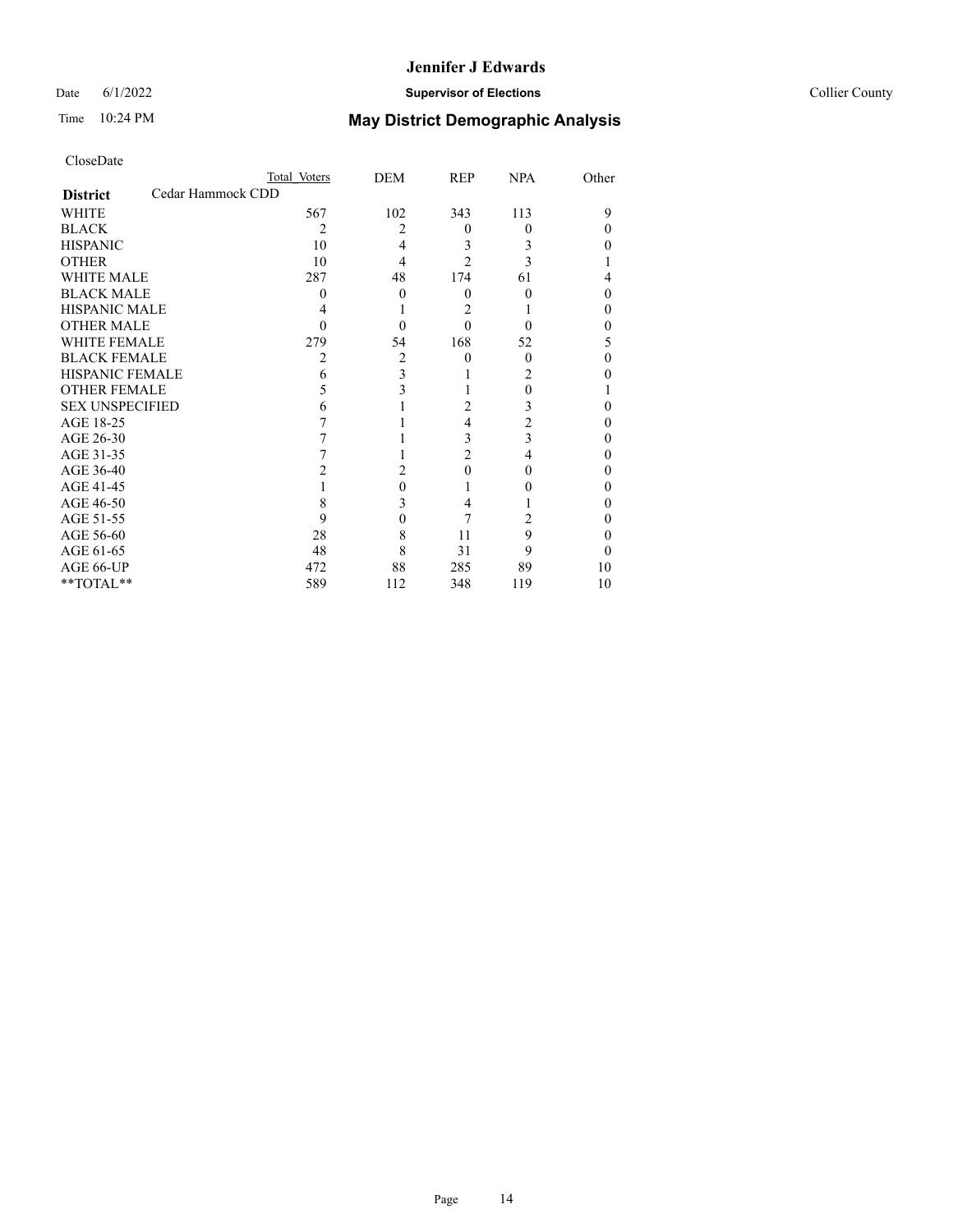CloseDate

| | Total Voters | DEM | REP | NPA | Other |
|---|---|---|---|---|---|
| **District** Cedar Hammock CDD | | | | | |
| WHITE | 567 | 102 | 343 | 113 | 9 |
| BLACK | 2 | 2 | 0 | 0 | 0 |
| HISPANIC | 10 | 4 | 3 | 3 | 0 |
| OTHER | 10 | 4 | 2 | 3 | 1 |
| WHITE MALE | 287 | 48 | 174 | 61 | 4 |
| BLACK MALE | 0 | 0 | 0 | 0 | 0 |
| HISPANIC MALE | 4 | 1 | 2 | 1 | 0 |
| OTHER MALE | 0 | 0 | 0 | 0 | 0 |
| WHITE FEMALE | 279 | 54 | 168 | 52 | 5 |
| BLACK FEMALE | 2 | 2 | 0 | 0 | 0 |
| HISPANIC FEMALE | 6 | 3 | 1 | 2 | 0 |
| OTHER FEMALE | 5 | 3 | 1 | 0 | 1 |
| SEX UNSPECIFIED | 6 | 1 | 2 | 3 | 0 |
| AGE 18-25 | 7 | 1 | 4 | 2 | 0 |
| AGE 26-30 | 7 | 1 | 3 | 3 | 0 |
| AGE 31-35 | 7 | 1 | 2 | 4 | 0 |
| AGE 36-40 | 2 | 2 | 0 | 0 | 0 |
| AGE 41-45 | 1 | 0 | 1 | 0 | 0 |
| AGE 46-50 | 8 | 3 | 4 | 1 | 0 |
| AGE 51-55 | 9 | 0 | 7 | 2 | 0 |
| AGE 56-60 | 28 | 8 | 11 | 9 | 0 |
| AGE 61-65 | 48 | 8 | 31 | 9 | 0 |
| AGE 66-UP | 472 | 88 | 285 | 89 | 10 |
| **TOTAL** | 589 | 112 | 348 | 119 | 10 |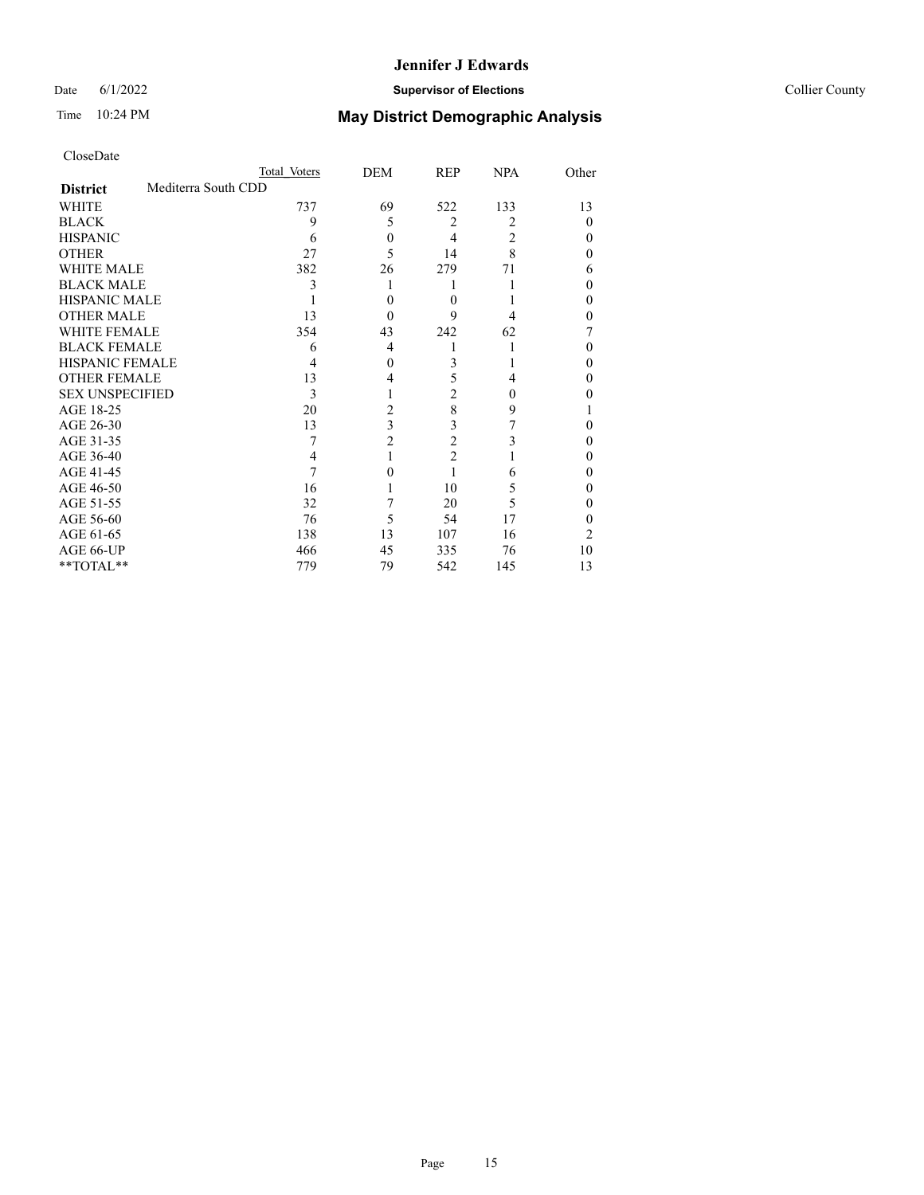CloseDate

| | Total Voters | DEM | REP | NPA | Other |
|---|---|---|---|---|---|
| **District** Mediterra South CDD | | | | | |
| WHITE | 737 | 69 | 522 | 133 | 13 |
| BLACK | 9 | 5 | 2 | 2 | 0 |
| HISPANIC | 6 | 0 | 4 | 2 | 0 |
| OTHER | 27 | 5 | 14 | 8 | 0 |
| WHITE MALE | 382 | 26 | 279 | 71 | 6 |
| BLACK MALE | 3 | 1 | 1 | 1 | 0 |
| HISPANIC MALE | 1 | 0 | 0 | 1 | 0 |
| OTHER MALE | 13 | 0 | 9 | 4 | 0 |
| WHITE FEMALE | 354 | 43 | 242 | 62 | 7 |
| BLACK FEMALE | 6 | 4 | 1 | 1 | 0 |
| HISPANIC FEMALE | 4 | 0 | 3 | 1 | 0 |
| OTHER FEMALE | 13 | 4 | 5 | 4 | 0 |
| SEX UNSPECIFIED | 3 | 1 | 2 | 0 | 0 |
| AGE 18-25 | 20 | 2 | 8 | 9 | 1 |
| AGE 26-30 | 13 | 3 | 3 | 7 | 0 |
| AGE 31-35 | 7 | 2 | 2 | 3 | 0 |
| AGE 36-40 | 4 | 1 | 2 | 1 | 0 |
| AGE 41-45 | 7 | 0 | 1 | 6 | 0 |
| AGE 46-50 | 16 | 1 | 10 | 5 | 0 |
| AGE 51-55 | 32 | 7 | 20 | 5 | 0 |
| AGE 56-60 | 76 | 5 | 54 | 17 | 0 |
| AGE 61-65 | 138 | 13 | 107 | 16 | 2 |
| AGE 66-UP | 466 | 45 | 335 | 76 | 10 |
| **TOTAL** | 779 | 79 | 542 | 145 | 13 |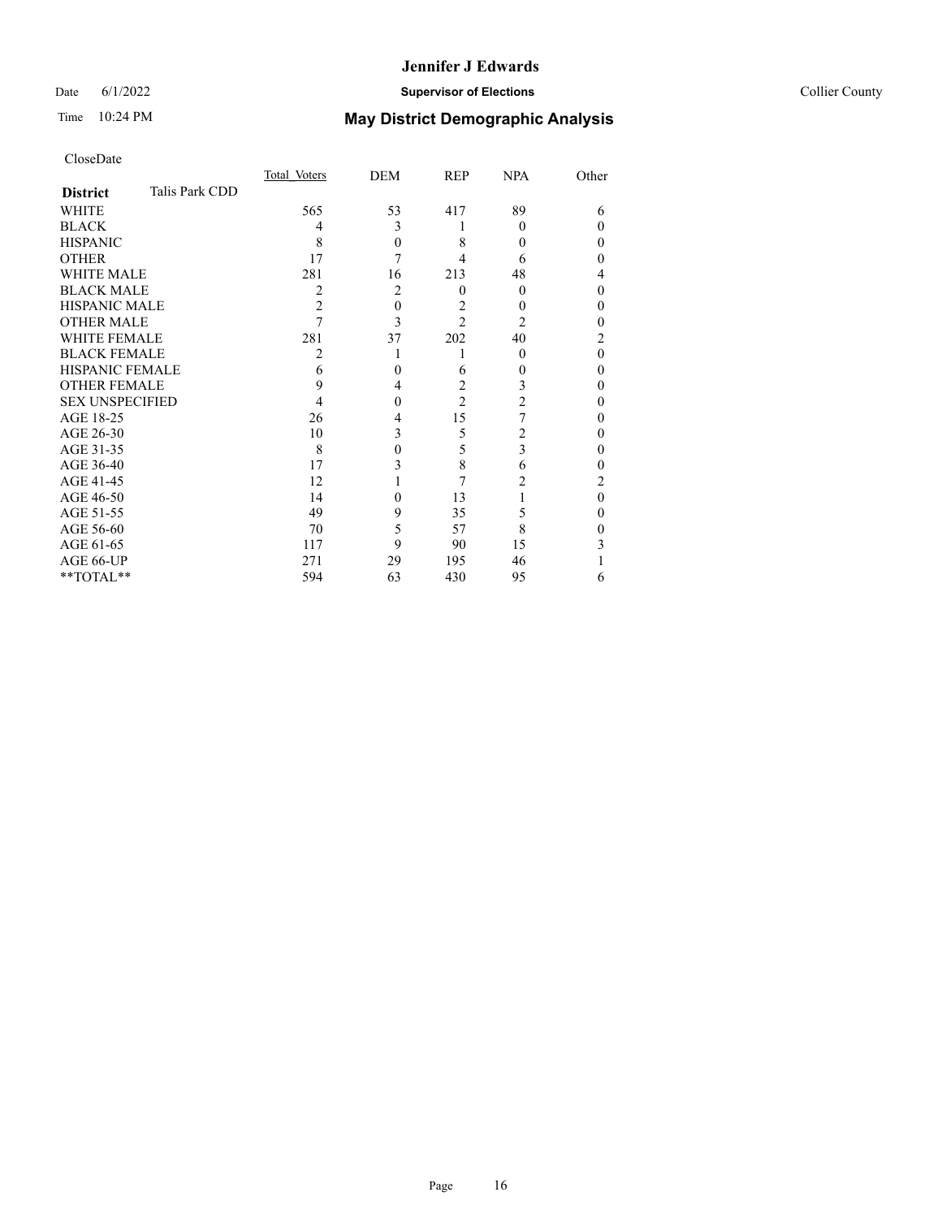CloseDate

| District | Talis Park CDD | Total_Voters | DEM | REP | NPA | Other |
|---|---|---|---|---|---|---|
| WHITE | | 565 | 53 | 417 | 89 | 6 |
| BLACK | | 4 | 3 | 1 | 0 | 0 |
| HISPANIC | | 8 | 0 | 8 | 0 | 0 |
| OTHER | | 17 | 7 | 4 | 6 | 0 |
| WHITE MALE | | 281 | 16 | 213 | 48 | 4 |
| BLACK MALE | | 2 | 2 | 0 | 0 | 0 |
| HISPANIC MALE | | 2 | 0 | 2 | 0 | 0 |
| OTHER MALE | | 7 | 3 | 2 | 2 | 0 |
| WHITE FEMALE | | 281 | 37 | 202 | 40 | 2 |
| BLACK FEMALE | | 2 | 1 | 1 | 0 | 0 |
| HISPANIC FEMALE | | 6 | 0 | 6 | 0 | 0 |
| OTHER FEMALE | | 9 | 4 | 2 | 3 | 0 |
| SEX UNSPECIFIED | | 4 | 0 | 2 | 2 | 0 |
| AGE 18-25 | | 26 | 4 | 15 | 7 | 0 |
| AGE 26-30 | | 10 | 3 | 5 | 2 | 0 |
| AGE 31-35 | | 8 | 0 | 5 | 3 | 0 |
| AGE 36-40 | | 17 | 3 | 8 | 6 | 0 |
| AGE 41-45 | | 12 | 1 | 7 | 2 | 2 |
| AGE 46-50 | | 14 | 0 | 13 | 1 | 0 |
| AGE 51-55 | | 49 | 9 | 35 | 5 | 0 |
| AGE 56-60 | | 70 | 5 | 57 | 8 | 0 |
| AGE 61-65 | | 117 | 9 | 90 | 15 | 3 |
| AGE 66-UP | | 271 | 29 | 195 | 46 | 1 |
| **TOTAL** | | 594 | 63 | 430 | 95 | 6 |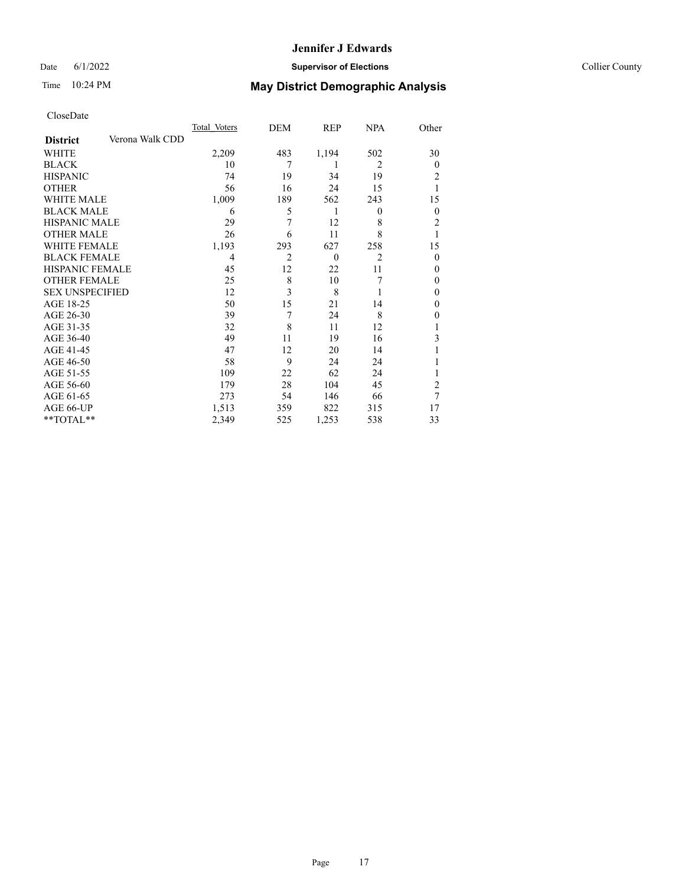CloseDate

| District | Verona Walk CDD | Total Voters | DEM | REP | NPA | Other |
|---|---|---|---|---|---|---|
| WHITE | | 2,209 | 483 | 1,194 | 502 | 30 |
| BLACK | | 10 | 7 | 1 | 2 | 0 |
| HISPANIC | | 74 | 19 | 34 | 19 | 2 |
| OTHER | | 56 | 16 | 24 | 15 | 1 |
| WHITE MALE | | 1,009 | 189 | 562 | 243 | 15 |
| BLACK MALE | | 6 | 5 | 1 | 0 | 0 |
| HISPANIC MALE | | 29 | 7 | 12 | 8 | 2 |
| OTHER MALE | | 26 | 6 | 11 | 8 | 1 |
| WHITE FEMALE | | 1,193 | 293 | 627 | 258 | 15 |
| BLACK FEMALE | | 4 | 2 | 0 | 2 | 0 |
| HISPANIC FEMALE | | 45 | 12 | 22 | 11 | 0 |
| OTHER FEMALE | | 25 | 8 | 10 | 7 | 0 |
| SEX UNSPECIFIED | | 12 | 3 | 8 | 1 | 0 |
| AGE 18-25 | | 50 | 15 | 21 | 14 | 0 |
| AGE 26-30 | | 39 | 7 | 24 | 8 | 0 |
| AGE 31-35 | | 32 | 8 | 11 | 12 | 1 |
| AGE 36-40 | | 49 | 11 | 19 | 16 | 3 |
| AGE 41-45 | | 47 | 12 | 20 | 14 | 1 |
| AGE 46-50 | | 58 | 9 | 24 | 24 | 1 |
| AGE 51-55 | | 109 | 22 | 62 | 24 | 1 |
| AGE 56-60 | | 179 | 28 | 104 | 45 | 2 |
| AGE 61-65 | | 273 | 54 | 146 | 66 | 7 |
| AGE 66-UP | | 1,513 | 359 | 822 | 315 | 17 |
| **TOTAL** | | 2,349 | 525 | 1,253 | 538 | 33 |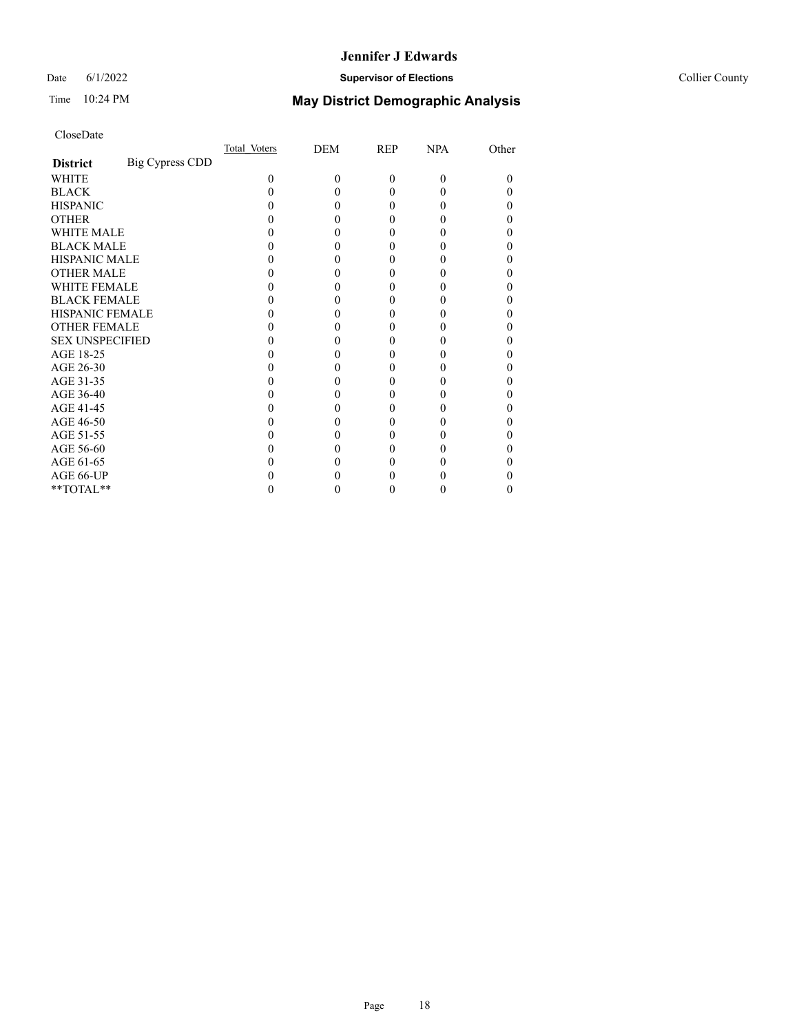CloseDate

| District | Big Cypress CDD | Total_Voters | DEM | REP | NPA | Other |
|---|---|---|---|---|---|---|
| WHITE | | 0 | 0 | 0 | 0 | 0 |
| BLACK | | 0 | 0 | 0 | 0 | 0 |
| HISPANIC | | 0 | 0 | 0 | 0 | 0 |
| OTHER | | 0 | 0 | 0 | 0 | 0 |
| WHITE MALE | | 0 | 0 | 0 | 0 | 0 |
| BLACK MALE | | 0 | 0 | 0 | 0 | 0 |
| HISPANIC MALE | | 0 | 0 | 0 | 0 | 0 |
| OTHER MALE | | 0 | 0 | 0 | 0 | 0 |
| WHITE FEMALE | | 0 | 0 | 0 | 0 | 0 |
| BLACK FEMALE | | 0 | 0 | 0 | 0 | 0 |
| HISPANIC FEMALE | | 0 | 0 | 0 | 0 | 0 |
| OTHER FEMALE | | 0 | 0 | 0 | 0 | 0 |
| SEX UNSPECIFIED | | 0 | 0 | 0 | 0 | 0 |
| AGE 18-25 | | 0 | 0 | 0 | 0 | 0 |
| AGE 26-30 | | 0 | 0 | 0 | 0 | 0 |
| AGE 31-35 | | 0 | 0 | 0 | 0 | 0 |
| AGE 36-40 | | 0 | 0 | 0 | 0 | 0 |
| AGE 41-45 | | 0 | 0 | 0 | 0 | 0 |
| AGE 46-50 | | 0 | 0 | 0 | 0 | 0 |
| AGE 51-55 | | 0 | 0 | 0 | 0 | 0 |
| AGE 56-60 | | 0 | 0 | 0 | 0 | 0 |
| AGE 61-65 | | 0 | 0 | 0 | 0 | 0 |
| AGE 66-UP | | 0 | 0 | 0 | 0 | 0 |
| **TOTAL** | | 0 | 0 | 0 | 0 | 0 |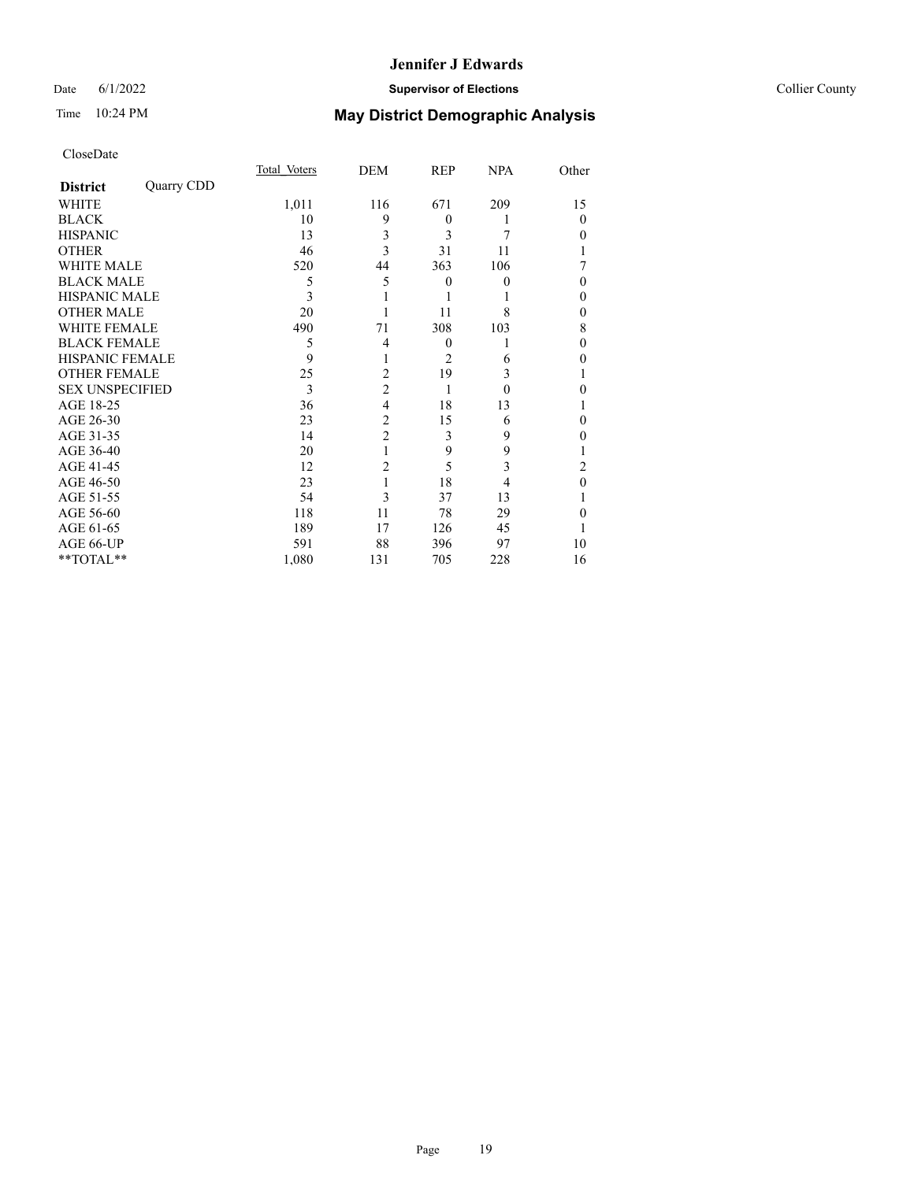# Jennifer J Edwards

Date 6/1/2022 **Supervisor of Elections** Collier County

Time 10:24 PM **May District Demographic Analysis**

CloseDate

| **District** Quarry CDD | Total Voters | DEM | REP | NPA | Other |
|---|---|---|---|---|---|
| WHITE | 1,011 | 116 | 671 | 209 | 15 |
| BLACK | 10 | 9 | 0 | 1 | 0 |
| HISPANIC | 13 | 3 | 3 | 7 | 0 |
| OTHER | 46 | 3 | 31 | 11 | 1 |
| WHITE MALE | 520 | 44 | 363 | 106 | 7 |
| BLACK MALE | 5 | 5 | 0 | 0 | 0 |
| HISPANIC MALE | 3 | 1 | 1 | 1 | 0 |
| OTHER MALE | 20 | 1 | 11 | 8 | 0 |
| WHITE FEMALE | 490 | 71 | 308 | 103 | 8 |
| BLACK FEMALE | 5 | 4 | 0 | 1 | 0 |
| HISPANIC FEMALE | 9 | 1 | 2 | 6 | 0 |
| OTHER FEMALE | 25 | 2 | 19 | 3 | 1 |
| SEX UNSPECIFIED | 3 | 2 | 1 | 0 | 0 |
| AGE 18-25 | 36 | 4 | 18 | 13 | 1 |
| AGE 26-30 | 23 | 2 | 15 | 6 | 0 |
| AGE 31-35 | 14 | 2 | 3 | 9 | 0 |
| AGE 36-40 | 20 | 1 | 9 | 9 | 1 |
| AGE 41-45 | 12 | 2 | 5 | 3 | 2 |
| AGE 46-50 | 23 | 1 | 18 | 4 | 0 |
| AGE 51-55 | 54 | 3 | 37 | 13 | 1 |
| AGE 56-60 | 118 | 11 | 78 | 29 | 0 |
| AGE 61-65 | 189 | 17 | 126 | 45 | 1 |
| AGE 66-UP | 591 | 88 | 396 | 97 | 10 |
| **TOTAL** | 1,080 | 131 | 705 | 228 | 16 |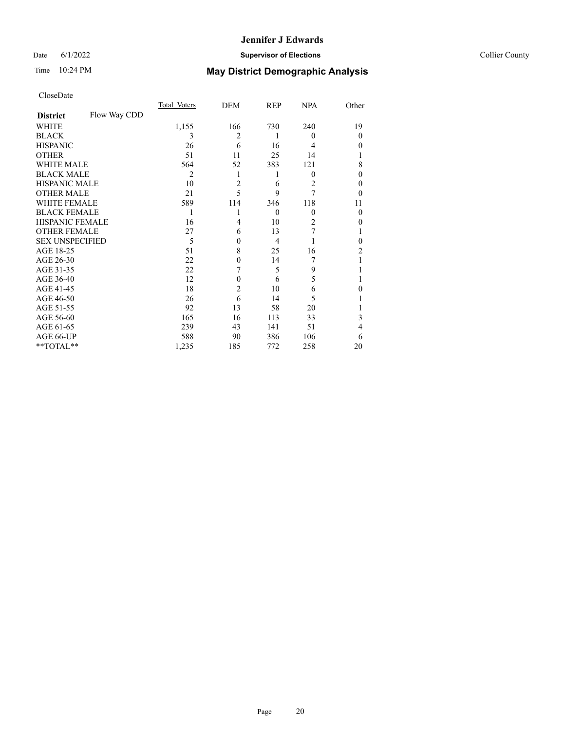CloseDate

| District | Flow Way CDD | Total Voters | DEM | REP | NPA | Other |
|---|---|---|---|---|---|---|
| WHITE | | 1,155 | 166 | 730 | 240 | 19 |
| BLACK | | 3 | 2 | 1 | 0 | 0 |
| HISPANIC | | 26 | 6 | 16 | 4 | 0 |
| OTHER | | 51 | 11 | 25 | 14 | 1 |
| WHITE MALE | | 564 | 52 | 383 | 121 | 8 |
| BLACK MALE | | 2 | 1 | 1 | 0 | 0 |
| HISPANIC MALE | | 10 | 2 | 6 | 2 | 0 |
| OTHER MALE | | 21 | 5 | 9 | 7 | 0 |
| WHITE FEMALE | | 589 | 114 | 346 | 118 | 11 |
| BLACK FEMALE | | 1 | 1 | 0 | 0 | 0 |
| HISPANIC FEMALE | | 16 | 4 | 10 | 2 | 0 |
| OTHER FEMALE | | 27 | 6 | 13 | 7 | 1 |
| SEX UNSPECIFIED | | 5 | 0 | 4 | 1 | 0 |
| AGE 18-25 | | 51 | 8 | 25 | 16 | 2 |
| AGE 26-30 | | 22 | 0 | 14 | 7 | 1 |
| AGE 31-35 | | 22 | 7 | 5 | 9 | 1 |
| AGE 36-40 | | 12 | 0 | 6 | 5 | 1 |
| AGE 41-45 | | 18 | 2 | 10 | 6 | 0 |
| AGE 46-50 | | 26 | 6 | 14 | 5 | 1 |
| AGE 51-55 | | 92 | 13 | 58 | 20 | 1 |
| AGE 56-60 | | 165 | 16 | 113 | 33 | 3 |
| AGE 61-65 | | 239 | 43 | 141 | 51 | 4 |
| AGE 66-UP | | 588 | 90 | 386 | 106 | 6 |
| **TOTAL** | | 1,235 | 185 | 772 | 258 | 20 |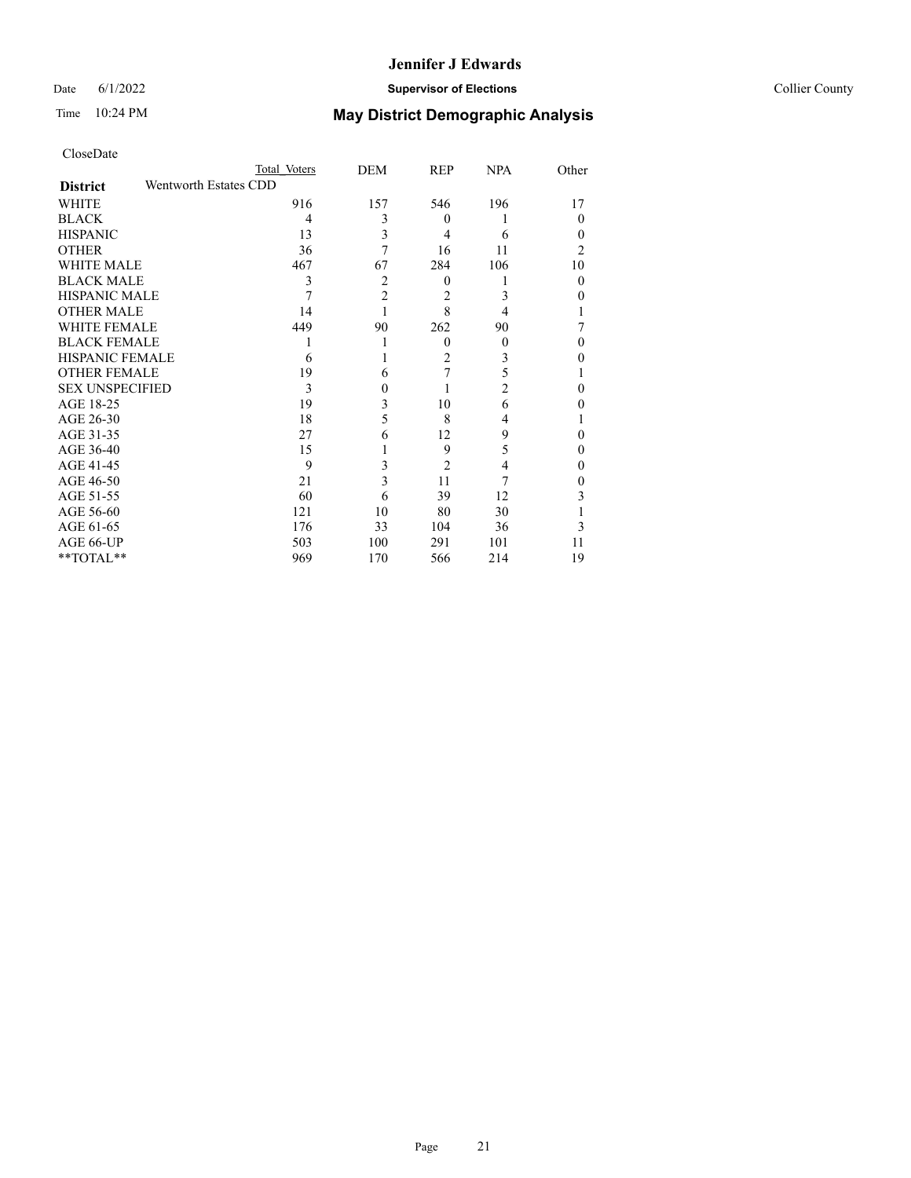CloseDate

| District | Total Voters | DEM | REP | NPA | Other |
|---|---|---|---|---|---|
| **Wentworth Estates CDD** | | | | | |
| WHITE | 916 | 157 | 546 | 196 | 17 |
| BLACK | 4 | 3 | 0 | 1 | 0 |
| HISPANIC | 13 | 3 | 4 | 6 | 0 |
| OTHER | 36 | 7 | 16 | 11 | 2 |
| WHITE MALE | 467 | 67 | 284 | 106 | 10 |
| BLACK MALE | 3 | 2 | 0 | 1 | 0 |
| HISPANIC MALE | 7 | 2 | 2 | 3 | 0 |
| OTHER MALE | 14 | 1 | 8 | 4 | 1 |
| WHITE FEMALE | 449 | 90 | 262 | 90 | 7 |
| BLACK FEMALE | 1 | 1 | 0 | 0 | 0 |
| HISPANIC FEMALE | 6 | 1 | 2 | 3 | 0 |
| OTHER FEMALE | 19 | 6 | 7 | 5 | 1 |
| SEX UNSPECIFIED | 3 | 0 | 1 | 2 | 0 |
| AGE 18-25 | 19 | 3 | 10 | 6 | 0 |
| AGE 26-30 | 18 | 5 | 8 | 4 | 1 |
| AGE 31-35 | 27 | 6 | 12 | 9 | 0 |
| AGE 36-40 | 15 | 1 | 9 | 5 | 0 |
| AGE 41-45 | 9 | 3 | 2 | 4 | 0 |
| AGE 46-50 | 21 | 3 | 11 | 7 | 0 |
| AGE 51-55 | 60 | 6 | 39 | 12 | 3 |
| AGE 56-60 | 121 | 10 | 80 | 30 | 1 |
| AGE 61-65 | 176 | 33 | 104 | 36 | 3 |
| AGE 66-UP | 503 | 100 | 291 | 101 | 11 |
| **TOTAL** | 969 | 170 | 566 | 214 | 19 |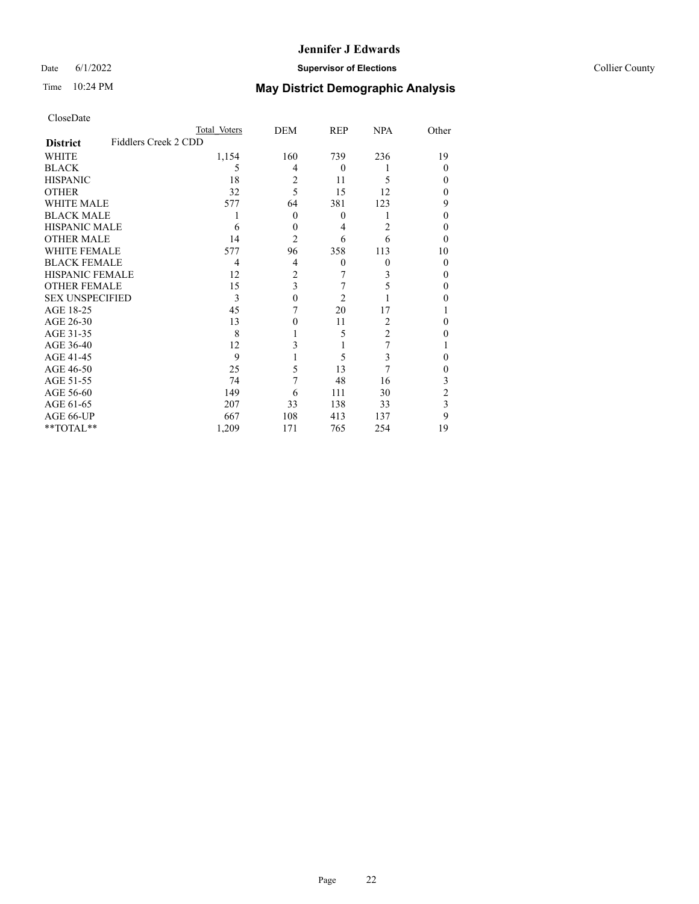CloseDate

| District | Fiddlers Creek 2 CDD | Total Voters | DEM | REP | NPA | Other |
|---|---|---|---|---|---|---|
| WHITE | | 1,154 | 160 | 739 | 236 | 19 |
| BLACK | | 5 | 4 | 0 | 1 | 0 |
| HISPANIC | | 18 | 2 | 11 | 5 | 0 |
| OTHER | | 32 | 5 | 15 | 12 | 0 |
| WHITE MALE | | 577 | 64 | 381 | 123 | 9 |
| BLACK MALE | | 1 | 0 | 0 | 1 | 0 |
| HISPANIC MALE | | 6 | 0 | 4 | 2 | 0 |
| OTHER MALE | | 14 | 2 | 6 | 6 | 0 |
| WHITE FEMALE | | 577 | 96 | 358 | 113 | 10 |
| BLACK FEMALE | | 4 | 4 | 0 | 0 | 0 |
| HISPANIC FEMALE | | 12 | 2 | 7 | 3 | 0 |
| OTHER FEMALE | | 15 | 3 | 7 | 5 | 0 |
| SEX UNSPECIFIED | | 3 | 0 | 2 | 1 | 0 |
| AGE 18-25 | | 45 | 7 | 20 | 17 | 1 |
| AGE 26-30 | | 13 | 0 | 11 | 2 | 0 |
| AGE 31-35 | | 8 | 1 | 5 | 2 | 0 |
| AGE 36-40 | | 12 | 3 | 1 | 7 | 1 |
| AGE 41-45 | | 9 | 1 | 5 | 3 | 0 |
| AGE 46-50 | | 25 | 5 | 13 | 7 | 0 |
| AGE 51-55 | | 74 | 7 | 48 | 16 | 3 |
| AGE 56-60 | | 149 | 6 | 111 | 30 | 2 |
| AGE 61-65 | | 207 | 33 | 138 | 33 | 3 |
| AGE 66-UP | | 667 | 108 | 413 | 137 | 9 |
| **TOTAL** | | 1,209 | 171 | 765 | 254 | 19 |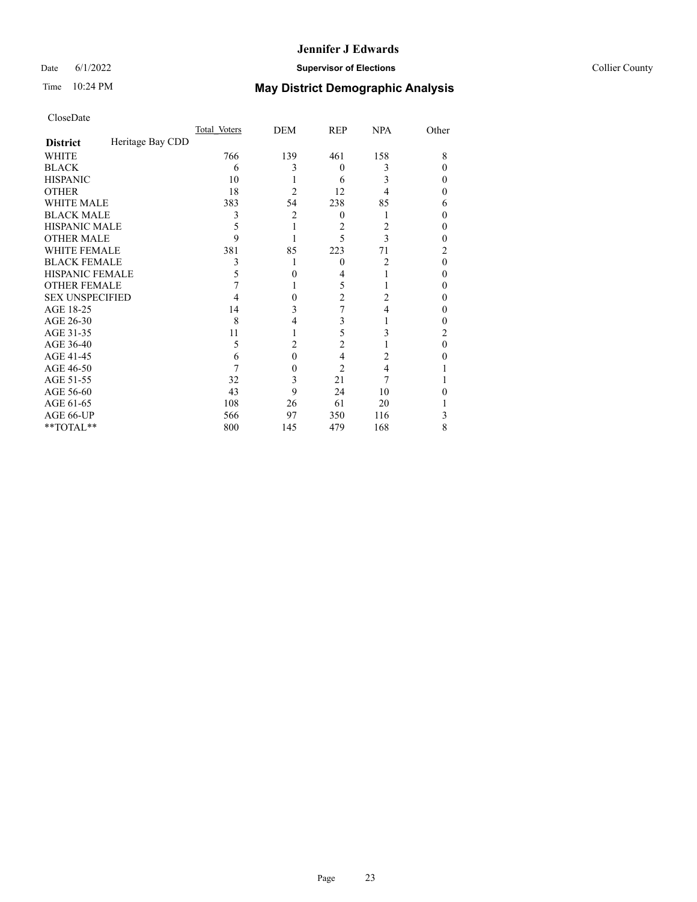CloseDate

| | Total Voters | DEM | REP | NPA | Other |
|---|---|---|---|---|---|
| **District** Heritage Bay CDD | | | | | |
| WHITE | 766 | 139 | 461 | 158 | 8 |
| BLACK | 6 | 3 | 0 | 3 | 0 |
| HISPANIC | 10 | 1 | 6 | 3 | 0 |
| OTHER | 18 | 2 | 12 | 4 | 0 |
| WHITE MALE | 383 | 54 | 238 | 85 | 6 |
| BLACK MALE | 3 | 2 | 0 | 1 | 0 |
| HISPANIC MALE | 5 | 1 | 2 | 2 | 0 |
| OTHER MALE | 9 | 1 | 5 | 3 | 0 |
| WHITE FEMALE | 381 | 85 | 223 | 71 | 2 |
| BLACK FEMALE | 3 | 1 | 0 | 2 | 0 |
| HISPANIC FEMALE | 5 | 0 | 4 | 1 | 0 |
| OTHER FEMALE | 7 | 1 | 5 | 1 | 0 |
| SEX UNSPECIFIED | 4 | 0 | 2 | 2 | 0 |
| AGE 18-25 | 14 | 3 | 7 | 4 | 0 |
| AGE 26-30 | 8 | 4 | 3 | 1 | 0 |
| AGE 31-35 | 11 | 1 | 5 | 3 | 2 |
| AGE 36-40 | 5 | 2 | 2 | 1 | 0 |
| AGE 41-45 | 6 | 0 | 4 | 2 | 0 |
| AGE 46-50 | 7 | 0 | 2 | 4 | 1 |
| AGE 51-55 | 32 | 3 | 21 | 7 | 1 |
| AGE 56-60 | 43 | 9 | 24 | 10 | 0 |
| AGE 61-65 | 108 | 26 | 61 | 20 | 1 |
| AGE 66-UP | 566 | 97 | 350 | 116 | 3 |
| **TOTAL** | 800 | 145 | 479 | 168 | 8 |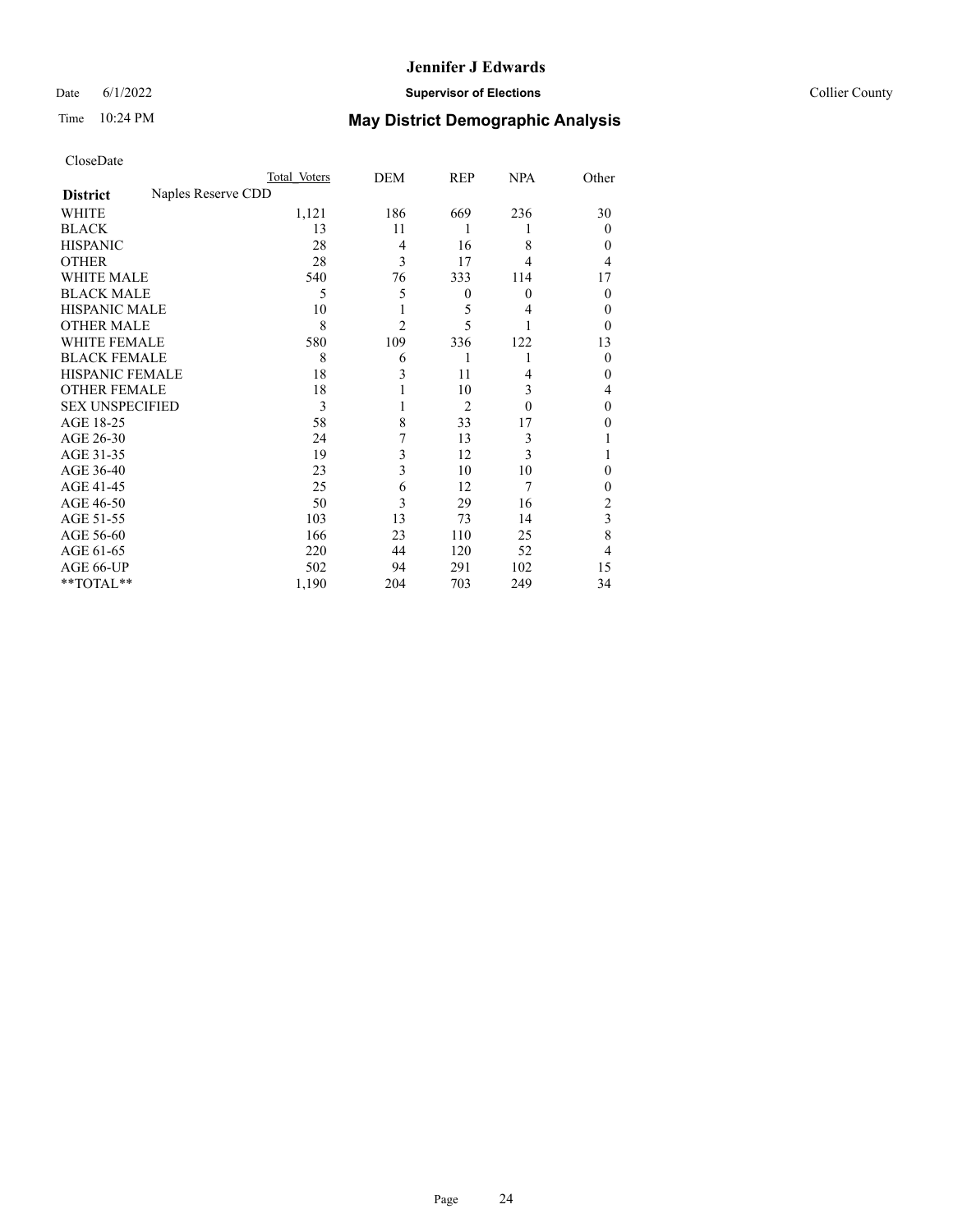# Jennifer J Edwards

Date 6/1/2022 **Supervisor of Elections** Collier County

Time 10:24 PM **May District Demographic Analysis**

CloseDate

| **District** | Naples Reserve CDD | Total Voters | DEM | REP | NPA | Other |
|---|---|---|---|---|---|---|
| WHITE | | 1,121 | 186 | 669 | 236 | 30 |
| BLACK | | 13 | 11 | 1 | 1 | 0 |
| HISPANIC | | 28 | 4 | 16 | 8 | 0 |
| OTHER | | 28 | 3 | 17 | 4 | 4 |
| WHITE MALE | | 540 | 76 | 333 | 114 | 17 |
| BLACK MALE | | 5 | 5 | 0 | 0 | 0 |
| HISPANIC MALE | | 10 | 1 | 5 | 4 | 0 |
| OTHER MALE | | 8 | 2 | 5 | 1 | 0 |
| WHITE FEMALE | | 580 | 109 | 336 | 122 | 13 |
| BLACK FEMALE | | 8 | 6 | 1 | 1 | 0 |
| HISPANIC FEMALE | | 18 | 3 | 11 | 4 | 0 |
| OTHER FEMALE | | 18 | 1 | 10 | 3 | 4 |
| SEX UNSPECIFIED | | 3 | 1 | 2 | 0 | 0 |
| AGE 18-25 | | 58 | 8 | 33 | 17 | 0 |
| AGE 26-30 | | 24 | 7 | 13 | 3 | 1 |
| AGE 31-35 | | 19 | 3 | 12 | 3 | 1 |
| AGE 36-40 | | 23 | 3 | 10 | 10 | 0 |
| AGE 41-45 | | 25 | 6 | 12 | 7 | 0 |
| AGE 46-50 | | 50 | 3 | 29 | 16 | 2 |
| AGE 51-55 | | 103 | 13 | 73 | 14 | 3 |
| AGE 56-60 | | 166 | 23 | 110 | 25 | 8 |
| AGE 61-65 | | 220 | 44 | 120 | 52 | 4 |
| AGE 66-UP | | 502 | 94 | 291 | 102 | 15 |
| **TOTAL** | | 1,190 | 204 | 703 | 249 | 34 |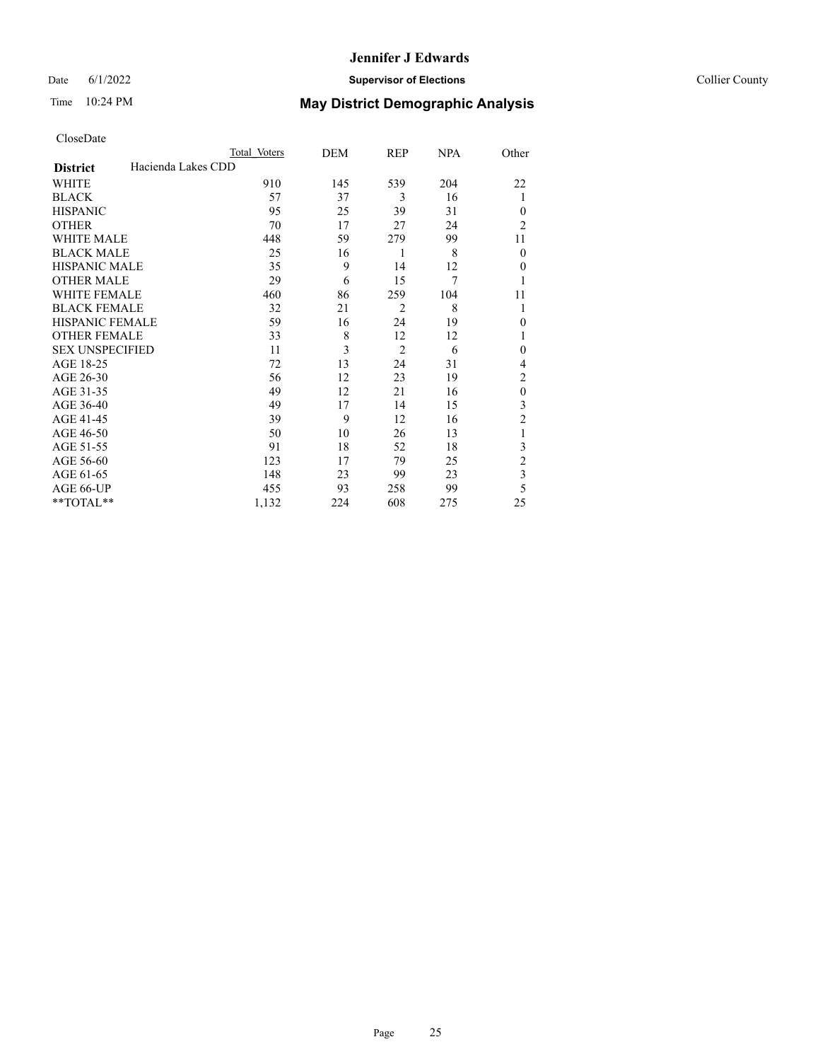CloseDate

| District | Hacienda Lakes CDD | Total Voters | DEM | REP | NPA | Other |
|---|---|---|---|---|---|---|
| WHITE | | 910 | 145 | 539 | 204 | 22 |
| BLACK | | 57 | 37 | 3 | 16 | 1 |
| HISPANIC | | 95 | 25 | 39 | 31 | 0 |
| OTHER | | 70 | 17 | 27 | 24 | 2 |
| WHITE MALE | | 448 | 59 | 279 | 99 | 11 |
| BLACK MALE | | 25 | 16 | 1 | 8 | 0 |
| HISPANIC MALE | | 35 | 9 | 14 | 12 | 0 |
| OTHER MALE | | 29 | 6 | 15 | 7 | 1 |
| WHITE FEMALE | | 460 | 86 | 259 | 104 | 11 |
| BLACK FEMALE | | 32 | 21 | 2 | 8 | 1 |
| HISPANIC FEMALE | | 59 | 16 | 24 | 19 | 0 |
| OTHER FEMALE | | 33 | 8 | 12 | 12 | 1 |
| SEX UNSPECIFIED | | 11 | 3 | 2 | 6 | 0 |
| AGE 18-25 | | 72 | 13 | 24 | 31 | 4 |
| AGE 26-30 | | 56 | 12 | 23 | 19 | 2 |
| AGE 31-35 | | 49 | 12 | 21 | 16 | 0 |
| AGE 36-40 | | 49 | 17 | 14 | 15 | 3 |
| AGE 41-45 | | 39 | 9 | 12 | 16 | 2 |
| AGE 46-50 | | 50 | 10 | 26 | 13 | 1 |
| AGE 51-55 | | 91 | 18 | 52 | 18 | 3 |
| AGE 56-60 | | 123 | 17 | 79 | 25 | 2 |
| AGE 61-65 | | 148 | 23 | 99 | 23 | 3 |
| AGE 66-UP | | 455 | 93 | 258 | 99 | 5 |
| **TOTAL** | | 1,132 | 224 | 608 | 275 | 25 |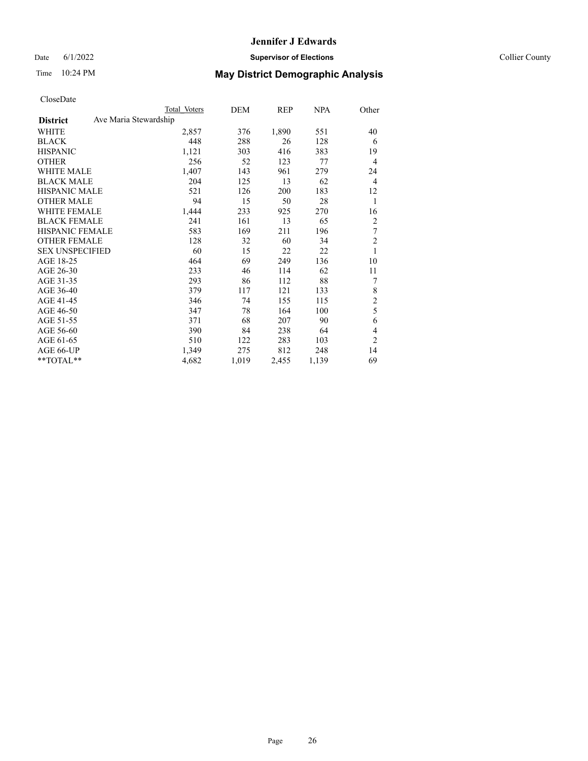# Jennifer J Edwards

Date 6/1/2022 **Supervisor of Elections** Collier County

Time 10:24 PM **May District Demographic Analysis**

CloseDate

| | Total Voters | DEM | REP | NPA | Other |
|---|---|---|---|---|---|
| **District** Ave Maria Stewardship | | | | | |
| WHITE | 2,857 | 376 | 1,890 | 551 | 40 |
| BLACK | 448 | 288 | 26 | 128 | 6 |
| HISPANIC | 1,121 | 303 | 416 | 383 | 19 |
| OTHER | 256 | 52 | 123 | 77 | 4 |
| WHITE MALE | 1,407 | 143 | 961 | 279 | 24 |
| BLACK MALE | 204 | 125 | 13 | 62 | 4 |
| HISPANIC MALE | 521 | 126 | 200 | 183 | 12 |
| OTHER MALE | 94 | 15 | 50 | 28 | 1 |
| WHITE FEMALE | 1,444 | 233 | 925 | 270 | 16 |
| BLACK FEMALE | 241 | 161 | 13 | 65 | 2 |
| HISPANIC FEMALE | 583 | 169 | 211 | 196 | 7 |
| OTHER FEMALE | 128 | 32 | 60 | 34 | 2 |
| SEX UNSPECIFIED | 60 | 15 | 22 | 22 | 1 |
| AGE 18-25 | 464 | 69 | 249 | 136 | 10 |
| AGE 26-30 | 233 | 46 | 114 | 62 | 11 |
| AGE 31-35 | 293 | 86 | 112 | 88 | 7 |
| AGE 36-40 | 379 | 117 | 121 | 133 | 8 |
| AGE 41-45 | 346 | 74 | 155 | 115 | 2 |
| AGE 46-50 | 347 | 78 | 164 | 100 | 5 |
| AGE 51-55 | 371 | 68 | 207 | 90 | 6 |
| AGE 56-60 | 390 | 84 | 238 | 64 | 4 |
| AGE 61-65 | 510 | 122 | 283 | 103 | 2 |
| AGE 66-UP | 1,349 | 275 | 812 | 248 | 14 |
| **TOTAL** | 4,682 | 1,019 | 2,455 | 1,139 | 69 |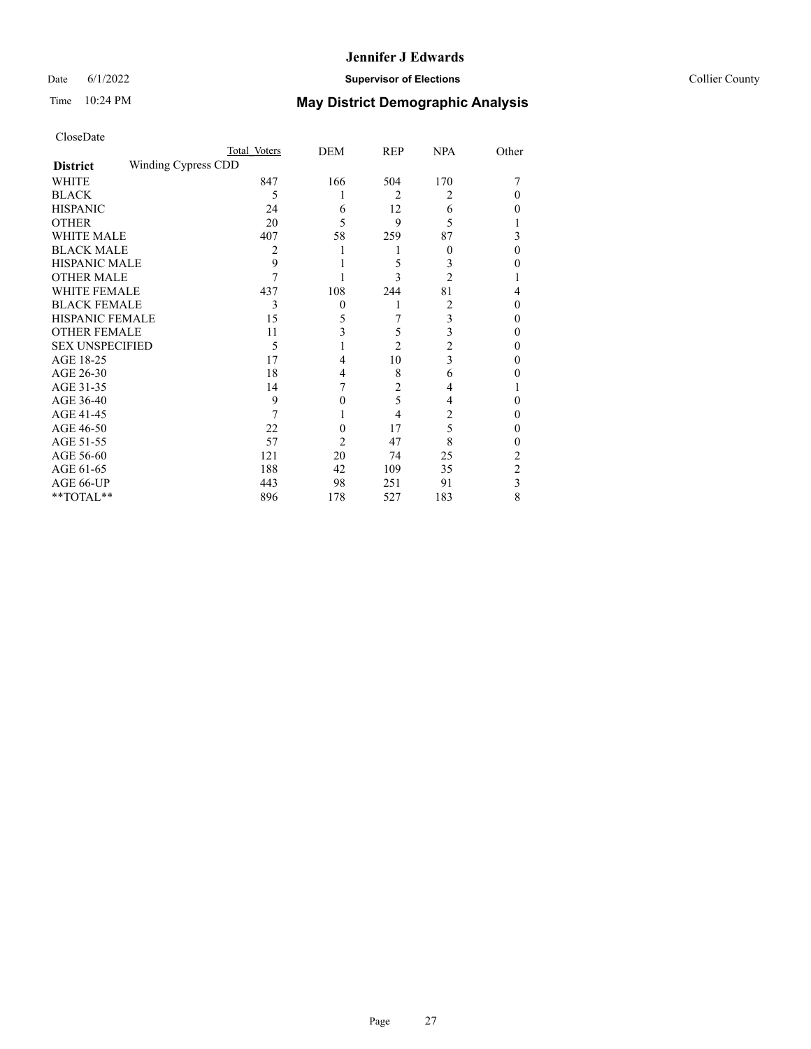CloseDate

| | Total Voters | DEM | REP | NPA | Other |
|---|---|---|---|---|---|
| **District** Winding Cypress CDD | | | | | |
| WHITE | 847 | 166 | 504 | 170 | 7 |
| BLACK | 5 | 1 | 2 | 2 | 0 |
| HISPANIC | 24 | 6 | 12 | 6 | 0 |
| OTHER | 20 | 5 | 9 | 5 | 1 |
| WHITE MALE | 407 | 58 | 259 | 87 | 3 |
| BLACK MALE | 2 | 1 | 1 | 0 | 0 |
| HISPANIC MALE | 9 | 1 | 5 | 3 | 0 |
| OTHER MALE | 7 | 1 | 3 | 2 | 1 |
| WHITE FEMALE | 437 | 108 | 244 | 81 | 4 |
| BLACK FEMALE | 3 | 0 | 1 | 2 | 0 |
| HISPANIC FEMALE | 15 | 5 | 7 | 3 | 0 |
| OTHER FEMALE | 11 | 3 | 5 | 3 | 0 |
| SEX UNSPECIFIED | 5 | 1 | 2 | 2 | 0 |
| AGE 18-25 | 17 | 4 | 10 | 3 | 0 |
| AGE 26-30 | 18 | 4 | 8 | 6 | 0 |
| AGE 31-35 | 14 | 7 | 2 | 4 | 1 |
| AGE 36-40 | 9 | 0 | 5 | 4 | 0 |
| AGE 41-45 | 7 | 1 | 4 | 2 | 0 |
| AGE 46-50 | 22 | 0 | 17 | 5 | 0 |
| AGE 51-55 | 57 | 2 | 47 | 8 | 0 |
| AGE 56-60 | 121 | 20 | 74 | 25 | 2 |
| AGE 61-65 | 188 | 42 | 109 | 35 | 2 |
| AGE 66-UP | 443 | 98 | 251 | 91 | 3 |
| **TOTAL** | 896 | 178 | 527 | 183 | 8 |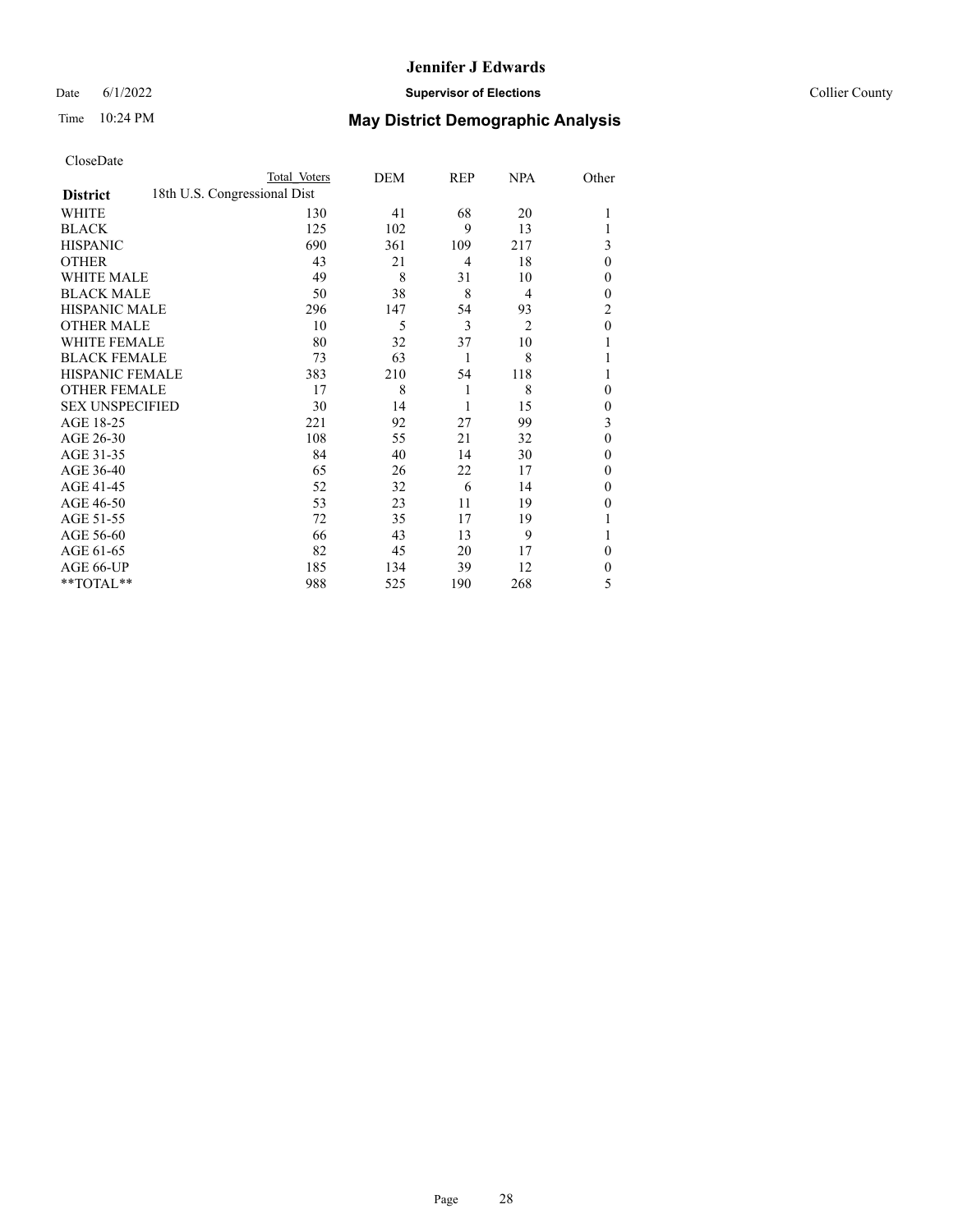# Jennifer J Edwards

Date 6/1/2022 **Supervisor of Elections** Collier County

Time 10:24 PM **May District Demographic Analysis**

CloseDate

| **District** | Total Voters | DEM | REP | NPA | Other |
|---|---|---|---|---|---|
| 18th U.S. Congressional Dist | | | | | |
| WHITE | 130 | 41 | 68 | 20 | 1 |
| BLACK | 125 | 102 | 9 | 13 | 1 |
| HISPANIC | 690 | 361 | 109 | 217 | 3 |
| OTHER | 43 | 21 | 4 | 18 | 0 |
| WHITE MALE | 49 | 8 | 31 | 10 | 0 |
| BLACK MALE | 50 | 38 | 8 | 4 | 0 |
| HISPANIC MALE | 296 | 147 | 54 | 93 | 2 |
| OTHER MALE | 10 | 5 | 3 | 2 | 0 |
| WHITE FEMALE | 80 | 32 | 37 | 10 | 1 |
| BLACK FEMALE | 73 | 63 | 1 | 8 | 1 |
| HISPANIC FEMALE | 383 | 210 | 54 | 118 | 1 |
| OTHER FEMALE | 17 | 8 | 1 | 8 | 0 |
| SEX UNSPECIFIED | 30 | 14 | 1 | 15 | 0 |
| AGE 18-25 | 221 | 92 | 27 | 99 | 3 |
| AGE 26-30 | 108 | 55 | 21 | 32 | 0 |
| AGE 31-35 | 84 | 40 | 14 | 30 | 0 |
| AGE 36-40 | 65 | 26 | 22 | 17 | 0 |
| AGE 41-45 | 52 | 32 | 6 | 14 | 0 |
| AGE 46-50 | 53 | 23 | 11 | 19 | 0 |
| AGE 51-55 | 72 | 35 | 17 | 19 | 1 |
| AGE 56-60 | 66 | 43 | 13 | 9 | 1 |
| AGE 61-65 | 82 | 45 | 20 | 17 | 0 |
| AGE 66-UP | 185 | 134 | 39 | 12 | 0 |
| **TOTAL** | 988 | 525 | 190 | 268 | 5 |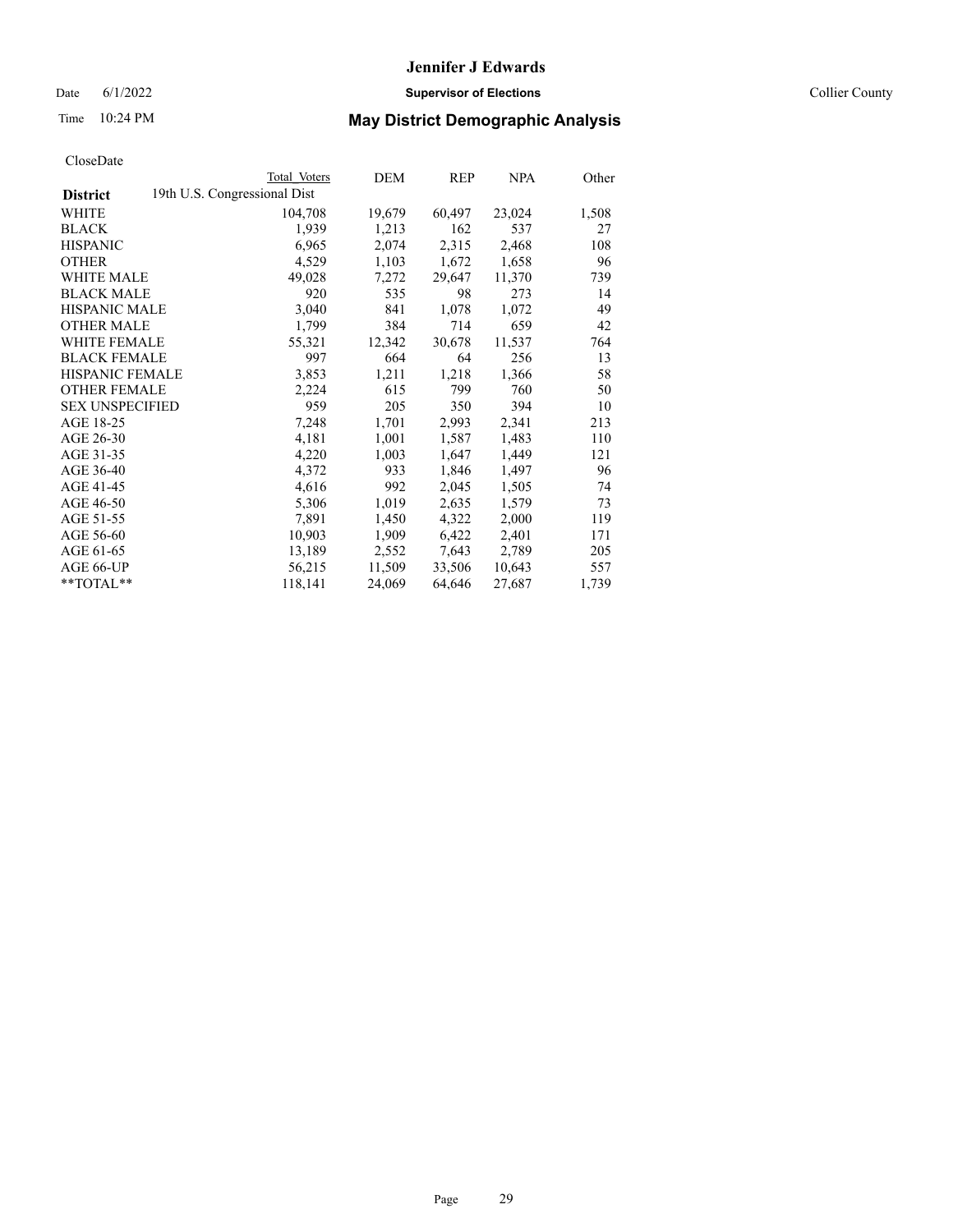CloseDate

| District | Total Voters | DEM | REP | NPA | Other |
|---|---|---|---|---|---|
| 19th U.S. Congressional Dist | | | | | |
| WHITE | 104,708 | 19,679 | 60,497 | 23,024 | 1,508 |
| BLACK | 1,939 | 1,213 | 162 | 537 | 27 |
| HISPANIC | 6,965 | 2,074 | 2,315 | 2,468 | 108 |
| OTHER | 4,529 | 1,103 | 1,672 | 1,658 | 96 |
| WHITE MALE | 49,028 | 7,272 | 29,647 | 11,370 | 739 |
| BLACK MALE | 920 | 535 | 98 | 273 | 14 |
| HISPANIC MALE | 3,040 | 841 | 1,078 | 1,072 | 49 |
| OTHER MALE | 1,799 | 384 | 714 | 659 | 42 |
| WHITE FEMALE | 55,321 | 12,342 | 30,678 | 11,537 | 764 |
| BLACK FEMALE | 997 | 664 | 64 | 256 | 13 |
| HISPANIC FEMALE | 3,853 | 1,211 | 1,218 | 1,366 | 58 |
| OTHER FEMALE | 2,224 | 615 | 799 | 760 | 50 |
| SEX UNSPECIFIED | 959 | 205 | 350 | 394 | 10 |
| AGE 18-25 | 7,248 | 1,701 | 2,993 | 2,341 | 213 |
| AGE 26-30 | 4,181 | 1,001 | 1,587 | 1,483 | 110 |
| AGE 31-35 | 4,220 | 1,003 | 1,647 | 1,449 | 121 |
| AGE 36-40 | 4,372 | 933 | 1,846 | 1,497 | 96 |
| AGE 41-45 | 4,616 | 992 | 2,045 | 1,505 | 74 |
| AGE 46-50 | 5,306 | 1,019 | 2,635 | 1,579 | 73 |
| AGE 51-55 | 7,891 | 1,450 | 4,322 | 2,000 | 119 |
| AGE 56-60 | 10,903 | 1,909 | 6,422 | 2,401 | 171 |
| AGE 61-65 | 13,189 | 2,552 | 7,643 | 2,789 | 205 |
| AGE 66-UP | 56,215 | 11,509 | 33,506 | 10,643 | 557 |
| **TOTAL** | 118,141 | 24,069 | 64,646 | 27,687 | 1,739 |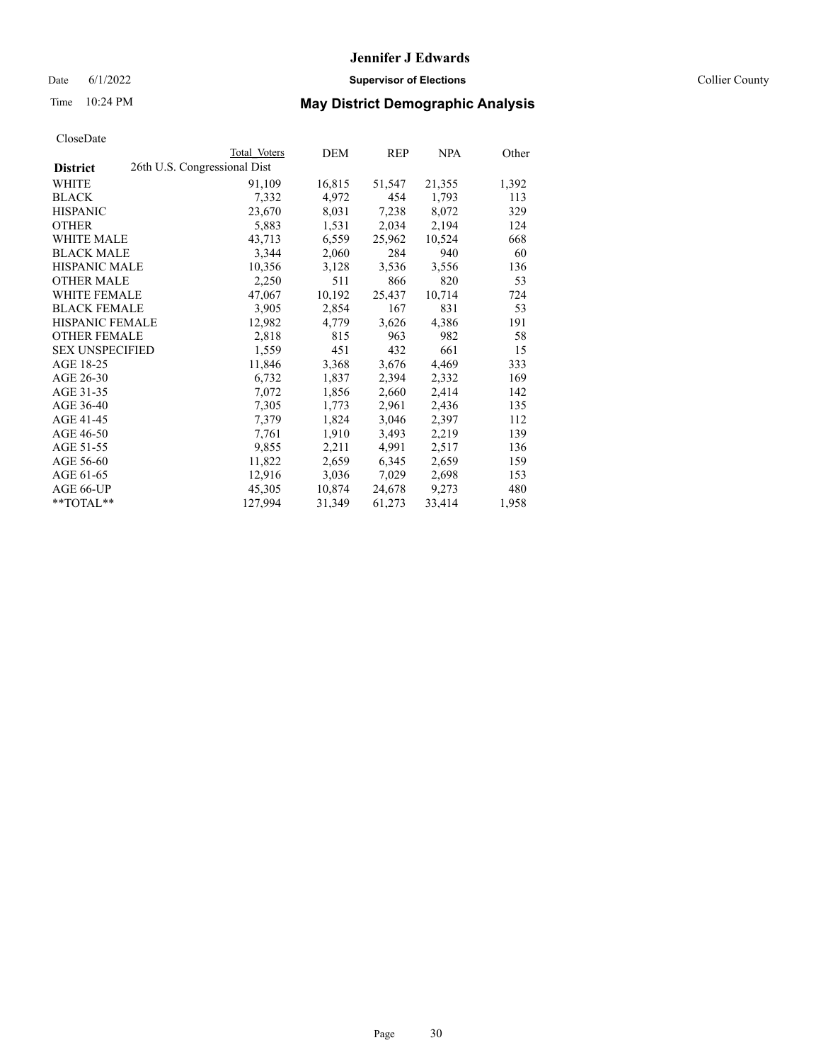# Jennifer J Edwards

Date 6/1/2022 **Supervisor of Elections** Collier County

Time 10:24 PM **May District Demographic Analysis**

CloseDate

| **District** | Total Voters | DEM | REP | NPA | Other |
|---|---|---|---|---|---|
| 26th U.S. Congressional Dist | | | | | |
| WHITE | 91,109 | 16,815 | 51,547 | 21,355 | 1,392 |
| BLACK | 7,332 | 4,972 | 454 | 1,793 | 113 |
| HISPANIC | 23,670 | 8,031 | 7,238 | 8,072 | 329 |
| OTHER | 5,883 | 1,531 | 2,034 | 2,194 | 124 |
| WHITE MALE | 43,713 | 6,559 | 25,962 | 10,524 | 668 |
| BLACK MALE | 3,344 | 2,060 | 284 | 940 | 60 |
| HISPANIC MALE | 10,356 | 3,128 | 3,536 | 3,556 | 136 |
| OTHER MALE | 2,250 | 511 | 866 | 820 | 53 |
| WHITE FEMALE | 47,067 | 10,192 | 25,437 | 10,714 | 724 |
| BLACK FEMALE | 3,905 | 2,854 | 167 | 831 | 53 |
| HISPANIC FEMALE | 12,982 | 4,779 | 3,626 | 4,386 | 191 |
| OTHER FEMALE | 2,818 | 815 | 963 | 982 | 58 |
| SEX UNSPECIFIED | 1,559 | 451 | 432 | 661 | 15 |
| AGE 18-25 | 11,846 | 3,368 | 3,676 | 4,469 | 333 |
| AGE 26-30 | 6,732 | 1,837 | 2,394 | 2,332 | 169 |
| AGE 31-35 | 7,072 | 1,856 | 2,660 | 2,414 | 142 |
| AGE 36-40 | 7,305 | 1,773 | 2,961 | 2,436 | 135 |
| AGE 41-45 | 7,379 | 1,824 | 3,046 | 2,397 | 112 |
| AGE 46-50 | 7,761 | 1,910 | 3,493 | 2,219 | 139 |
| AGE 51-55 | 9,855 | 2,211 | 4,991 | 2,517 | 136 |
| AGE 56-60 | 11,822 | 2,659 | 6,345 | 2,659 | 159 |
| AGE 61-65 | 12,916 | 3,036 | 7,029 | 2,698 | 153 |
| AGE 66-UP | 45,305 | 10,874 | 24,678 | 9,273 | 480 |
| **TOTAL** | 127,994 | 31,349 | 61,273 | 33,414 | 1,958 |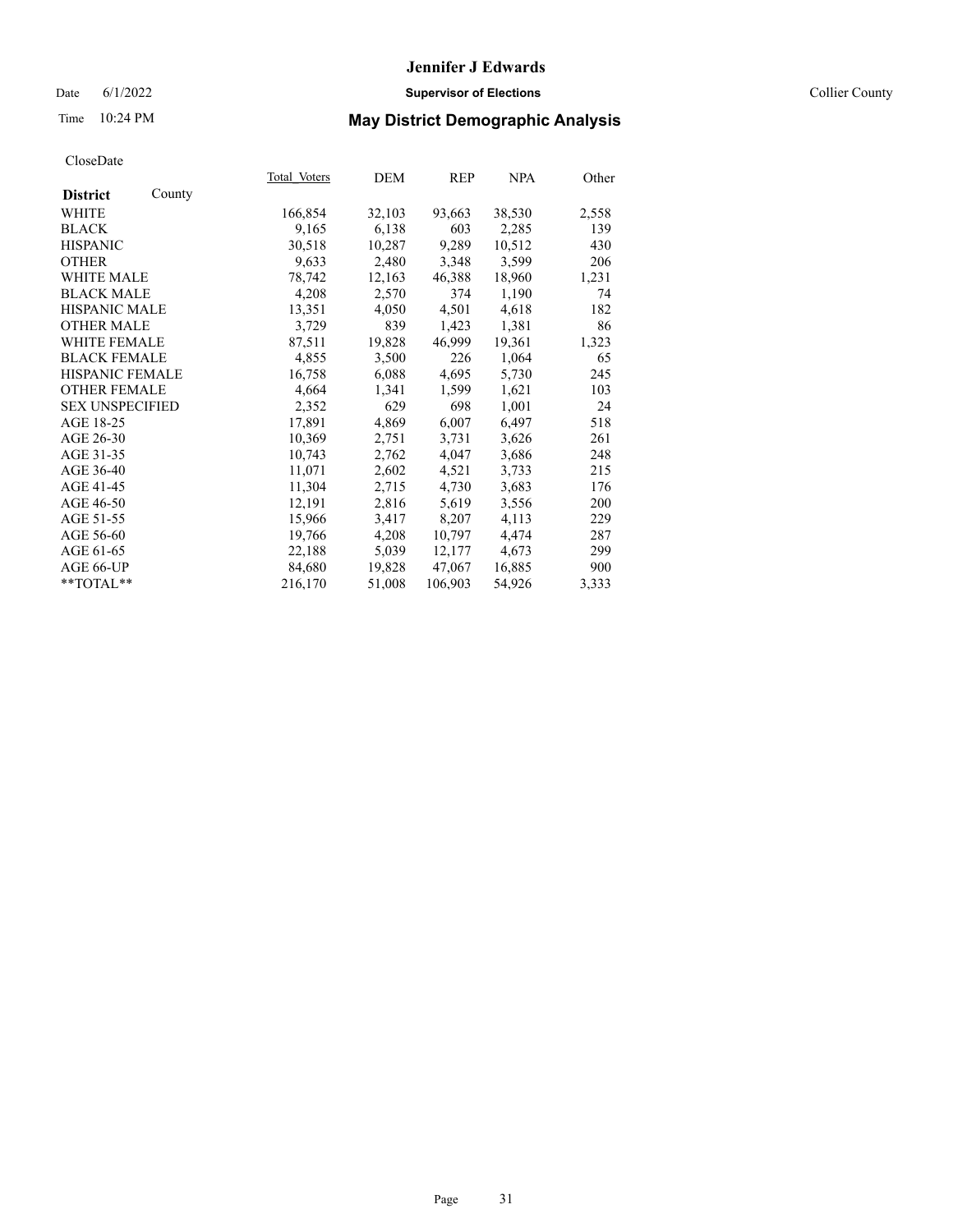# Jennifer J Edwards

Date 6/1/2022 **Supervisor of Elections** Collier County

Time 10:24 PM **May District Demographic Analysis**

CloseDate

| **District** County | Total Voters | DEM | REP | NPA | Other |
|---|---|---|---|---|---|
| WHITE | 166,854 | 32,103 | 93,663 | 38,530 | 2,558 |
| BLACK | 9,165 | 6,138 | 603 | 2,285 | 139 |
| HISPANIC | 30,518 | 10,287 | 9,289 | 10,512 | 430 |
| OTHER | 9,633 | 2,480 | 3,348 | 3,599 | 206 |
| WHITE MALE | 78,742 | 12,163 | 46,388 | 18,960 | 1,231 |
| BLACK MALE | 4,208 | 2,570 | 374 | 1,190 | 74 |
| HISPANIC MALE | 13,351 | 4,050 | 4,501 | 4,618 | 182 |
| OTHER MALE | 3,729 | 839 | 1,423 | 1,381 | 86 |
| WHITE FEMALE | 87,511 | 19,828 | 46,999 | 19,361 | 1,323 |
| BLACK FEMALE | 4,855 | 3,500 | 226 | 1,064 | 65 |
| HISPANIC FEMALE | 16,758 | 6,088 | 4,695 | 5,730 | 245 |
| OTHER FEMALE | 4,664 | 1,341 | 1,599 | 1,621 | 103 |
| SEX UNSPECIFIED | 2,352 | 629 | 698 | 1,001 | 24 |
| AGE 18-25 | 17,891 | 4,869 | 6,007 | 6,497 | 518 |
| AGE 26-30 | 10,369 | 2,751 | 3,731 | 3,626 | 261 |
| AGE 31-35 | 10,743 | 2,762 | 4,047 | 3,686 | 248 |
| AGE 36-40 | 11,071 | 2,602 | 4,521 | 3,733 | 215 |
| AGE 41-45 | 11,304 | 2,715 | 4,730 | 3,683 | 176 |
| AGE 46-50 | 12,191 | 2,816 | 5,619 | 3,556 | 200 |
| AGE 51-55 | 15,966 | 3,417 | 8,207 | 4,113 | 229 |
| AGE 56-60 | 19,766 | 4,208 | 10,797 | 4,474 | 287 |
| AGE 61-65 | 22,188 | 5,039 | 12,177 | 4,673 | 299 |
| AGE 66-UP | 84,680 | 19,828 | 47,067 | 16,885 | 900 |
| **TOTAL** | 216,170 | 51,008 | 106,903 | 54,926 | 3,333 |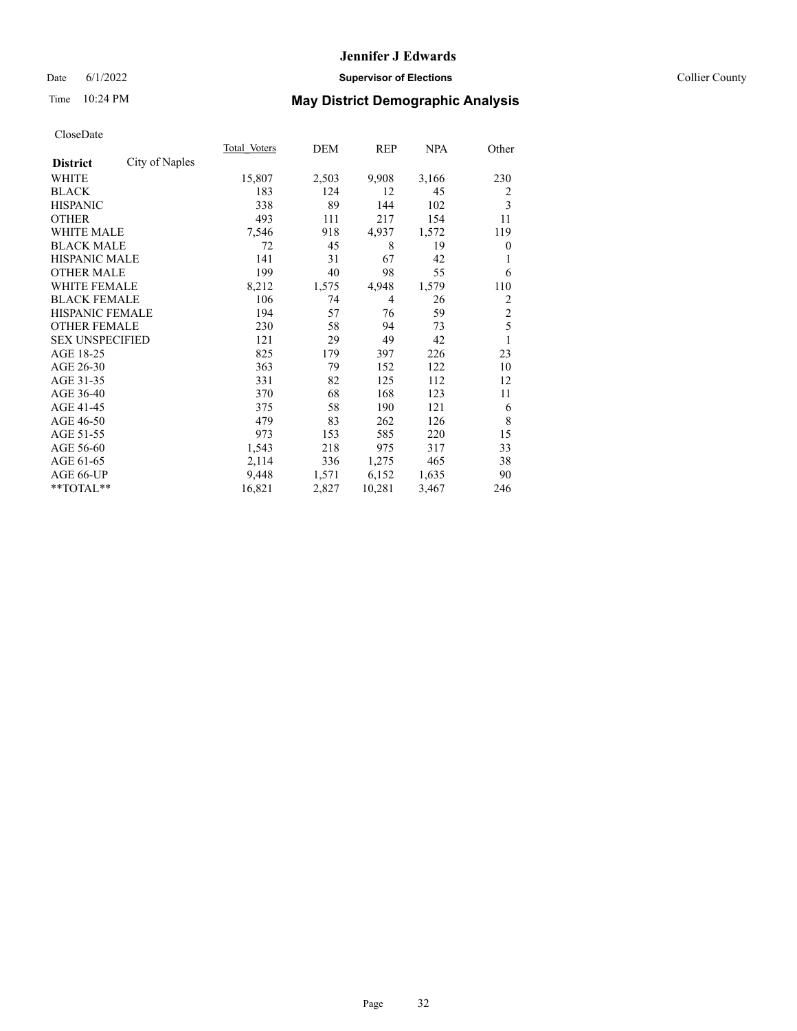CloseDate

| District | City of Naples | Total Voters | DEM | REP | NPA | Other |
|---|---|---|---|---|---|---|
| WHITE | | 15,807 | 2,503 | 9,908 | 3,166 | 230 |
| BLACK | | 183 | 124 | 12 | 45 | 2 |
| HISPANIC | | 338 | 89 | 144 | 102 | 3 |
| OTHER | | 493 | 111 | 217 | 154 | 11 |
| WHITE MALE | | 7,546 | 918 | 4,937 | 1,572 | 119 |
| BLACK MALE | | 72 | 45 | 8 | 19 | 0 |
| HISPANIC MALE | | 141 | 31 | 67 | 42 | 1 |
| OTHER MALE | | 199 | 40 | 98 | 55 | 6 |
| WHITE FEMALE | | 8,212 | 1,575 | 4,948 | 1,579 | 110 |
| BLACK FEMALE | | 106 | 74 | 4 | 26 | 2 |
| HISPANIC FEMALE | | 194 | 57 | 76 | 59 | 2 |
| OTHER FEMALE | | 230 | 58 | 94 | 73 | 5 |
| SEX UNSPECIFIED | | 121 | 29 | 49 | 42 | 1 |
| AGE 18-25 | | 825 | 179 | 397 | 226 | 23 |
| AGE 26-30 | | 363 | 79 | 152 | 122 | 10 |
| AGE 31-35 | | 331 | 82 | 125 | 112 | 12 |
| AGE 36-40 | | 370 | 68 | 168 | 123 | 11 |
| AGE 41-45 | | 375 | 58 | 190 | 121 | 6 |
| AGE 46-50 | | 479 | 83 | 262 | 126 | 8 |
| AGE 51-55 | | 973 | 153 | 585 | 220 | 15 |
| AGE 56-60 | | 1,543 | 218 | 975 | 317 | 33 |
| AGE 61-65 | | 2,114 | 336 | 1,275 | 465 | 38 |
| AGE 66-UP | | 9,448 | 1,571 | 6,152 | 1,635 | 90 |
| **TOTAL** | | 16,821 | 2,827 | 10,281 | 3,467 | 246 |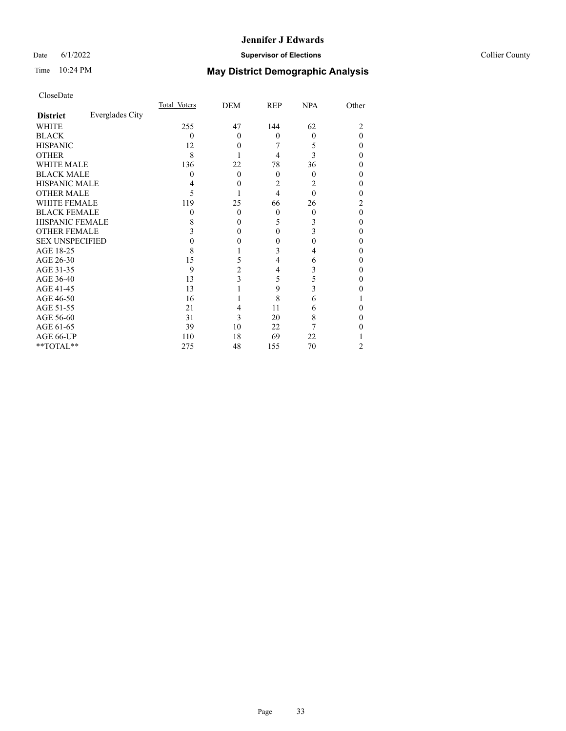CloseDate

| District | Everglades City | Total_Voters | DEM | REP | NPA | Other |
|---|---|---|---|---|---|---|
| WHITE | | 255 | 47 | 144 | 62 | 2 |
| BLACK | | 0 | 0 | 0 | 0 | 0 |
| HISPANIC | | 12 | 0 | 7 | 5 | 0 |
| OTHER | | 8 | 1 | 4 | 3 | 0 |
| WHITE MALE | | 136 | 22 | 78 | 36 | 0 |
| BLACK MALE | | 0 | 0 | 0 | 0 | 0 |
| HISPANIC MALE | | 4 | 0 | 2 | 2 | 0 |
| OTHER MALE | | 5 | 1 | 4 | 0 | 0 |
| WHITE FEMALE | | 119 | 25 | 66 | 26 | 2 |
| BLACK FEMALE | | 0 | 0 | 0 | 0 | 0 |
| HISPANIC FEMALE | | 8 | 0 | 5 | 3 | 0 |
| OTHER FEMALE | | 3 | 0 | 0 | 3 | 0 |
| SEX UNSPECIFIED | | 0 | 0 | 0 | 0 | 0 |
| AGE 18-25 | | 8 | 1 | 3 | 4 | 0 |
| AGE 26-30 | | 15 | 5 | 4 | 6 | 0 |
| AGE 31-35 | | 9 | 2 | 4 | 3 | 0 |
| AGE 36-40 | | 13 | 3 | 5 | 5 | 0 |
| AGE 41-45 | | 13 | 1 | 9 | 3 | 0 |
| AGE 46-50 | | 16 | 1 | 8 | 6 | 1 |
| AGE 51-55 | | 21 | 4 | 11 | 6 | 0 |
| AGE 56-60 | | 31 | 3 | 20 | 8 | 0 |
| AGE 61-65 | | 39 | 10 | 22 | 7 | 0 |
| AGE 66-UP | | 110 | 18 | 69 | 22 | 1 |
| **TOTAL** | | 275 | 48 | 155 | 70 | 2 |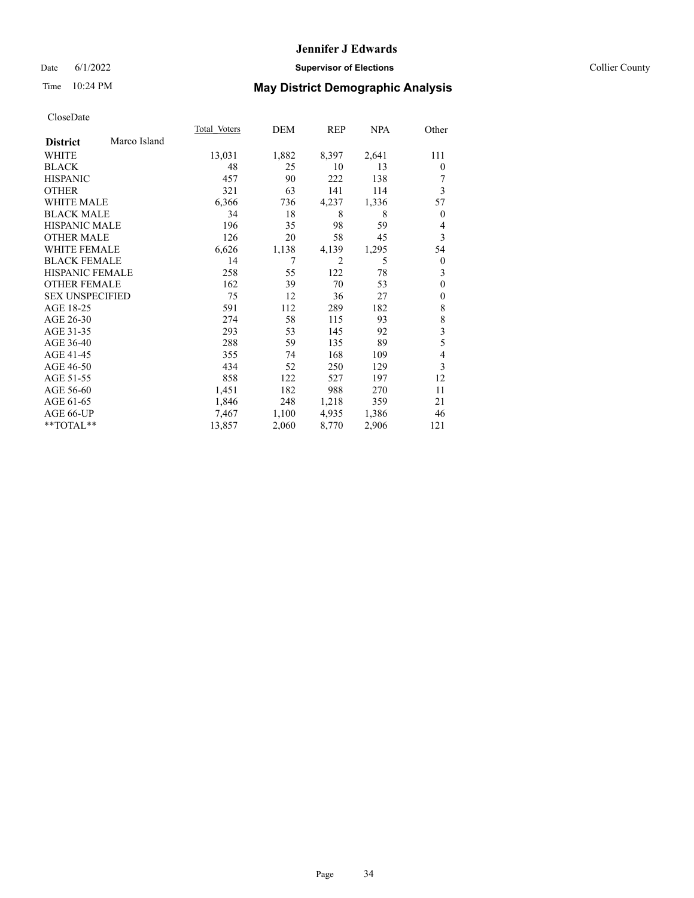# Jennifer J Edwards

Date 6/1/2022 **Supervisor of Elections** Collier County

Time 10:24 PM **May District Demographic Analysis**

CloseDate

| **District** Marco Island | Total Voters | DEM | REP | NPA | Other |
|---|---|---|---|---|---|
| WHITE | 13,031 | 1,882 | 8,397 | 2,641 | 111 |
| BLACK | 48 | 25 | 10 | 13 | 0 |
| HISPANIC | 457 | 90 | 222 | 138 | 7 |
| OTHER | 321 | 63 | 141 | 114 | 3 |
| WHITE MALE | 6,366 | 736 | 4,237 | 1,336 | 57 |
| BLACK MALE | 34 | 18 | 8 | 8 | 0 |
| HISPANIC MALE | 196 | 35 | 98 | 59 | 4 |
| OTHER MALE | 126 | 20 | 58 | 45 | 3 |
| WHITE FEMALE | 6,626 | 1,138 | 4,139 | 1,295 | 54 |
| BLACK FEMALE | 14 | 7 | 2 | 5 | 0 |
| HISPANIC FEMALE | 258 | 55 | 122 | 78 | 3 |
| OTHER FEMALE | 162 | 39 | 70 | 53 | 0 |
| SEX UNSPECIFIED | 75 | 12 | 36 | 27 | 0 |
| AGE 18-25 | 591 | 112 | 289 | 182 | 8 |
| AGE 26-30 | 274 | 58 | 115 | 93 | 8 |
| AGE 31-35 | 293 | 53 | 145 | 92 | 3 |
| AGE 36-40 | 288 | 59 | 135 | 89 | 5 |
| AGE 41-45 | 355 | 74 | 168 | 109 | 4 |
| AGE 46-50 | 434 | 52 | 250 | 129 | 3 |
| AGE 51-55 | 858 | 122 | 527 | 197 | 12 |
| AGE 56-60 | 1,451 | 182 | 988 | 270 | 11 |
| AGE 61-65 | 1,846 | 248 | 1,218 | 359 | 21 |
| AGE 66-UP | 7,467 | 1,100 | 4,935 | 1,386 | 46 |
| **TOTAL** | 13,857 | 2,060 | 8,770 | 2,906 | 121 |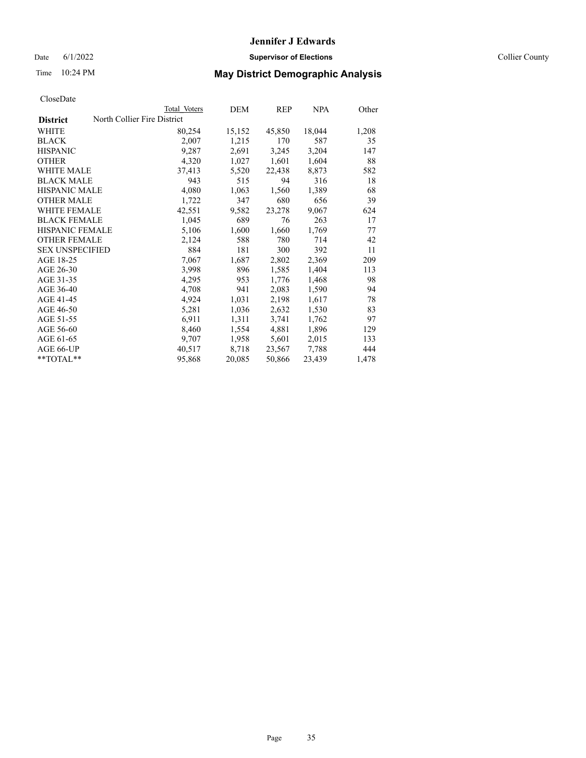# Jennifer J Edwards

Date 6/1/2022 **Supervisor of Elections** Collier County

Time 10:24 PM **May District Demographic Analysis**

CloseDate

| **District** | Total Voters | DEM | REP | NPA | Other |
|---|---|---|---|---|---|
| North Collier Fire District | | | | | |
| WHITE | 80,254 | 15,152 | 45,850 | 18,044 | 1,208 |
| BLACK | 2,007 | 1,215 | 170 | 587 | 35 |
| HISPANIC | 9,287 | 2,691 | 3,245 | 3,204 | 147 |
| OTHER | 4,320 | 1,027 | 1,601 | 1,604 | 88 |
| WHITE MALE | 37,413 | 5,520 | 22,438 | 8,873 | 582 |
| BLACK MALE | 943 | 515 | 94 | 316 | 18 |
| HISPANIC MALE | 4,080 | 1,063 | 1,560 | 1,389 | 68 |
| OTHER MALE | 1,722 | 347 | 680 | 656 | 39 |
| WHITE FEMALE | 42,551 | 9,582 | 23,278 | 9,067 | 624 |
| BLACK FEMALE | 1,045 | 689 | 76 | 263 | 17 |
| HISPANIC FEMALE | 5,106 | 1,600 | 1,660 | 1,769 | 77 |
| OTHER FEMALE | 2,124 | 588 | 780 | 714 | 42 |
| SEX UNSPECIFIED | 884 | 181 | 300 | 392 | 11 |
| AGE 18-25 | 7,067 | 1,687 | 2,802 | 2,369 | 209 |
| AGE 26-30 | 3,998 | 896 | 1,585 | 1,404 | 113 |
| AGE 31-35 | 4,295 | 953 | 1,776 | 1,468 | 98 |
| AGE 36-40 | 4,708 | 941 | 2,083 | 1,590 | 94 |
| AGE 41-45 | 4,924 | 1,031 | 2,198 | 1,617 | 78 |
| AGE 46-50 | 5,281 | 1,036 | 2,632 | 1,530 | 83 |
| AGE 51-55 | 6,911 | 1,311 | 3,741 | 1,762 | 97 |
| AGE 56-60 | 8,460 | 1,554 | 4,881 | 1,896 | 129 |
| AGE 61-65 | 9,707 | 1,958 | 5,601 | 2,015 | 133 |
| AGE 66-UP | 40,517 | 8,718 | 23,567 | 7,788 | 444 |
| **TOTAL** | 95,868 | 20,085 | 50,866 | 23,439 | 1,478 |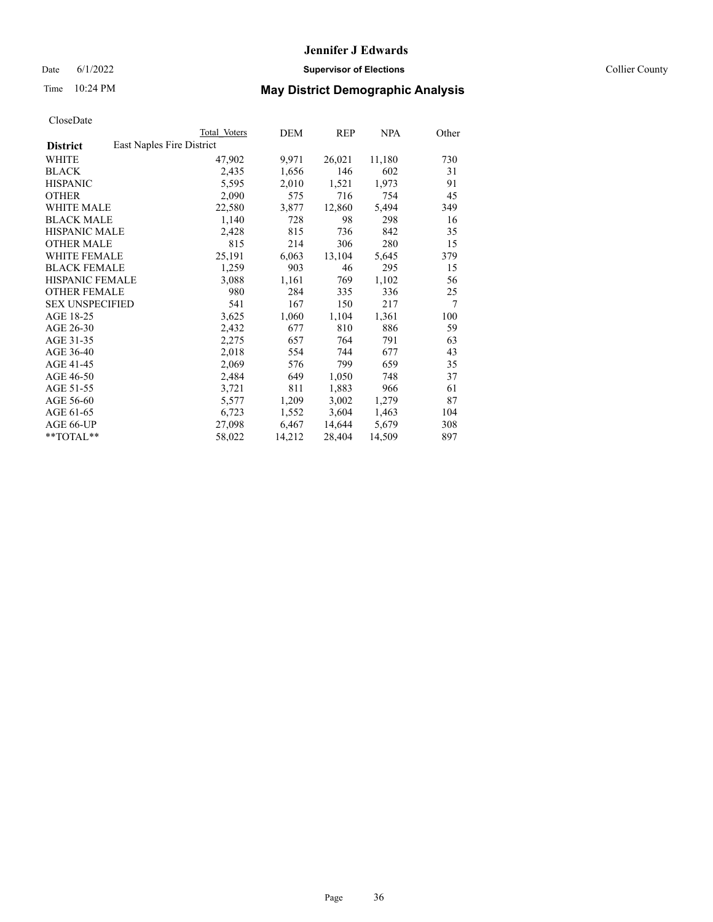CloseDate

| District | East Naples Fire District | Total Voters | DEM | REP | NPA | Other |
|---|---|---|---|---|---|---|
| WHITE | | 47,902 | 9,971 | 26,021 | 11,180 | 730 |
| BLACK | | 2,435 | 1,656 | 146 | 602 | 31 |
| HISPANIC | | 5,595 | 2,010 | 1,521 | 1,973 | 91 |
| OTHER | | 2,090 | 575 | 716 | 754 | 45 |
| WHITE MALE | | 22,580 | 3,877 | 12,860 | 5,494 | 349 |
| BLACK MALE | | 1,140 | 728 | 98 | 298 | 16 |
| HISPANIC MALE | | 2,428 | 815 | 736 | 842 | 35 |
| OTHER MALE | | 815 | 214 | 306 | 280 | 15 |
| WHITE FEMALE | | 25,191 | 6,063 | 13,104 | 5,645 | 379 |
| BLACK FEMALE | | 1,259 | 903 | 46 | 295 | 15 |
| HISPANIC FEMALE | | 3,088 | 1,161 | 769 | 1,102 | 56 |
| OTHER FEMALE | | 980 | 284 | 335 | 336 | 25 |
| SEX UNSPECIFIED | | 541 | 167 | 150 | 217 | 7 |
| AGE 18-25 | | 3,625 | 1,060 | 1,104 | 1,361 | 100 |
| AGE 26-30 | | 2,432 | 677 | 810 | 886 | 59 |
| AGE 31-35 | | 2,275 | 657 | 764 | 791 | 63 |
| AGE 36-40 | | 2,018 | 554 | 744 | 677 | 43 |
| AGE 41-45 | | 2,069 | 576 | 799 | 659 | 35 |
| AGE 46-50 | | 2,484 | 649 | 1,050 | 748 | 37 |
| AGE 51-55 | | 3,721 | 811 | 1,883 | 966 | 61 |
| AGE 56-60 | | 5,577 | 1,209 | 3,002 | 1,279 | 87 |
| AGE 61-65 | | 6,723 | 1,552 | 3,604 | 1,463 | 104 |
| AGE 66-UP | | 27,098 | 6,467 | 14,644 | 5,679 | 308 |
| **TOTAL** | | 58,022 | 14,212 | 28,404 | 14,509 | 897 |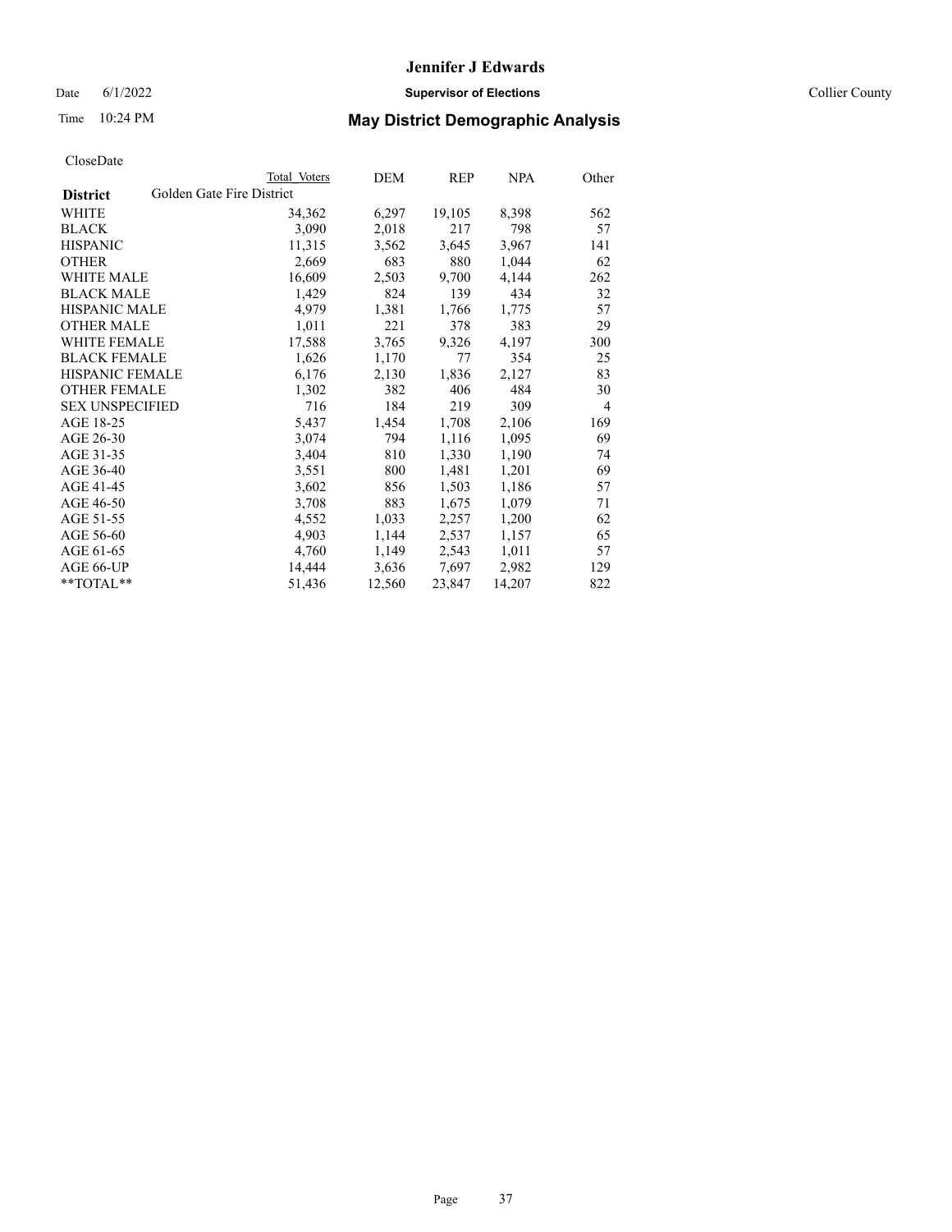CloseDate

| District | Golden Gate Fire District | | | | |
|---|---|---|---|---|---|
| | Total Voters | DEM | REP | NPA | Other |
| WHITE | 34,362 | 6,297 | 19,105 | 8,398 | 562 |
| BLACK | 3,090 | 2,018 | 217 | 798 | 57 |
| HISPANIC | 11,315 | 3,562 | 3,645 | 3,967 | 141 |
| OTHER | 2,669 | 683 | 880 | 1,044 | 62 |
| WHITE MALE | 16,609 | 2,503 | 9,700 | 4,144 | 262 |
| BLACK MALE | 1,429 | 824 | 139 | 434 | 32 |
| HISPANIC MALE | 4,979 | 1,381 | 1,766 | 1,775 | 57 |
| OTHER MALE | 1,011 | 221 | 378 | 383 | 29 |
| WHITE FEMALE | 17,588 | 3,765 | 9,326 | 4,197 | 300 |
| BLACK FEMALE | 1,626 | 1,170 | 77 | 354 | 25 |
| HISPANIC FEMALE | 6,176 | 2,130 | 1,836 | 2,127 | 83 |
| OTHER FEMALE | 1,302 | 382 | 406 | 484 | 30 |
| SEX UNSPECIFIED | 716 | 184 | 219 | 309 | 4 |
| AGE 18-25 | 5,437 | 1,454 | 1,708 | 2,106 | 169 |
| AGE 26-30 | 3,074 | 794 | 1,116 | 1,095 | 69 |
| AGE 31-35 | 3,404 | 810 | 1,330 | 1,190 | 74 |
| AGE 36-40 | 3,551 | 800 | 1,481 | 1,201 | 69 |
| AGE 41-45 | 3,602 | 856 | 1,503 | 1,186 | 57 |
| AGE 46-50 | 3,708 | 883 | 1,675 | 1,079 | 71 |
| AGE 51-55 | 4,552 | 1,033 | 2,257 | 1,200 | 62 |
| AGE 56-60 | 4,903 | 1,144 | 2,537 | 1,157 | 65 |
| AGE 61-65 | 4,760 | 1,149 | 2,543 | 1,011 | 57 |
| AGE 66-UP | 14,444 | 3,636 | 7,697 | 2,982 | 129 |
| **TOTAL** | 51,436 | 12,560 | 23,847 | 14,207 | 822 |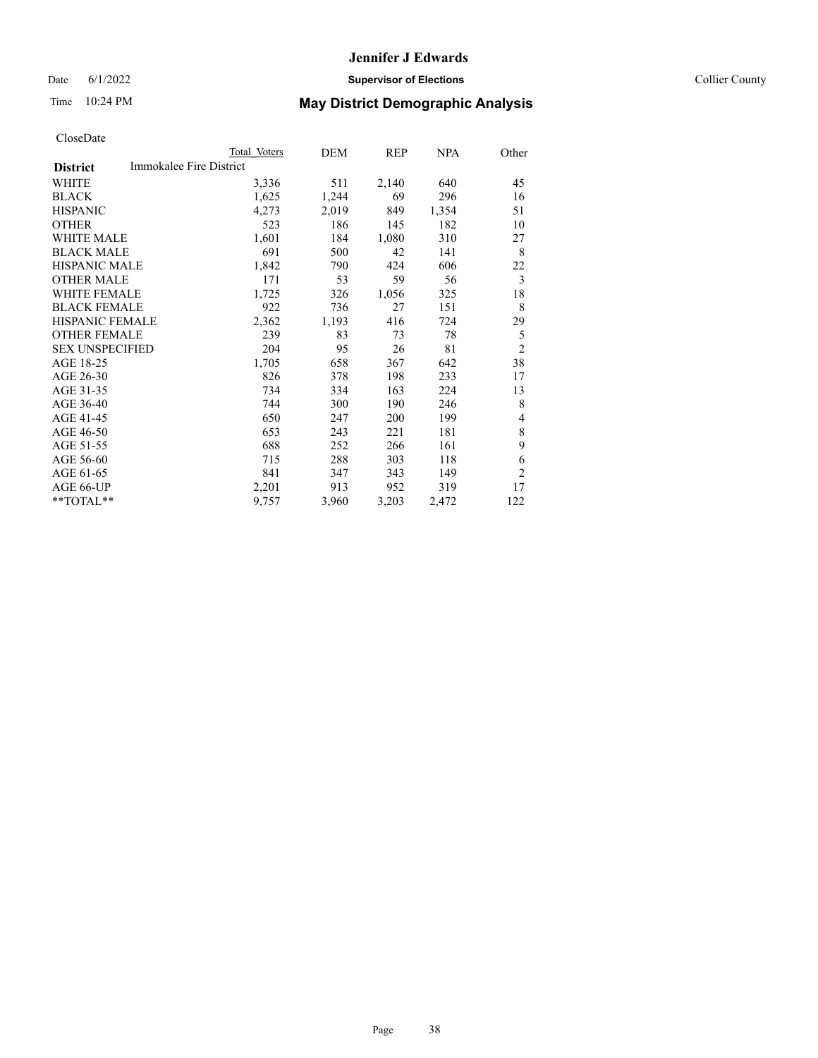# Jennifer J Edwards

Date 6/1/2022 **Supervisor of Elections** Collier County

Time 10:24 PM **May District Demographic Analysis**

CloseDate

| **District** | Total Voters | DEM | REP | NPA | Other |
|---|---|---|---|---|---|
| Immokalee Fire District | | | | | |
| WHITE | 3,336 | 511 | 2,140 | 640 | 45 |
| BLACK | 1,625 | 1,244 | 69 | 296 | 16 |
| HISPANIC | 4,273 | 2,019 | 849 | 1,354 | 51 |
| OTHER | 523 | 186 | 145 | 182 | 10 |
| WHITE MALE | 1,601 | 184 | 1,080 | 310 | 27 |
| BLACK MALE | 691 | 500 | 42 | 141 | 8 |
| HISPANIC MALE | 1,842 | 790 | 424 | 606 | 22 |
| OTHER MALE | 171 | 53 | 59 | 56 | 3 |
| WHITE FEMALE | 1,725 | 326 | 1,056 | 325 | 18 |
| BLACK FEMALE | 922 | 736 | 27 | 151 | 8 |
| HISPANIC FEMALE | 2,362 | 1,193 | 416 | 724 | 29 |
| OTHER FEMALE | 239 | 83 | 73 | 78 | 5 |
| SEX UNSPECIFIED | 204 | 95 | 26 | 81 | 2 |
| AGE 18-25 | 1,705 | 658 | 367 | 642 | 38 |
| AGE 26-30 | 826 | 378 | 198 | 233 | 17 |
| AGE 31-35 | 734 | 334 | 163 | 224 | 13 |
| AGE 36-40 | 744 | 300 | 190 | 246 | 8 |
| AGE 41-45 | 650 | 247 | 200 | 199 | 4 |
| AGE 46-50 | 653 | 243 | 221 | 181 | 8 |
| AGE 51-55 | 688 | 252 | 266 | 161 | 9 |
| AGE 56-60 | 715 | 288 | 303 | 118 | 6 |
| AGE 61-65 | 841 | 347 | 343 | 149 | 2 |
| AGE 66-UP | 2,201 | 913 | 952 | 319 | 17 |
| **TOTAL** | 9,757 | 3,960 | 3,203 | 2,472 | 122 |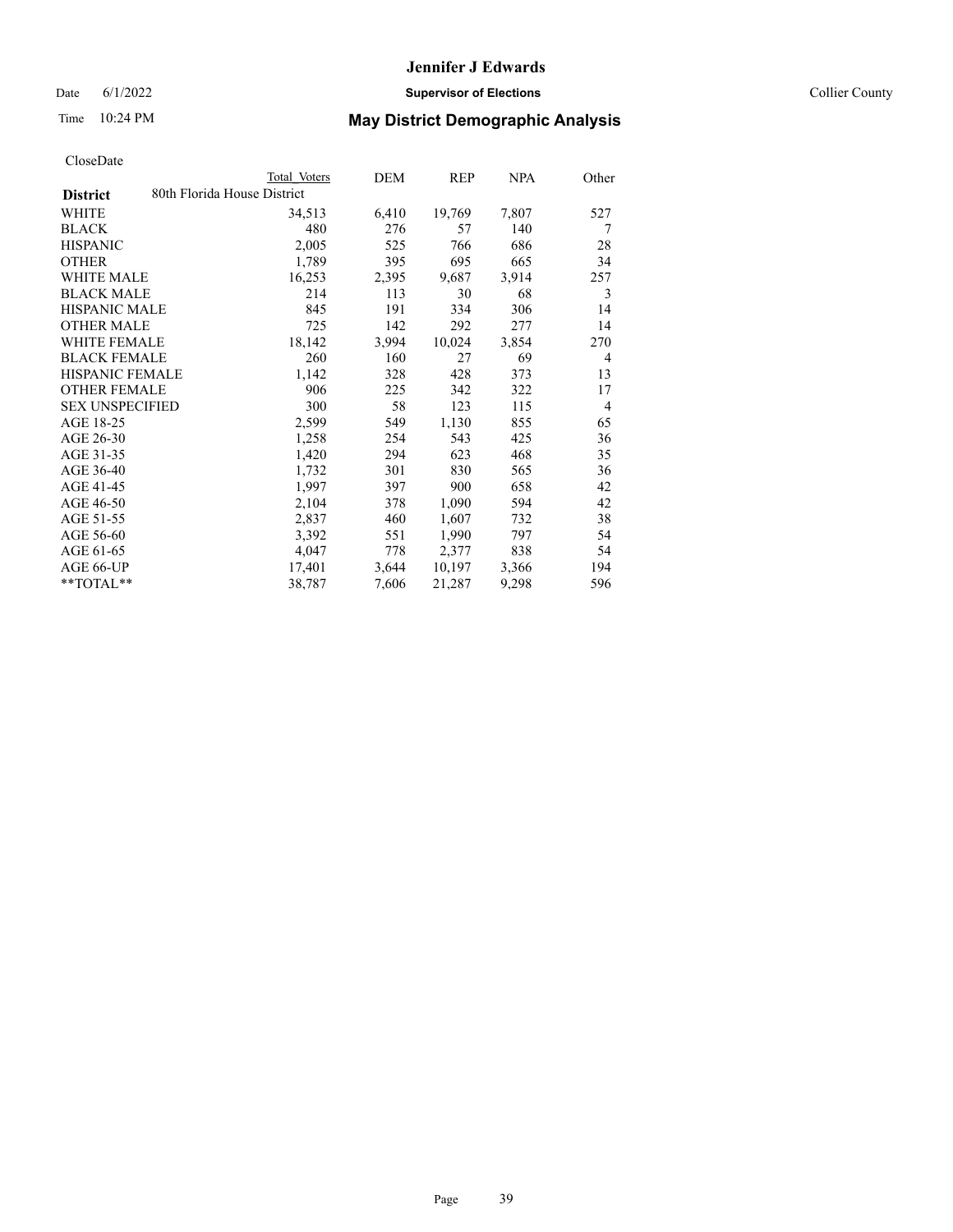CloseDate

| District | Total Voters | DEM | REP | NPA | Other |
|---|---|---|---|---|---|
| 80th Florida House District | | | | | |
| WHITE | 34,513 | 6,410 | 19,769 | 7,807 | 527 |
| BLACK | 480 | 276 | 57 | 140 | 7 |
| HISPANIC | 2,005 | 525 | 766 | 686 | 28 |
| OTHER | 1,789 | 395 | 695 | 665 | 34 |
| WHITE MALE | 16,253 | 2,395 | 9,687 | 3,914 | 257 |
| BLACK MALE | 214 | 113 | 30 | 68 | 3 |
| HISPANIC MALE | 845 | 191 | 334 | 306 | 14 |
| OTHER MALE | 725 | 142 | 292 | 277 | 14 |
| WHITE FEMALE | 18,142 | 3,994 | 10,024 | 3,854 | 270 |
| BLACK FEMALE | 260 | 160 | 27 | 69 | 4 |
| HISPANIC FEMALE | 1,142 | 328 | 428 | 373 | 13 |
| OTHER FEMALE | 906 | 225 | 342 | 322 | 17 |
| SEX UNSPECIFIED | 300 | 58 | 123 | 115 | 4 |
| AGE 18-25 | 2,599 | 549 | 1,130 | 855 | 65 |
| AGE 26-30 | 1,258 | 254 | 543 | 425 | 36 |
| AGE 31-35 | 1,420 | 294 | 623 | 468 | 35 |
| AGE 36-40 | 1,732 | 301 | 830 | 565 | 36 |
| AGE 41-45 | 1,997 | 397 | 900 | 658 | 42 |
| AGE 46-50 | 2,104 | 378 | 1,090 | 594 | 42 |
| AGE 51-55 | 2,837 | 460 | 1,607 | 732 | 38 |
| AGE 56-60 | 3,392 | 551 | 1,990 | 797 | 54 |
| AGE 61-65 | 4,047 | 778 | 2,377 | 838 | 54 |
| AGE 66-UP | 17,401 | 3,644 | 10,197 | 3,366 | 194 |
| **TOTAL** | 38,787 | 7,606 | 21,287 | 9,298 | 596 |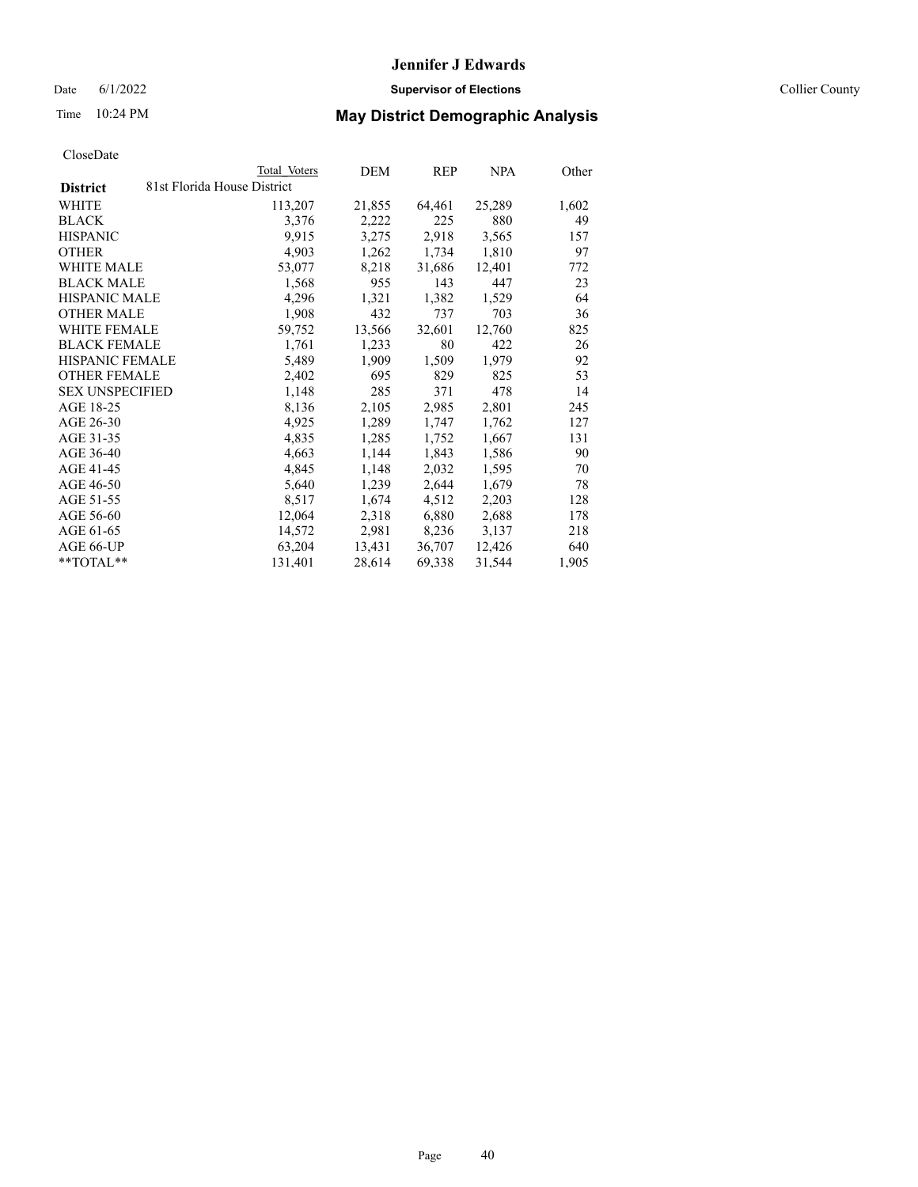CloseDate

| District | Total Voters | DEM | REP | NPA | Other |
|---|---|---|---|---|---|
| 81st Florida House District | | | | | |
| WHITE | 113,207 | 21,855 | 64,461 | 25,289 | 1,602 |
| BLACK | 3,376 | 2,222 | 225 | 880 | 49 |
| HISPANIC | 9,915 | 3,275 | 2,918 | 3,565 | 157 |
| OTHER | 4,903 | 1,262 | 1,734 | 1,810 | 97 |
| WHITE MALE | 53,077 | 8,218 | 31,686 | 12,401 | 772 |
| BLACK MALE | 1,568 | 955 | 143 | 447 | 23 |
| HISPANIC MALE | 4,296 | 1,321 | 1,382 | 1,529 | 64 |
| OTHER MALE | 1,908 | 432 | 737 | 703 | 36 |
| WHITE FEMALE | 59,752 | 13,566 | 32,601 | 12,760 | 825 |
| BLACK FEMALE | 1,761 | 1,233 | 80 | 422 | 26 |
| HISPANIC FEMALE | 5,489 | 1,909 | 1,509 | 1,979 | 92 |
| OTHER FEMALE | 2,402 | 695 | 829 | 825 | 53 |
| SEX UNSPECIFIED | 1,148 | 285 | 371 | 478 | 14 |
| AGE 18-25 | 8,136 | 2,105 | 2,985 | 2,801 | 245 |
| AGE 26-30 | 4,925 | 1,289 | 1,747 | 1,762 | 127 |
| AGE 31-35 | 4,835 | 1,285 | 1,752 | 1,667 | 131 |
| AGE 36-40 | 4,663 | 1,144 | 1,843 | 1,586 | 90 |
| AGE 41-45 | 4,845 | 1,148 | 2,032 | 1,595 | 70 |
| AGE 46-50 | 5,640 | 1,239 | 2,644 | 1,679 | 78 |
| AGE 51-55 | 8,517 | 1,674 | 4,512 | 2,203 | 128 |
| AGE 56-60 | 12,064 | 2,318 | 6,880 | 2,688 | 178 |
| AGE 61-65 | 14,572 | 2,981 | 8,236 | 3,137 | 218 |
| AGE 66-UP | 63,204 | 13,431 | 36,707 | 12,426 | 640 |
| **TOTAL** | 131,401 | 28,614 | 69,338 | 31,544 | 1,905 |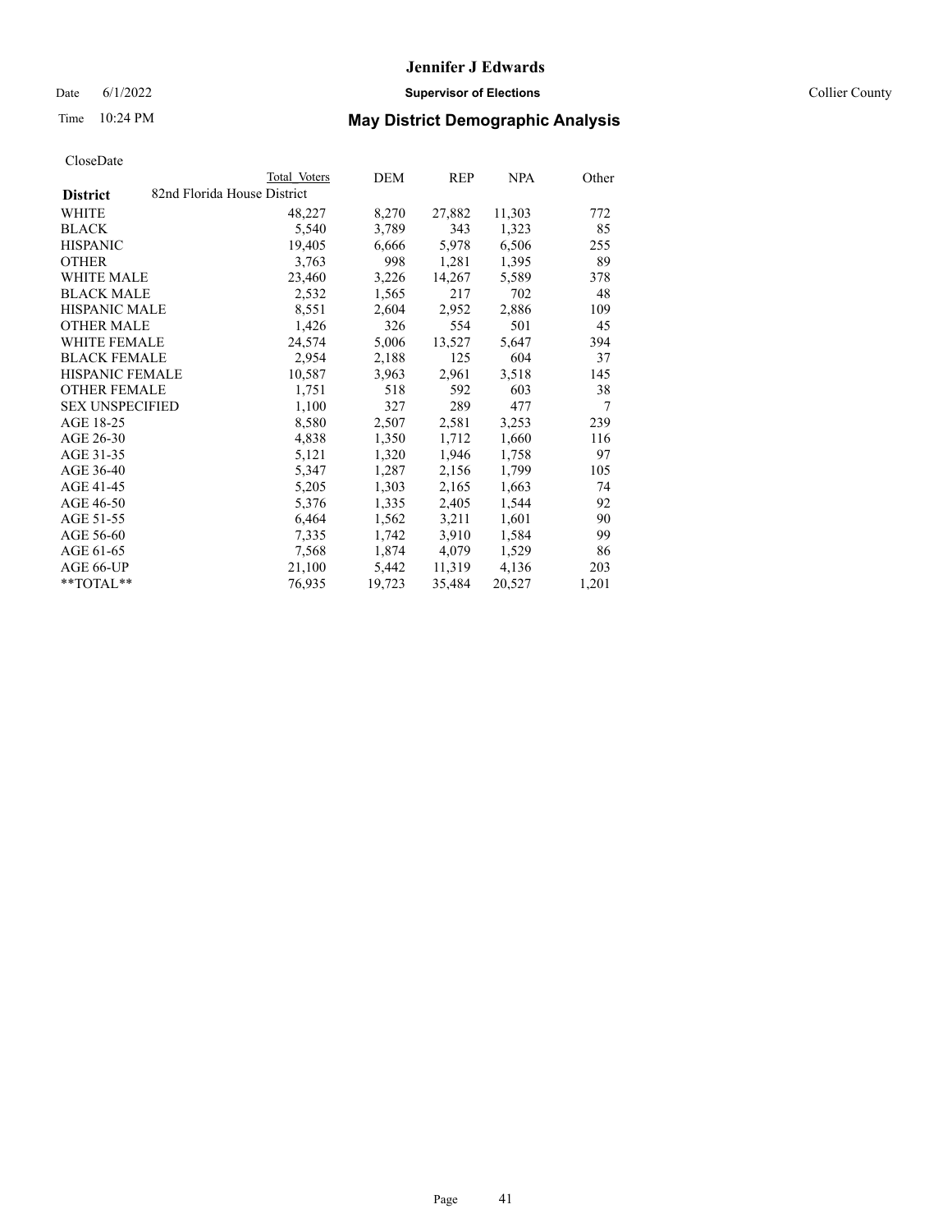# Jennifer J Edwards

Date 6/1/2022 **Supervisor of Elections** Collier County

Time 10:24 PM **May District Demographic Analysis**

CloseDate

| **District** | Total Voters | DEM | REP | NPA | Other |
|---|---|---|---|---|---|
| 82nd Florida House District | | | | | |
| WHITE | 48,227 | 8,270 | 27,882 | 11,303 | 772 |
| BLACK | 5,540 | 3,789 | 343 | 1,323 | 85 |
| HISPANIC | 19,405 | 6,666 | 5,978 | 6,506 | 255 |
| OTHER | 3,763 | 998 | 1,281 | 1,395 | 89 |
| WHITE MALE | 23,460 | 3,226 | 14,267 | 5,589 | 378 |
| BLACK MALE | 2,532 | 1,565 | 217 | 702 | 48 |
| HISPANIC MALE | 8,551 | 2,604 | 2,952 | 2,886 | 109 |
| OTHER MALE | 1,426 | 326 | 554 | 501 | 45 |
| WHITE FEMALE | 24,574 | 5,006 | 13,527 | 5,647 | 394 |
| BLACK FEMALE | 2,954 | 2,188 | 125 | 604 | 37 |
| HISPANIC FEMALE | 10,587 | 3,963 | 2,961 | 3,518 | 145 |
| OTHER FEMALE | 1,751 | 518 | 592 | 603 | 38 |
| SEX UNSPECIFIED | 1,100 | 327 | 289 | 477 | 7 |
| AGE 18-25 | 8,580 | 2,507 | 2,581 | 3,253 | 239 |
| AGE 26-30 | 4,838 | 1,350 | 1,712 | 1,660 | 116 |
| AGE 31-35 | 5,121 | 1,320 | 1,946 | 1,758 | 97 |
| AGE 36-40 | 5,347 | 1,287 | 2,156 | 1,799 | 105 |
| AGE 41-45 | 5,205 | 1,303 | 2,165 | 1,663 | 74 |
| AGE 46-50 | 5,376 | 1,335 | 2,405 | 1,544 | 92 |
| AGE 51-55 | 6,464 | 1,562 | 3,211 | 1,601 | 90 |
| AGE 56-60 | 7,335 | 1,742 | 3,910 | 1,584 | 99 |
| AGE 61-65 | 7,568 | 1,874 | 4,079 | 1,529 | 86 |
| AGE 66-UP | 21,100 | 5,442 | 11,319 | 4,136 | 203 |
| **TOTAL** | 76,935 | 19,723 | 35,484 | 20,527 | 1,201 |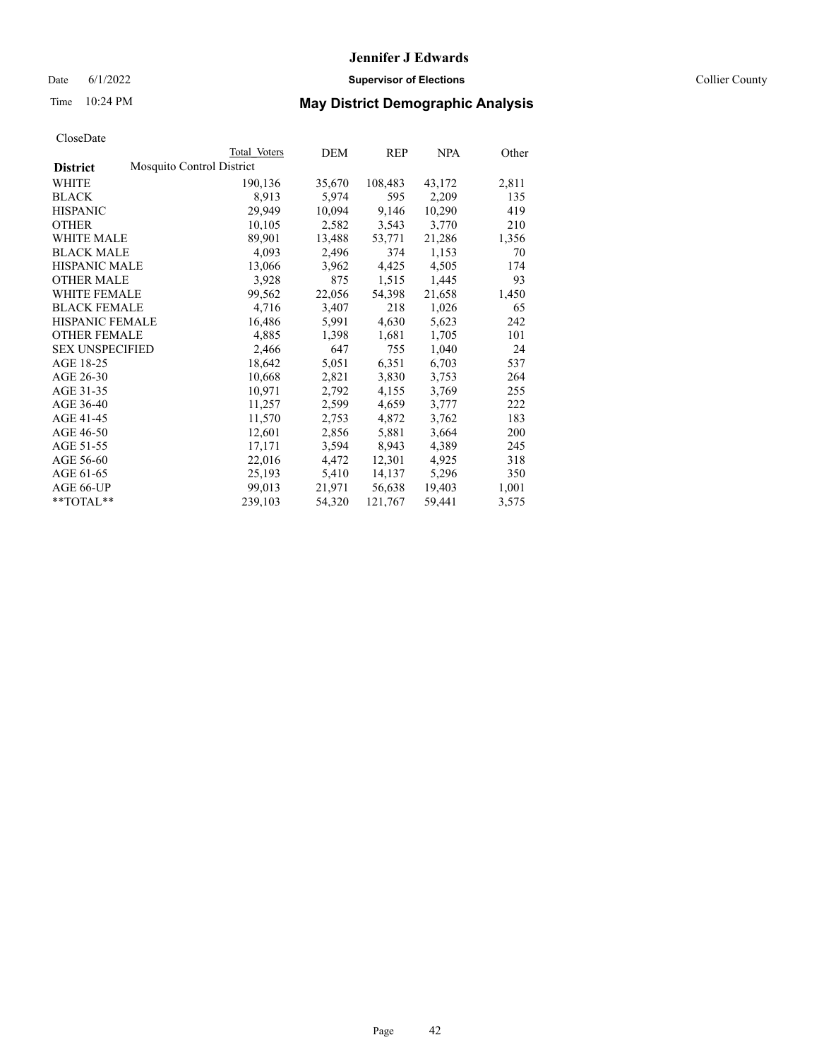# Jennifer J Edwards

Date 6/1/2022 **Supervisor of Elections** Collier County

Time 10:24 PM **May District Demographic Analysis**

CloseDate

| | Total Voters | DEM | REP | NPA | Other |
|---|---|---|---|---|---|
| **District** Mosquito Control District | | | | | |
| WHITE | 190,136 | 35,670 | 108,483 | 43,172 | 2,811 |
| BLACK | 8,913 | 5,974 | 595 | 2,209 | 135 |
| HISPANIC | 29,949 | 10,094 | 9,146 | 10,290 | 419 |
| OTHER | 10,105 | 2,582 | 3,543 | 3,770 | 210 |
| WHITE MALE | 89,901 | 13,488 | 53,771 | 21,286 | 1,356 |
| BLACK MALE | 4,093 | 2,496 | 374 | 1,153 | 70 |
| HISPANIC MALE | 13,066 | 3,962 | 4,425 | 4,505 | 174 |
| OTHER MALE | 3,928 | 875 | 1,515 | 1,445 | 93 |
| WHITE FEMALE | 99,562 | 22,056 | 54,398 | 21,658 | 1,450 |
| BLACK FEMALE | 4,716 | 3,407 | 218 | 1,026 | 65 |
| HISPANIC FEMALE | 16,486 | 5,991 | 4,630 | 5,623 | 242 |
| OTHER FEMALE | 4,885 | 1,398 | 1,681 | 1,705 | 101 |
| SEX UNSPECIFIED | 2,466 | 647 | 755 | 1,040 | 24 |
| AGE 18-25 | 18,642 | 5,051 | 6,351 | 6,703 | 537 |
| AGE 26-30 | 10,668 | 2,821 | 3,830 | 3,753 | 264 |
| AGE 31-35 | 10,971 | 2,792 | 4,155 | 3,769 | 255 |
| AGE 36-40 | 11,257 | 2,599 | 4,659 | 3,777 | 222 |
| AGE 41-45 | 11,570 | 2,753 | 4,872 | 3,762 | 183 |
| AGE 46-50 | 12,601 | 2,856 | 5,881 | 3,664 | 200 |
| AGE 51-55 | 17,171 | 3,594 | 8,943 | 4,389 | 245 |
| AGE 56-60 | 22,016 | 4,472 | 12,301 | 4,925 | 318 |
| AGE 61-65 | 25,193 | 5,410 | 14,137 | 5,296 | 350 |
| AGE 66-UP | 99,013 | 21,971 | 56,638 | 19,403 | 1,001 |
| **TOTAL** | 239,103 | 54,320 | 121,767 | 59,441 | 3,575 |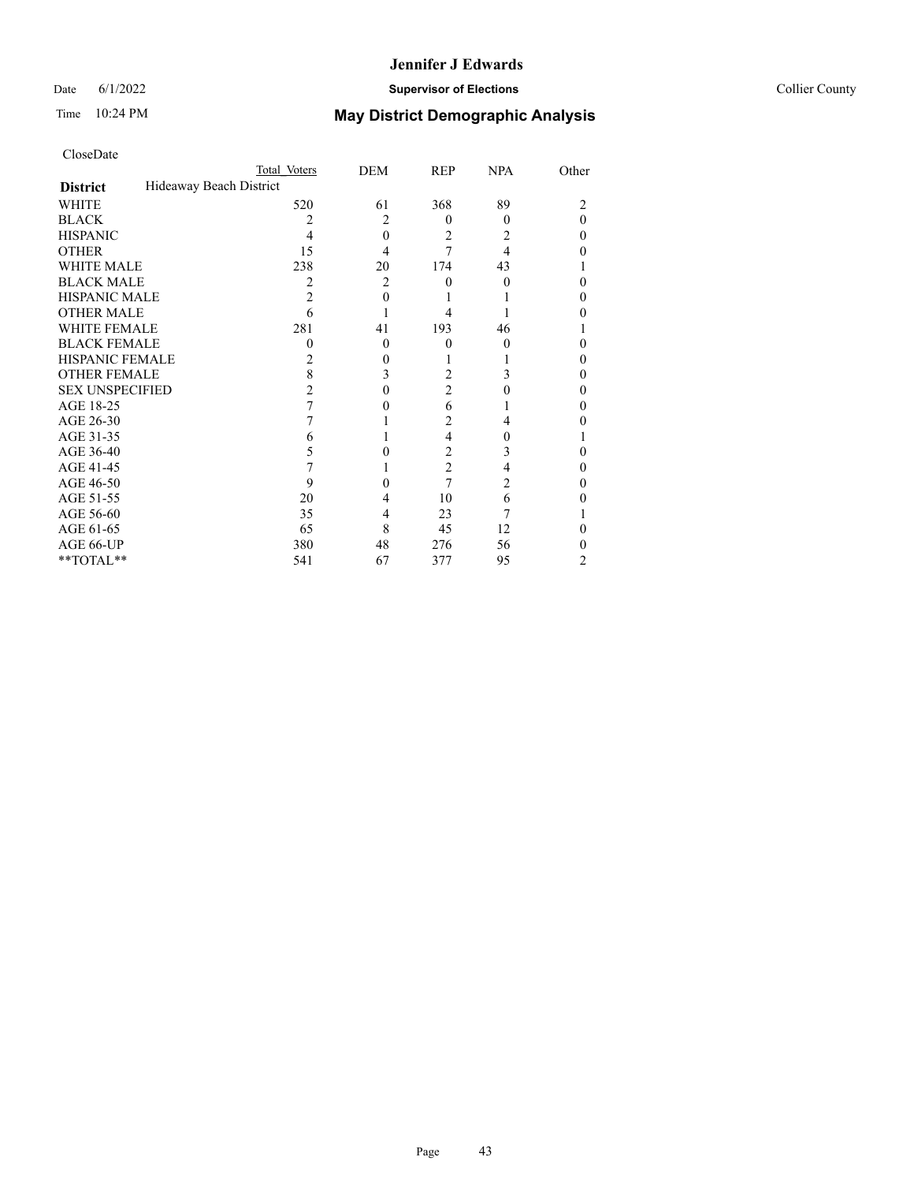# Jennifer J Edwards

Date 6/1/2022 **Supervisor of Elections** Collier County

Time 10:24 PM **May District Demographic Analysis**

CloseDate

| | Total Voters | DEM | REP | NPA | Other |
|---|---|---|---|---|---|
| **District** Hideaway Beach District | | | | | |
| WHITE | 520 | 61 | 368 | 89 | 2 |
| BLACK | 2 | 2 | 0 | 0 | 0 |
| HISPANIC | 4 | 0 | 2 | 2 | 0 |
| OTHER | 15 | 4 | 7 | 4 | 0 |
| WHITE MALE | 238 | 20 | 174 | 43 | 1 |
| BLACK MALE | 2 | 2 | 0 | 0 | 0 |
| HISPANIC MALE | 2 | 0 | 1 | 1 | 0 |
| OTHER MALE | 6 | 1 | 4 | 1 | 0 |
| WHITE FEMALE | 281 | 41 | 193 | 46 | 1 |
| BLACK FEMALE | 0 | 0 | 0 | 0 | 0 |
| HISPANIC FEMALE | 2 | 0 | 1 | 1 | 0 |
| OTHER FEMALE | 8 | 3 | 2 | 3 | 0 |
| SEX UNSPECIFIED | 2 | 0 | 2 | 0 | 0 |
| AGE 18-25 | 7 | 0 | 6 | 1 | 0 |
| AGE 26-30 | 7 | 1 | 2 | 4 | 0 |
| AGE 31-35 | 6 | 1 | 4 | 0 | 1 |
| AGE 36-40 | 5 | 0 | 2 | 3 | 0 |
| AGE 41-45 | 7 | 1 | 2 | 4 | 0 |
| AGE 46-50 | 9 | 0 | 7 | 2 | 0 |
| AGE 51-55 | 20 | 4 | 10 | 6 | 0 |
| AGE 56-60 | 35 | 4 | 23 | 7 | 1 |
| AGE 61-65 | 65 | 8 | 45 | 12 | 0 |
| AGE 66-UP | 380 | 48 | 276 | 56 | 0 |
| **TOTAL** | 541 | 67 | 377 | 95 | 2 |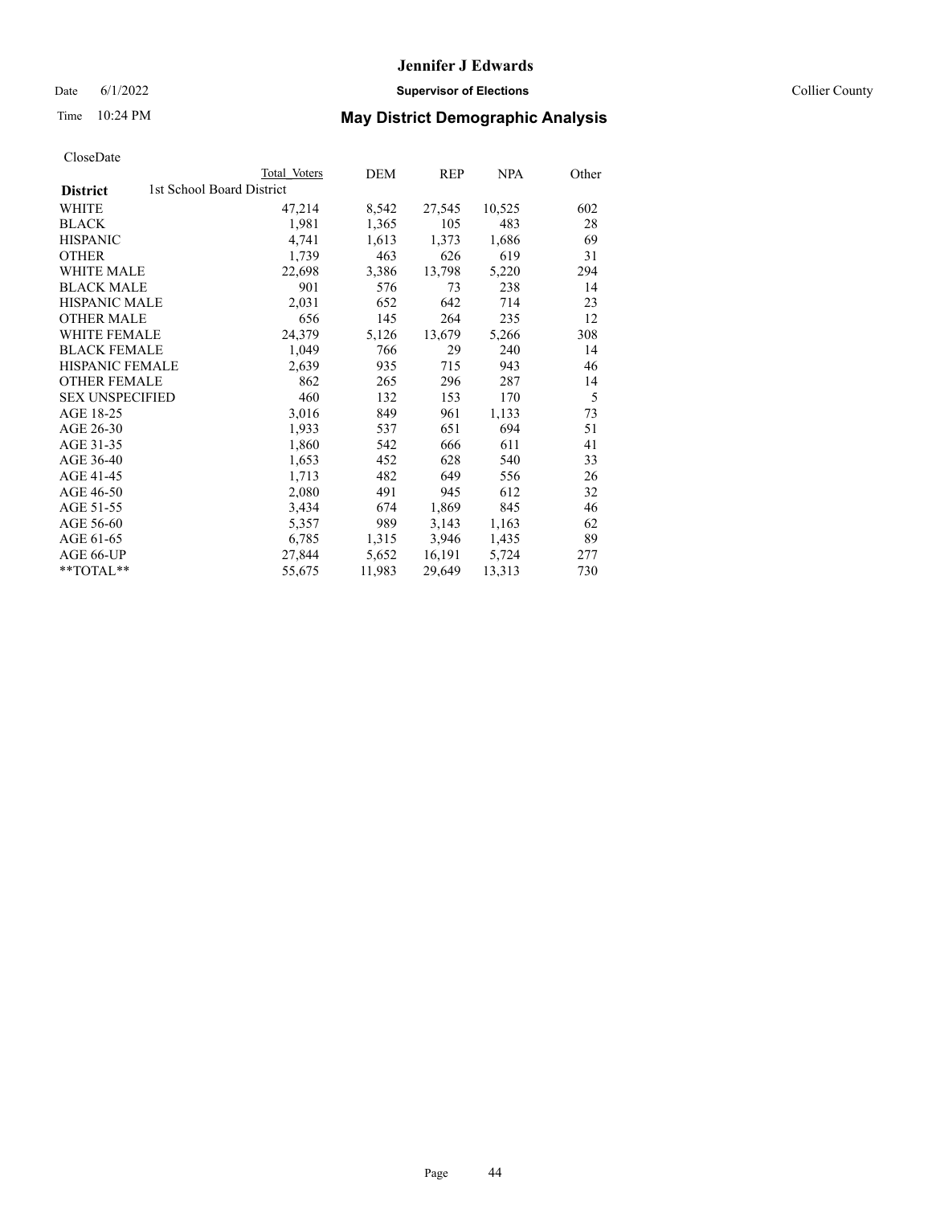# Jennifer J Edwards

Date 6/1/2022 **Supervisor of Elections** Collier County

Time 10:24 PM **May District Demographic Analysis**

CloseDate

| **District** | Total Voters | DEM | REP | NPA | Other |
|---|---|---|---|---|---|
| 1st School Board District | | | | | |
| WHITE | 47,214 | 8,542 | 27,545 | 10,525 | 602 |
| BLACK | 1,981 | 1,365 | 105 | 483 | 28 |
| HISPANIC | 4,741 | 1,613 | 1,373 | 1,686 | 69 |
| OTHER | 1,739 | 463 | 626 | 619 | 31 |
| WHITE MALE | 22,698 | 3,386 | 13,798 | 5,220 | 294 |
| BLACK MALE | 901 | 576 | 73 | 238 | 14 |
| HISPANIC MALE | 2,031 | 652 | 642 | 714 | 23 |
| OTHER MALE | 656 | 145 | 264 | 235 | 12 |
| WHITE FEMALE | 24,379 | 5,126 | 13,679 | 5,266 | 308 |
| BLACK FEMALE | 1,049 | 766 | 29 | 240 | 14 |
| HISPANIC FEMALE | 2,639 | 935 | 715 | 943 | 46 |
| OTHER FEMALE | 862 | 265 | 296 | 287 | 14 |
| SEX UNSPECIFIED | 460 | 132 | 153 | 170 | 5 |
| AGE 18-25 | 3,016 | 849 | 961 | 1,133 | 73 |
| AGE 26-30 | 1,933 | 537 | 651 | 694 | 51 |
| AGE 31-35 | 1,860 | 542 | 666 | 611 | 41 |
| AGE 36-40 | 1,653 | 452 | 628 | 540 | 33 |
| AGE 41-45 | 1,713 | 482 | 649 | 556 | 26 |
| AGE 46-50 | 2,080 | 491 | 945 | 612 | 32 |
| AGE 51-55 | 3,434 | 674 | 1,869 | 845 | 46 |
| AGE 56-60 | 5,357 | 989 | 3,143 | 1,163 | 62 |
| AGE 61-65 | 6,785 | 1,315 | 3,946 | 1,435 | 89 |
| AGE 66-UP | 27,844 | 5,652 | 16,191 | 5,724 | 277 |
| **TOTAL** | 55,675 | 11,983 | 29,649 | 13,313 | 730 |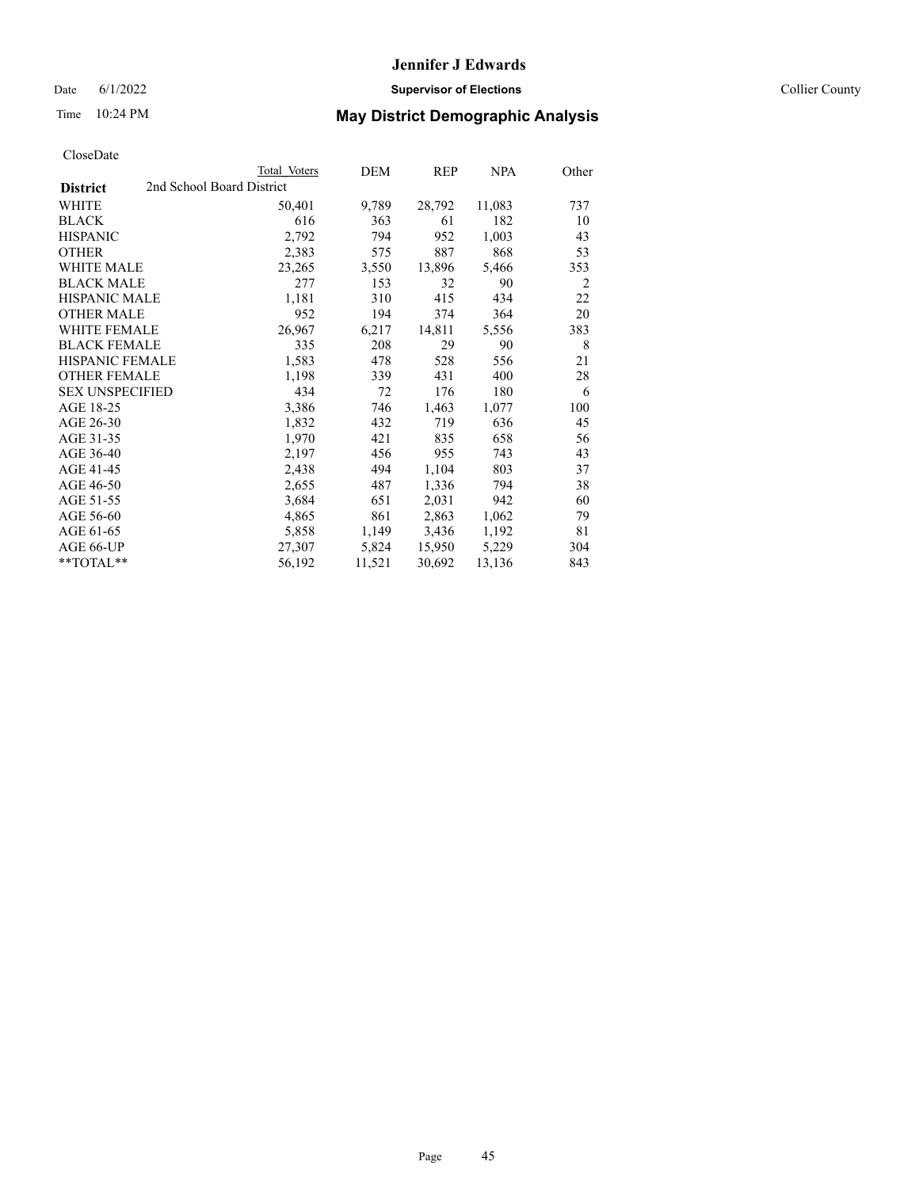# Jennifer J Edwards

Date 6/1/2022 **Supervisor of Elections** Collier County

Time 10:24 PM **May District Demographic Analysis**

CloseDate

| | Total Voters | DEM | REP | NPA | Other |
|---|---|---|---|---|---|
| **District** 2nd School Board District | | | | | |
| WHITE | 50,401 | 9,789 | 28,792 | 11,083 | 737 |
| BLACK | 616 | 363 | 61 | 182 | 10 |
| HISPANIC | 2,792 | 794 | 952 | 1,003 | 43 |
| OTHER | 2,383 | 575 | 887 | 868 | 53 |
| WHITE MALE | 23,265 | 3,550 | 13,896 | 5,466 | 353 |
| BLACK MALE | 277 | 153 | 32 | 90 | 2 |
| HISPANIC MALE | 1,181 | 310 | 415 | 434 | 22 |
| OTHER MALE | 952 | 194 | 374 | 364 | 20 |
| WHITE FEMALE | 26,967 | 6,217 | 14,811 | 5,556 | 383 |
| BLACK FEMALE | 335 | 208 | 29 | 90 | 8 |
| HISPANIC FEMALE | 1,583 | 478 | 528 | 556 | 21 |
| OTHER FEMALE | 1,198 | 339 | 431 | 400 | 28 |
| SEX UNSPECIFIED | 434 | 72 | 176 | 180 | 6 |
| AGE 18-25 | 3,386 | 746 | 1,463 | 1,077 | 100 |
| AGE 26-30 | 1,832 | 432 | 719 | 636 | 45 |
| AGE 31-35 | 1,970 | 421 | 835 | 658 | 56 |
| AGE 36-40 | 2,197 | 456 | 955 | 743 | 43 |
| AGE 41-45 | 2,438 | 494 | 1,104 | 803 | 37 |
| AGE 46-50 | 2,655 | 487 | 1,336 | 794 | 38 |
| AGE 51-55 | 3,684 | 651 | 2,031 | 942 | 60 |
| AGE 56-60 | 4,865 | 861 | 2,863 | 1,062 | 79 |
| AGE 61-65 | 5,858 | 1,149 | 3,436 | 1,192 | 81 |
| AGE 66-UP | 27,307 | 5,824 | 15,950 | 5,229 | 304 |
| **TOTAL** | 56,192 | 11,521 | 30,692 | 13,136 | 843 |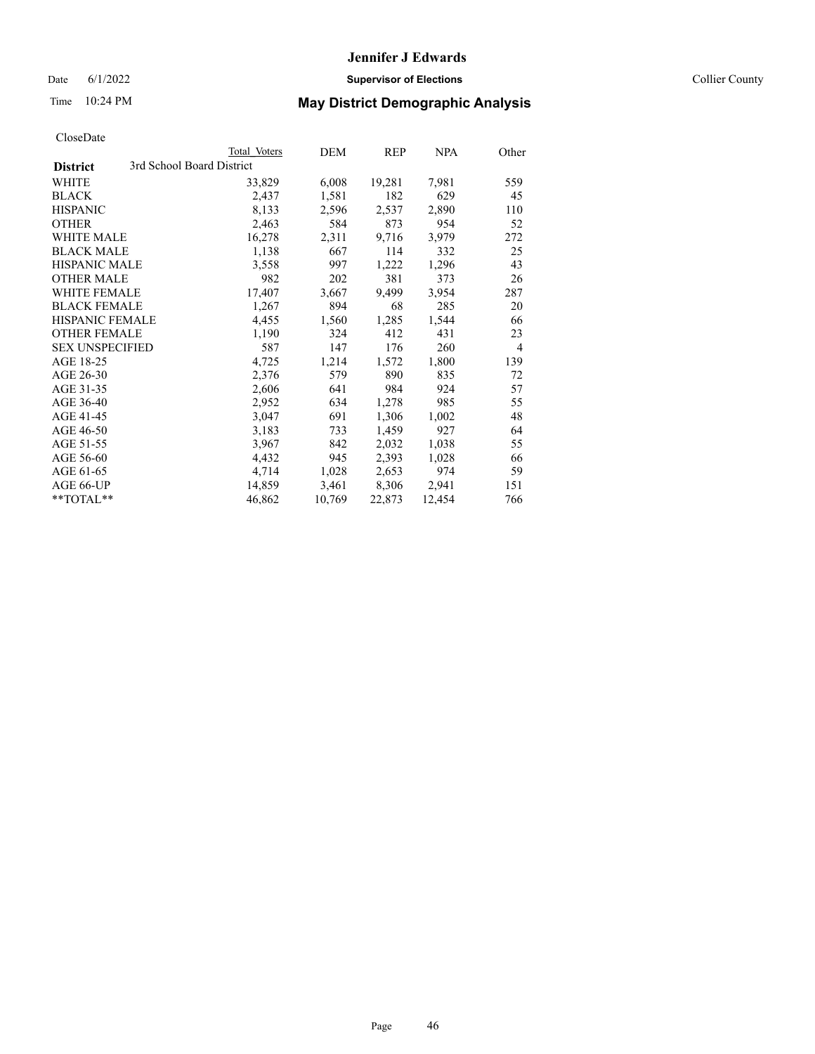CloseDate

| District | 3rd School Board District | Total Voters | DEM | REP | NPA | Other |
|---|---|---|---|---|---|---|
| WHITE | | 33,829 | 6,008 | 19,281 | 7,981 | 559 |
| BLACK | | 2,437 | 1,581 | 182 | 629 | 45 |
| HISPANIC | | 8,133 | 2,596 | 2,537 | 2,890 | 110 |
| OTHER | | 2,463 | 584 | 873 | 954 | 52 |
| WHITE MALE | | 16,278 | 2,311 | 9,716 | 3,979 | 272 |
| BLACK MALE | | 1,138 | 667 | 114 | 332 | 25 |
| HISPANIC MALE | | 3,558 | 997 | 1,222 | 1,296 | 43 |
| OTHER MALE | | 982 | 202 | 381 | 373 | 26 |
| WHITE FEMALE | | 17,407 | 3,667 | 9,499 | 3,954 | 287 |
| BLACK FEMALE | | 1,267 | 894 | 68 | 285 | 20 |
| HISPANIC FEMALE | | 4,455 | 1,560 | 1,285 | 1,544 | 66 |
| OTHER FEMALE | | 1,190 | 324 | 412 | 431 | 23 |
| SEX UNSPECIFIED | | 587 | 147 | 176 | 260 | 4 |
| AGE 18-25 | | 4,725 | 1,214 | 1,572 | 1,800 | 139 |
| AGE 26-30 | | 2,376 | 579 | 890 | 835 | 72 |
| AGE 31-35 | | 2,606 | 641 | 984 | 924 | 57 |
| AGE 36-40 | | 2,952 | 634 | 1,278 | 985 | 55 |
| AGE 41-45 | | 3,047 | 691 | 1,306 | 1,002 | 48 |
| AGE 46-50 | | 3,183 | 733 | 1,459 | 927 | 64 |
| AGE 51-55 | | 3,967 | 842 | 2,032 | 1,038 | 55 |
| AGE 56-60 | | 4,432 | 945 | 2,393 | 1,028 | 66 |
| AGE 61-65 | | 4,714 | 1,028 | 2,653 | 974 | 59 |
| AGE 66-UP | | 14,859 | 3,461 | 8,306 | 2,941 | 151 |
| **TOTAL** | | 46,862 | 10,769 | 22,873 | 12,454 | 766 |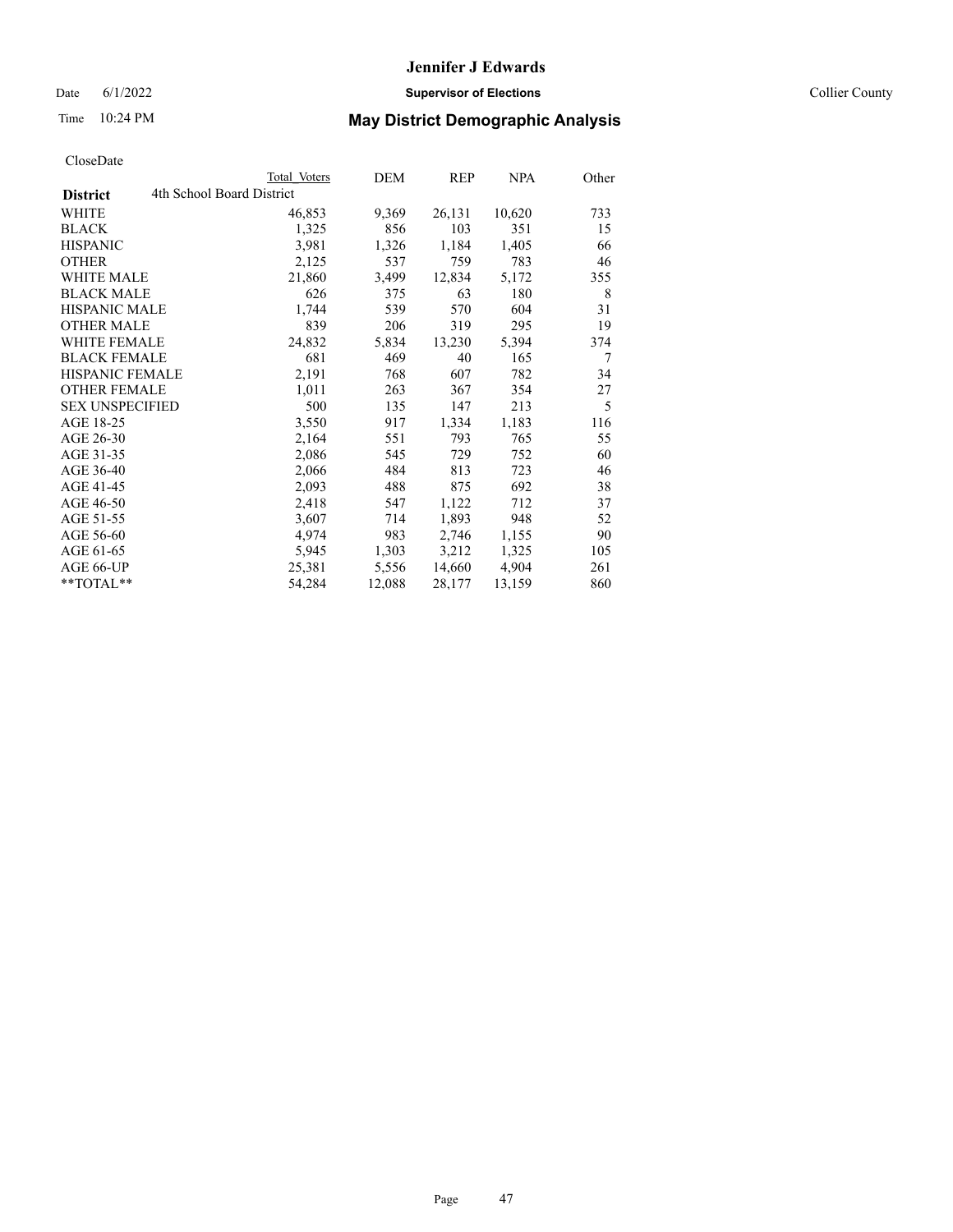CloseDate

| District | 4th School Board District | Total Voters | DEM | REP | NPA | Other |
|---|---|---|---|---|---|---|
| WHITE | | 46,853 | 9,369 | 26,131 | 10,620 | 733 |
| BLACK | | 1,325 | 856 | 103 | 351 | 15 |
| HISPANIC | | 3,981 | 1,326 | 1,184 | 1,405 | 66 |
| OTHER | | 2,125 | 537 | 759 | 783 | 46 |
| WHITE MALE | | 21,860 | 3,499 | 12,834 | 5,172 | 355 |
| BLACK MALE | | 626 | 375 | 63 | 180 | 8 |
| HISPANIC MALE | | 1,744 | 539 | 570 | 604 | 31 |
| OTHER MALE | | 839 | 206 | 319 | 295 | 19 |
| WHITE FEMALE | | 24,832 | 5,834 | 13,230 | 5,394 | 374 |
| BLACK FEMALE | | 681 | 469 | 40 | 165 | 7 |
| HISPANIC FEMALE | | 2,191 | 768 | 607 | 782 | 34 |
| OTHER FEMALE | | 1,011 | 263 | 367 | 354 | 27 |
| SEX UNSPECIFIED | | 500 | 135 | 147 | 213 | 5 |
| AGE 18-25 | | 3,550 | 917 | 1,334 | 1,183 | 116 |
| AGE 26-30 | | 2,164 | 551 | 793 | 765 | 55 |
| AGE 31-35 | | 2,086 | 545 | 729 | 752 | 60 |
| AGE 36-40 | | 2,066 | 484 | 813 | 723 | 46 |
| AGE 41-45 | | 2,093 | 488 | 875 | 692 | 38 |
| AGE 46-50 | | 2,418 | 547 | 1,122 | 712 | 37 |
| AGE 51-55 | | 3,607 | 714 | 1,893 | 948 | 52 |
| AGE 56-60 | | 4,974 | 983 | 2,746 | 1,155 | 90 |
| AGE 61-65 | | 5,945 | 1,303 | 3,212 | 1,325 | 105 |
| AGE 66-UP | | 25,381 | 5,556 | 14,660 | 4,904 | 261 |
| **TOTAL** | | 54,284 | 12,088 | 28,177 | 13,159 | 860 |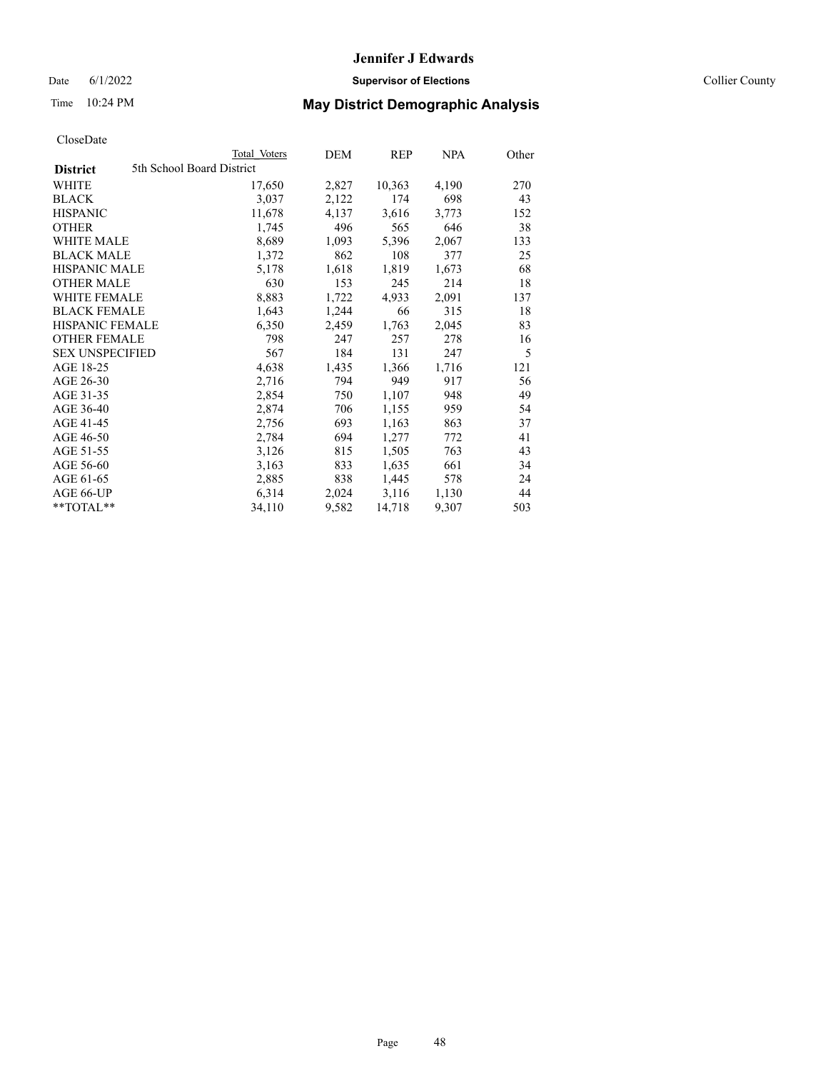# Jennifer J Edwards

Date 6/1/2022 **Supervisor of Elections** Collier County

Time 10:24 PM **May District Demographic Analysis**

CloseDate

| **District** 5th School Board District | Total Voters | DEM | REP | NPA | Other |
|---|---|---|---|---|---|
| WHITE | 17,650 | 2,827 | 10,363 | 4,190 | 270 |
| BLACK | 3,037 | 2,122 | 174 | 698 | 43 |
| HISPANIC | 11,678 | 4,137 | 3,616 | 3,773 | 152 |
| OTHER | 1,745 | 496 | 565 | 646 | 38 |
| WHITE MALE | 8,689 | 1,093 | 5,396 | 2,067 | 133 |
| BLACK MALE | 1,372 | 862 | 108 | 377 | 25 |
| HISPANIC MALE | 5,178 | 1,618 | 1,819 | 1,673 | 68 |
| OTHER MALE | 630 | 153 | 245 | 214 | 18 |
| WHITE FEMALE | 8,883 | 1,722 | 4,933 | 2,091 | 137 |
| BLACK FEMALE | 1,643 | 1,244 | 66 | 315 | 18 |
| HISPANIC FEMALE | 6,350 | 2,459 | 1,763 | 2,045 | 83 |
| OTHER FEMALE | 798 | 247 | 257 | 278 | 16 |
| SEX UNSPECIFIED | 567 | 184 | 131 | 247 | 5 |
| AGE 18-25 | 4,638 | 1,435 | 1,366 | 1,716 | 121 |
| AGE 26-30 | 2,716 | 794 | 949 | 917 | 56 |
| AGE 31-35 | 2,854 | 750 | 1,107 | 948 | 49 |
| AGE 36-40 | 2,874 | 706 | 1,155 | 959 | 54 |
| AGE 41-45 | 2,756 | 693 | 1,163 | 863 | 37 |
| AGE 46-50 | 2,784 | 694 | 1,277 | 772 | 41 |
| AGE 51-55 | 3,126 | 815 | 1,505 | 763 | 43 |
| AGE 56-60 | 3,163 | 833 | 1,635 | 661 | 34 |
| AGE 61-65 | 2,885 | 838 | 1,445 | 578 | 24 |
| AGE 66-UP | 6,314 | 2,024 | 3,116 | 1,130 | 44 |
| **TOTAL** | 34,110 | 9,582 | 14,718 | 9,307 | 503 |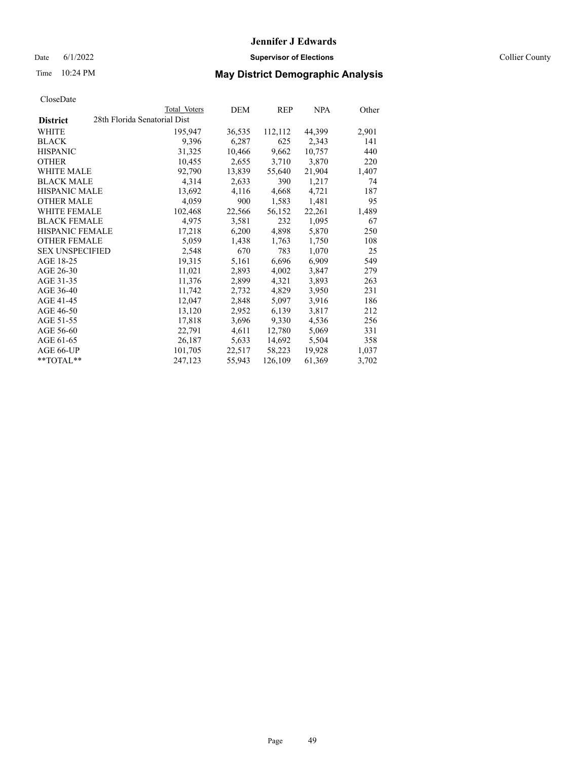# Jennifer J Edwards

Date 6/1/2022 **Supervisor of Elections** Collier County

Time 10:24 PM **May District Demographic Analysis**

CloseDate

| District | Total Voters | DEM | REP | NPA | Other |
|---|---|---|---|---|---|
| 28th Florida Senatorial Dist | | | | | |
| WHITE | 195,947 | 36,535 | 112,112 | 44,399 | 2,901 |
| BLACK | 9,396 | 6,287 | 625 | 2,343 | 141 |
| HISPANIC | 31,325 | 10,466 | 9,662 | 10,757 | 440 |
| OTHER | 10,455 | 2,655 | 3,710 | 3,870 | 220 |
| WHITE MALE | 92,790 | 13,839 | 55,640 | 21,904 | 1,407 |
| BLACK MALE | 4,314 | 2,633 | 390 | 1,217 | 74 |
| HISPANIC MALE | 13,692 | 4,116 | 4,668 | 4,721 | 187 |
| OTHER MALE | 4,059 | 900 | 1,583 | 1,481 | 95 |
| WHITE FEMALE | 102,468 | 22,566 | 56,152 | 22,261 | 1,489 |
| BLACK FEMALE | 4,975 | 3,581 | 232 | 1,095 | 67 |
| HISPANIC FEMALE | 17,218 | 6,200 | 4,898 | 5,870 | 250 |
| OTHER FEMALE | 5,059 | 1,438 | 1,763 | 1,750 | 108 |
| SEX UNSPECIFIED | 2,548 | 670 | 783 | 1,070 | 25 |
| AGE 18-25 | 19,315 | 5,161 | 6,696 | 6,909 | 549 |
| AGE 26-30 | 11,021 | 2,893 | 4,002 | 3,847 | 279 |
| AGE 31-35 | 11,376 | 2,899 | 4,321 | 3,893 | 263 |
| AGE 36-40 | 11,742 | 2,732 | 4,829 | 3,950 | 231 |
| AGE 41-45 | 12,047 | 2,848 | 5,097 | 3,916 | 186 |
| AGE 46-50 | 13,120 | 2,952 | 6,139 | 3,817 | 212 |
| AGE 51-55 | 17,818 | 3,696 | 9,330 | 4,536 | 256 |
| AGE 56-60 | 22,791 | 4,611 | 12,780 | 5,069 | 331 |
| AGE 61-65 | 26,187 | 5,633 | 14,692 | 5,504 | 358 |
| AGE 66-UP | 101,705 | 22,517 | 58,223 | 19,928 | 1,037 |
| **TOTAL** | 247,123 | 55,943 | 126,109 | 61,369 | 3,702 |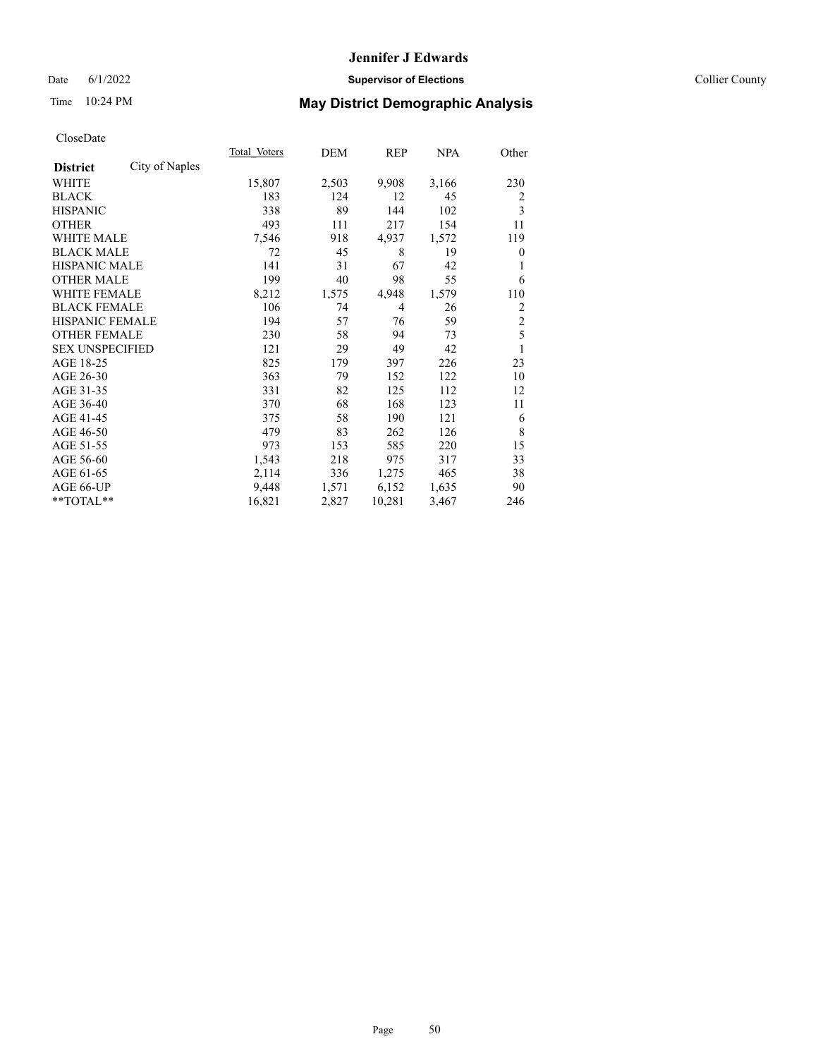# Jennifer J Edwards

Date 6/1/2022 **Supervisor of Elections** Collier County

Time 10:24 PM **May District Demographic Analysis**

CloseDate

| **District** City of Naples | Total Voters | DEM | REP | NPA | Other |
|---|---|---|---|---|---|
| WHITE | 15,807 | 2,503 | 9,908 | 3,166 | 230 |
| BLACK | 183 | 124 | 12 | 45 | 2 |
| HISPANIC | 338 | 89 | 144 | 102 | 3 |
| OTHER | 493 | 111 | 217 | 154 | 11 |
| WHITE MALE | 7,546 | 918 | 4,937 | 1,572 | 119 |
| BLACK MALE | 72 | 45 | 8 | 19 | 0 |
| HISPANIC MALE | 141 | 31 | 67 | 42 | 1 |
| OTHER MALE | 199 | 40 | 98 | 55 | 6 |
| WHITE FEMALE | 8,212 | 1,575 | 4,948 | 1,579 | 110 |
| BLACK FEMALE | 106 | 74 | 4 | 26 | 2 |
| HISPANIC FEMALE | 194 | 57 | 76 | 59 | 2 |
| OTHER FEMALE | 230 | 58 | 94 | 73 | 5 |
| SEX UNSPECIFIED | 121 | 29 | 49 | 42 | 1 |
| AGE 18-25 | 825 | 179 | 397 | 226 | 23 |
| AGE 26-30 | 363 | 79 | 152 | 122 | 10 |
| AGE 31-35 | 331 | 82 | 125 | 112 | 12 |
| AGE 36-40 | 370 | 68 | 168 | 123 | 11 |
| AGE 41-45 | 375 | 58 | 190 | 121 | 6 |
| AGE 46-50 | 479 | 83 | 262 | 126 | 8 |
| AGE 51-55 | 973 | 153 | 585 | 220 | 15 |
| AGE 56-60 | 1,543 | 218 | 975 | 317 | 33 |
| AGE 61-65 | 2,114 | 336 | 1,275 | 465 | 38 |
| AGE 66-UP | 9,448 | 1,571 | 6,152 | 1,635 | 90 |
| **TOTAL** | 16,821 | 2,827 | 10,281 | 3,467 | 246 |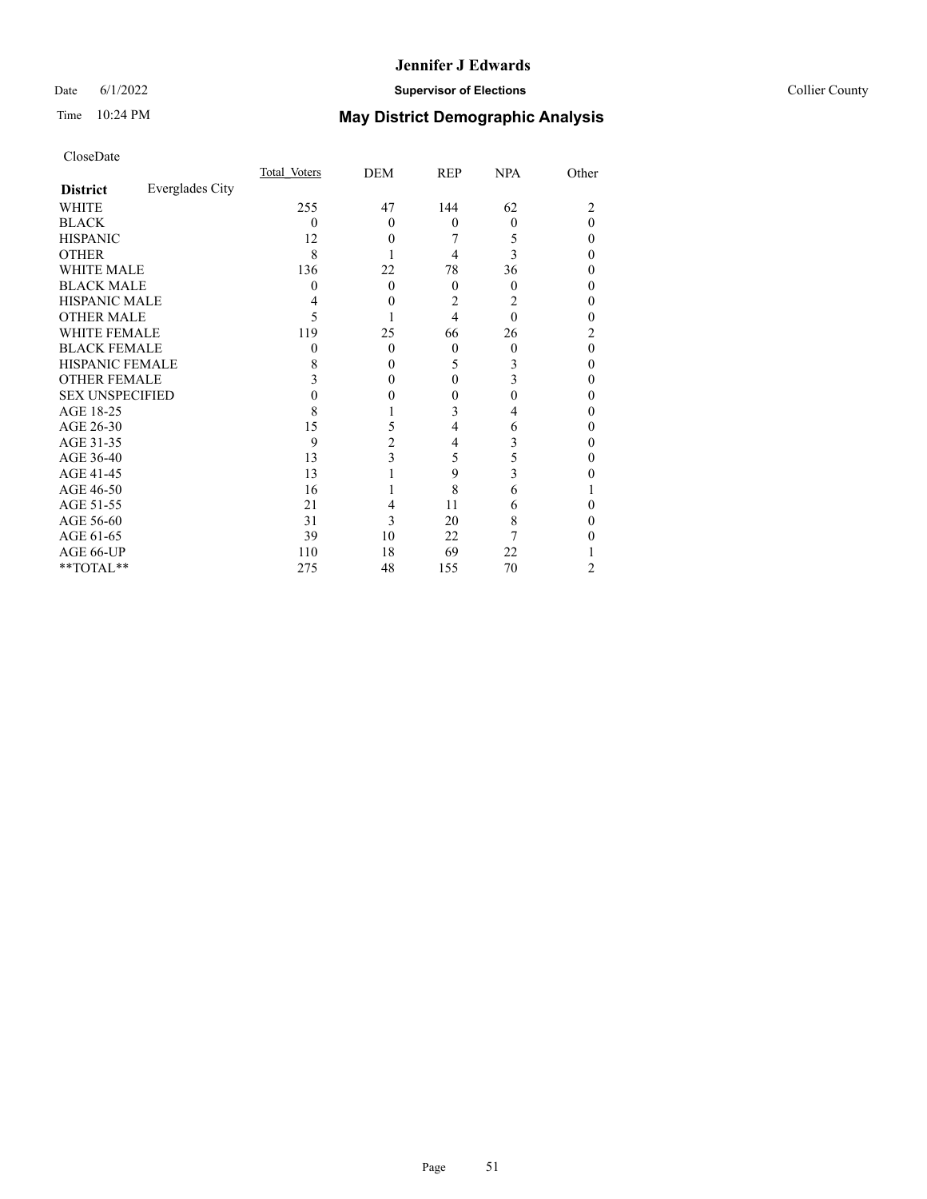# Jennifer J Edwards

Date 6/1/2022 **Supervisor of Elections** Collier County

Time 10:24 PM **May District Demographic Analysis**

CloseDate

| **District** Everglades City | Total Voters | DEM | REP | NPA | Other |
|---|---|---|---|---|---|
| WHITE | 255 | 47 | 144 | 62 | 2 |
| BLACK | 0 | 0 | 0 | 0 | 0 |
| HISPANIC | 12 | 0 | 7 | 5 | 0 |
| OTHER | 8 | 1 | 4 | 3 | 0 |
| WHITE MALE | 136 | 22 | 78 | 36 | 0 |
| BLACK MALE | 0 | 0 | 0 | 0 | 0 |
| HISPANIC MALE | 4 | 0 | 2 | 2 | 0 |
| OTHER MALE | 5 | 1 | 4 | 0 | 0 |
| WHITE FEMALE | 119 | 25 | 66 | 26 | 2 |
| BLACK FEMALE | 0 | 0 | 0 | 0 | 0 |
| HISPANIC FEMALE | 8 | 0 | 5 | 3 | 0 |
| OTHER FEMALE | 3 | 0 | 0 | 3 | 0 |
| SEX UNSPECIFIED | 0 | 0 | 0 | 0 | 0 |
| AGE 18-25 | 8 | 1 | 3 | 4 | 0 |
| AGE 26-30 | 15 | 5 | 4 | 6 | 0 |
| AGE 31-35 | 9 | 2 | 4 | 3 | 0 |
| AGE 36-40 | 13 | 3 | 5 | 5 | 0 |
| AGE 41-45 | 13 | 1 | 9 | 3 | 0 |
| AGE 46-50 | 16 | 1 | 8 | 6 | 1 |
| AGE 51-55 | 21 | 4 | 11 | 6 | 0 |
| AGE 56-60 | 31 | 3 | 20 | 8 | 0 |
| AGE 61-65 | 39 | 10 | 22 | 7 | 0 |
| AGE 66-UP | 110 | 18 | 69 | 22 | 1 |
| **TOTAL** | 275 | 48 | 155 | 70 | 2 |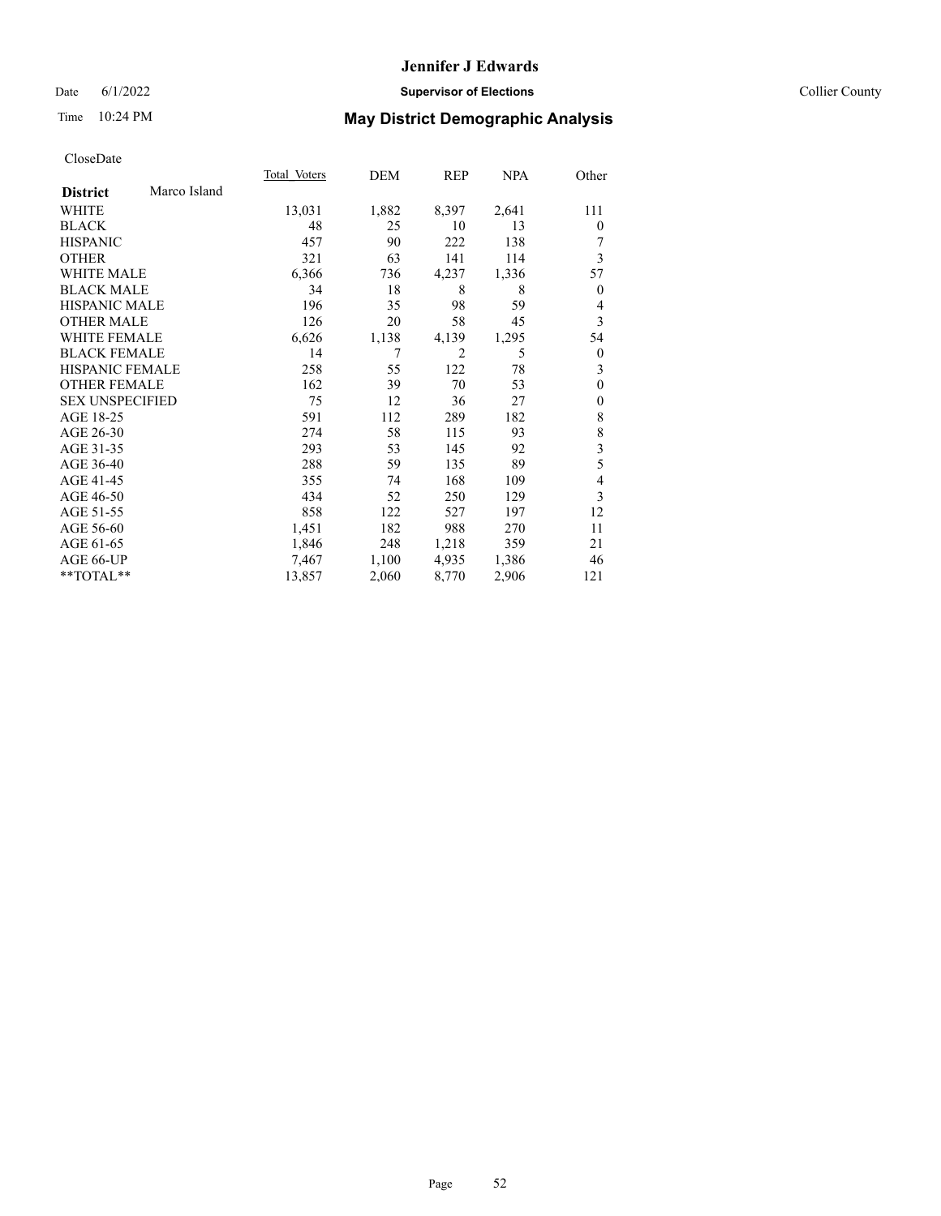# Jennifer J Edwards

Date 6/1/2022 **Supervisor of Elections** Collier County

Time 10:24 PM **May District Demographic Analysis**

CloseDate

| **District** Marco Island | Total Voters | DEM | REP | NPA | Other |
|---|---|---|---|---|---|
| WHITE | 13,031 | 1,882 | 8,397 | 2,641 | 111 |
| BLACK | 48 | 25 | 10 | 13 | 0 |
| HISPANIC | 457 | 90 | 222 | 138 | 7 |
| OTHER | 321 | 63 | 141 | 114 | 3 |
| WHITE MALE | 6,366 | 736 | 4,237 | 1,336 | 57 |
| BLACK MALE | 34 | 18 | 8 | 8 | 0 |
| HISPANIC MALE | 196 | 35 | 98 | 59 | 4 |
| OTHER MALE | 126 | 20 | 58 | 45 | 3 |
| WHITE FEMALE | 6,626 | 1,138 | 4,139 | 1,295 | 54 |
| BLACK FEMALE | 14 | 7 | 2 | 5 | 0 |
| HISPANIC FEMALE | 258 | 55 | 122 | 78 | 3 |
| OTHER FEMALE | 162 | 39 | 70 | 53 | 0 |
| SEX UNSPECIFIED | 75 | 12 | 36 | 27 | 0 |
| AGE 18-25 | 591 | 112 | 289 | 182 | 8 |
| AGE 26-30 | 274 | 58 | 115 | 93 | 8 |
| AGE 31-35 | 293 | 53 | 145 | 92 | 3 |
| AGE 36-40 | 288 | 59 | 135 | 89 | 5 |
| AGE 41-45 | 355 | 74 | 168 | 109 | 4 |
| AGE 46-50 | 434 | 52 | 250 | 129 | 3 |
| AGE 51-55 | 858 | 122 | 527 | 197 | 12 |
| AGE 56-60 | 1,451 | 182 | 988 | 270 | 11 |
| AGE 61-65 | 1,846 | 248 | 1,218 | 359 | 21 |
| AGE 66-UP | 7,467 | 1,100 | 4,935 | 1,386 | 46 |
| **TOTAL** | 13,857 | 2,060 | 8,770 | 2,906 | 121 |